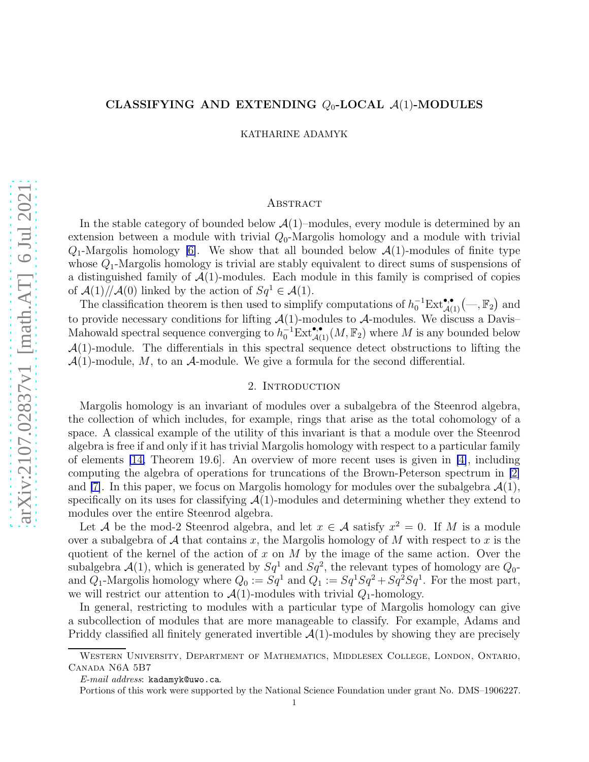# CLASSIFYING AND EXTENDING $Q_0$-LOCAL $\mathcal{A}(1)$-MODULES

KATHARINE ADAMYK

## Abstract

In the stable category of bounded below $\mathcal{A}(1)$–modules, every module is determined by an extension between a module with trivial $Q_0$-Margolis homology and a module with trivial $Q_1$-Margolis homology [6]. We show that all bounded below $\mathcal{A}(1)$-modules of finite type whose $Q_1$-Margolis homology is trivial are stably equivalent to direct sums of suspensions of a distinguished family of $\mathcal{A}(1)$-modules. Each module in this family is comprised of copies of $\mathcal{A}(1)/\!/\mathcal{A}(0)$ linked by the action of $Sq^1 \in \mathcal{A}(1)$.

The classification theorem is then used to simplify computations of $h_0^{-1}\mathrm{Ext}^{\bullet,\bullet}_{\mathcal{A}(1)}(-, \mathbb{F}_2)$ and to provide necessary conditions for lifting $\mathcal{A}(1)$-modules to $\mathcal{A}$-modules. We discuss a Davis–Mahowald spectral sequence converging to $h_0^{-1}\mathrm{Ext}^{\bullet,\bullet}_{\mathcal{A}(1)}(M, \mathbb{F}_2)$ where $M$ is any bounded below $\mathcal{A}(1)$-module. The differentials in this spectral sequence detect obstructions to lifting the $\mathcal{A}(1)$-module, $M$, to an $\mathcal{A}$-module. We give a formula for the second differential.

## 2. Introduction

Margolis homology is an invariant of modules over a subalgebra of the Steenrod algebra, the collection of which includes, for example, rings that arise as the total cohomology of a space. A classical example of the utility of this invariant is that a module over the Steenrod algebra is free if and only if it has trivial Margolis homology with respect to a particular family of elements [14, Theorem 19.6]. An overview of more recent uses is given in [4], including computing the algebra of operations for truncations of the Brown-Peterson spectrum in [2] and [7]. In this paper, we focus on Margolis homology for modules over the subalgebra $\mathcal{A}(1)$, specifically on its uses for classifying $\mathcal{A}(1)$-modules and determining whether they extend to modules over the entire Steenrod algebra.

Let $\mathcal{A}$ be the mod-2 Steenrod algebra, and let $x \in \mathcal{A}$ satisfy $x^2 = 0$. If $M$ is a module over a subalgebra of $\mathcal{A}$ that contains $x$, the Margolis homology of $M$ with respect to $x$ is the quotient of the kernel of the action of $x$ on $M$ by the image of the same action. Over the subalgebra $\mathcal{A}(1)$, which is generated by $Sq^1$ and $Sq^2$, the relevant types of homology are $Q_0$- and $Q_1$-Margolis homology where $Q_0 := Sq^1$ and $Q_1 := Sq^1Sq^2 + Sq^2Sq^1$. For the most part, we will restrict our attention to $\mathcal{A}(1)$-modules with trivial $Q_1$-homology.

In general, restricting to modules with a particular type of Margolis homology can give a subcollection of modules that are more manageable to classify. For example, Adams and Priddy classified all finitely generated invertible $\mathcal{A}(1)$-modules by showing they are precisely

Western University, Department of Mathematics, Middlesex College, London, Ontario, Canada N6A 5B7

*E-mail address*: kadamyk@uwo.ca.

Portions of this work were supported by the National Science Foundation under grant No. DMS–1906227.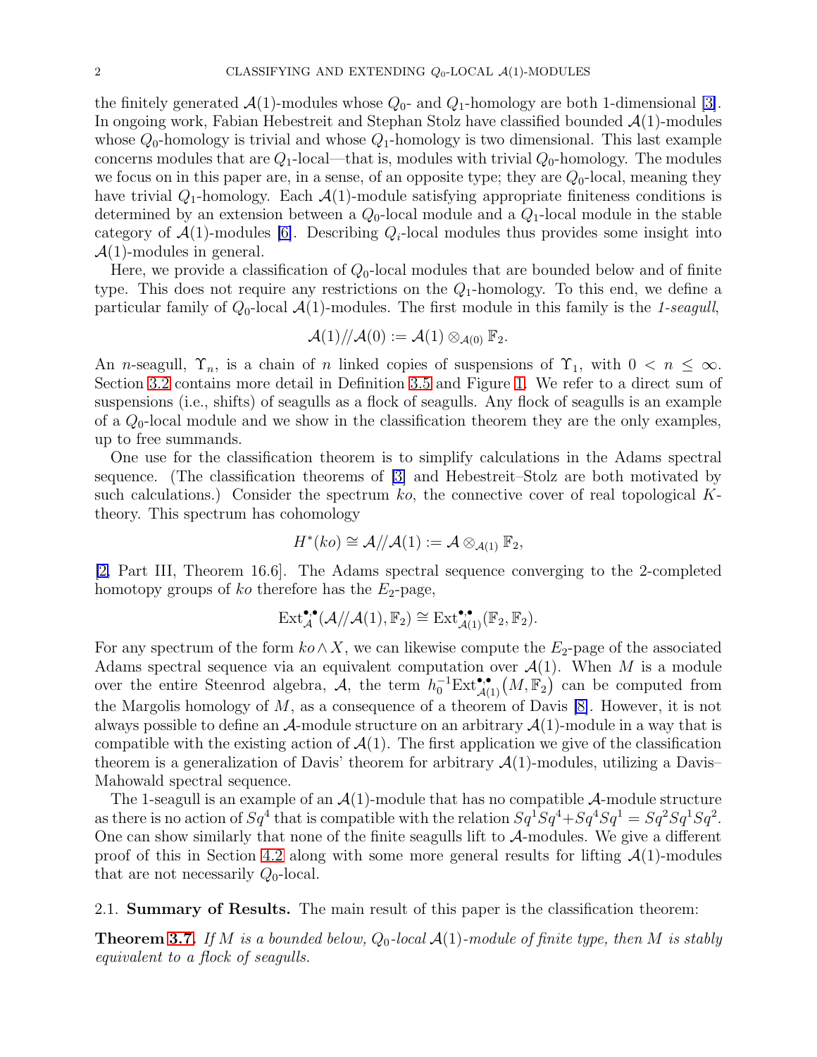the finitely generated $\mathcal{A}(1)$-modules whose $Q_0$- and $Q_1$-homology are both 1-dimensional [3]. In ongoing work, Fabian Hebestreit and Stephan Stolz have classified bounded $\mathcal{A}(1)$-modules whose $Q_0$-homology is trivial and whose $Q_1$-homology is two dimensional. This last example concerns modules that are $Q_1$-local—that is, modules with trivial $Q_0$-homology. The modules we focus on in this paper are, in a sense, of an opposite type; they are $Q_0$-local, meaning they have trivial $Q_1$-homology. Each $\mathcal{A}(1)$-module satisfying appropriate finiteness conditions is determined by an extension between a $Q_0$-local module and a $Q_1$-local module in the stable category of $\mathcal{A}(1)$-modules [6]. Describing $Q_i$-local modules thus provides some insight into $\mathcal{A}(1)$-modules in general.

Here, we provide a classification of $Q_0$-local modules that are bounded below and of finite type. This does not require any restrictions on the $Q_1$-homology. To this end, we define a particular family of $Q_0$-local $\mathcal{A}(1)$-modules. The first module in this family is the *1-seagull*,

$$\mathcal{A}(1)/\!/\mathcal{A}(0) := \mathcal{A}(1) \otimes_{\mathcal{A}(0)} \mathbb{F}_2.$$

An $n$-seagull, $\Upsilon_n$, is a chain of $n$ linked copies of suspensions of $\Upsilon_1$, with $0 < n \leq \infty$. Section 3.2 contains more detail in Definition 3.5 and Figure 1. We refer to a direct sum of suspensions (i.e., shifts) of seagulls as a flock of seagulls. Any flock of seagulls is an example of a $Q_0$-local module and we show in the classification theorem they are the only examples, up to free summands.

One use for the classification theorem is to simplify calculations in the Adams spectral sequence. (The classification theorems of [3] and Hebestreit–Stolz are both motivated by such calculations.) Consider the spectrum $ko$, the connective cover of real topological $K$-theory. This spectrum has cohomology

$$H^*(ko) \cong \mathcal{A}/\!/\mathcal{A}(1) := \mathcal{A} \otimes_{\mathcal{A}(1)} \mathbb{F}_2,$$

[2, Part III, Theorem 16.6]. The Adams spectral sequence converging to the 2-completed homotopy groups of $ko$ therefore has the $E_2$-page,

$$\mathrm{Ext}_{\mathcal{A}}^{\bullet,\bullet}(\mathcal{A}/\!/\mathcal{A}(1), \mathbb{F}_2) \cong \mathrm{Ext}_{\mathcal{A}(1)}^{\bullet,\bullet}(\mathbb{F}_2, \mathbb{F}_2).$$

For any spectrum of the form $ko \wedge X$, we can likewise compute the $E_2$-page of the associated Adams spectral sequence via an equivalent computation over $\mathcal{A}(1)$. When $M$ is a module over the entire Steenrod algebra, $\mathcal{A}$, the term $h_0^{-1}\mathrm{Ext}_{\mathcal{A}(1)}^{\bullet,\bullet}(M, \mathbb{F}_2)$ can be computed from the Margolis homology of $M$, as a consequence of a theorem of Davis [8]. However, it is not always possible to define an $\mathcal{A}$-module structure on an arbitrary $\mathcal{A}(1)$-module in a way that is compatible with the existing action of $\mathcal{A}(1)$. The first application we give of the classification theorem is a generalization of Davis' theorem for arbitrary $\mathcal{A}(1)$-modules, utilizing a Davis–Mahowald spectral sequence.

The 1-seagull is an example of an $\mathcal{A}(1)$-module that has no compatible $\mathcal{A}$-module structure as there is no action of $Sq^4$ that is compatible with the relation $Sq^1Sq^4 + Sq^4Sq^1 = Sq^2Sq^1Sq^2$. One can show similarly that none of the finite seagulls lift to $\mathcal{A}$-modules. We give a different proof of this in Section 4.2 along with some more general results for lifting $\mathcal{A}(1)$-modules that are not necessarily $Q_0$-local.

2.1. **Summary of Results.** The main result of this paper is the classification theorem:

**Theorem 3.7.** *If $M$ is a bounded below, $Q_0$-local $\mathcal{A}(1)$-module of finite type, then $M$ is stably equivalent to a flock of seagulls.*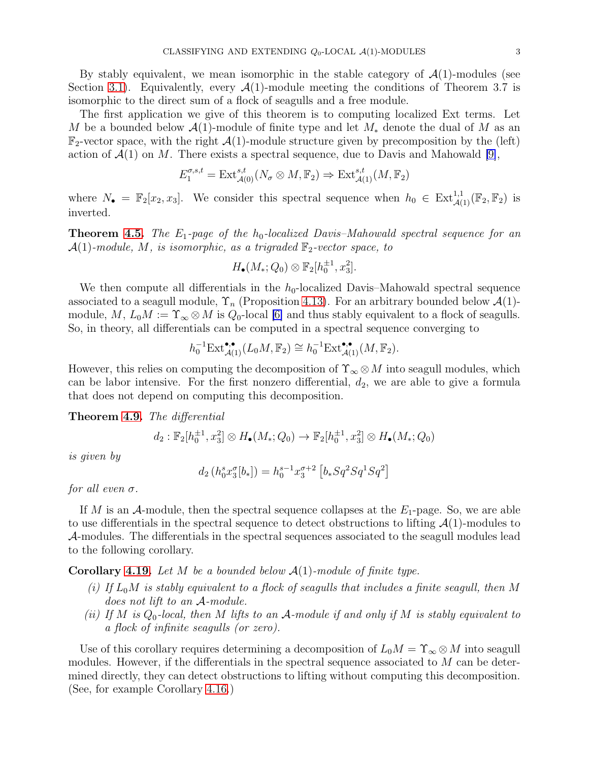By stably equivalent, we mean isomorphic in the stable category of $\mathcal{A}(1)$-modules (see Section 3.1). Equivalently, every $\mathcal{A}(1)$-module meeting the conditions of Theorem 3.7 is isomorphic to the direct sum of a flock of seagulls and a free module.

The first application we give of this theorem is to computing localized Ext terms. Let $M$ be a bounded below $\mathcal{A}(1)$-module of finite type and let $M_*$ denote the dual of $M$ as an $\mathbb{F}_2$-vector space, with the right $\mathcal{A}(1)$-module structure given by precomposition by the (left) action of $\mathcal{A}(1)$ on $M$. There exists a spectral sequence, due to Davis and Mahowald [9],

$$E_1^{\sigma,s,t} = \mathrm{Ext}^{s,t}_{\mathcal{A}(0)}(N_\sigma \otimes M, \mathbb{F}_2) \Rightarrow \mathrm{Ext}^{s,t}_{\mathcal{A}(1)}(M, \mathbb{F}_2)$$

where $N_\bullet = \mathbb{F}_2[x_2, x_3]$. We consider this spectral sequence when $h_0 \in \mathrm{Ext}^{1,1}_{\mathcal{A}(1)}(\mathbb{F}_2, \mathbb{F}_2)$ is inverted.

**Theorem 4.5.** *The $E_1$-page of the $h_0$-localized Davis–Mahowald spectral sequence for an $\mathcal{A}(1)$-module, $M$, is isomorphic, as a trigraded $\mathbb{F}_2$-vector space, to*

$$H_\bullet(M_*; Q_0) \otimes \mathbb{F}_2[h_0^{\pm 1}, x_3^2].$$

We then compute all differentials in the $h_0$-localized Davis–Mahowald spectral sequence associated to a seagull module, $\Upsilon_n$ (Proposition 4.13). For an arbitrary bounded below $\mathcal{A}(1)$-module, $M$, $L_0 M := \Upsilon_\infty \otimes M$ is $Q_0$-local [6] and thus stably equivalent to a flock of seagulls. So, in theory, all differentials can be computed in a spectral sequence converging to

$$h_0^{-1}\mathrm{Ext}^{\bullet,\bullet}_{\mathcal{A}(1)}(L_0 M, \mathbb{F}_2) \cong h_0^{-1}\mathrm{Ext}^{\bullet,\bullet}_{\mathcal{A}(1)}(M, \mathbb{F}_2).$$

However, this relies on computing the decomposition of $\Upsilon_\infty \otimes M$ into seagull modules, which can be labor intensive. For the first nonzero differential, $d_2$, we are able to give a formula that does not depend on computing this decomposition.

**Theorem 4.9.** *The differential*

$$d_2 : \mathbb{F}_2[h_0^{\pm 1}, x_3^2] \otimes H_\bullet(M_*; Q_0) \to \mathbb{F}_2[h_0^{\pm 1}, x_3^2] \otimes H_\bullet(M_*; Q_0)$$

*is given by*

$$d_2\left(h_0^s x_3^\sigma [b_*]\right) = h_0^{s-1} x_3^{\sigma+2}\left[b_* Sq^2 Sq^1 Sq^2\right]$$

*for all even $\sigma$.*

If $M$ is an $\mathcal{A}$-module, then the spectral sequence collapses at the $E_1$-page. So, we are able to use differentials in the spectral sequence to detect obstructions to lifting $\mathcal{A}(1)$-modules to $\mathcal{A}$-modules. The differentials in the spectral sequences associated to the seagull modules lead to the following corollary.

**Corollary 4.19.** *Let $M$ be a bounded below $\mathcal{A}(1)$-module of finite type.*

*(i) If $L_0 M$ is stably equivalent to a flock of seagulls that includes a finite seagull, then $M$ does not lift to an $\mathcal{A}$-module.*

*(ii) If $M$ is $Q_0$-local, then $M$ lifts to an $\mathcal{A}$-module if and only if $M$ is stably equivalent to a flock of infinite seagulls (or zero).*

Use of this corollary requires determining a decomposition of $L_0 M = \Upsilon_\infty \otimes M$ into seagull modules. However, if the differentials in the spectral sequence associated to $M$ can be determined directly, they can detect obstructions to lifting without computing this decomposition. (See, for example Corollary 4.16.)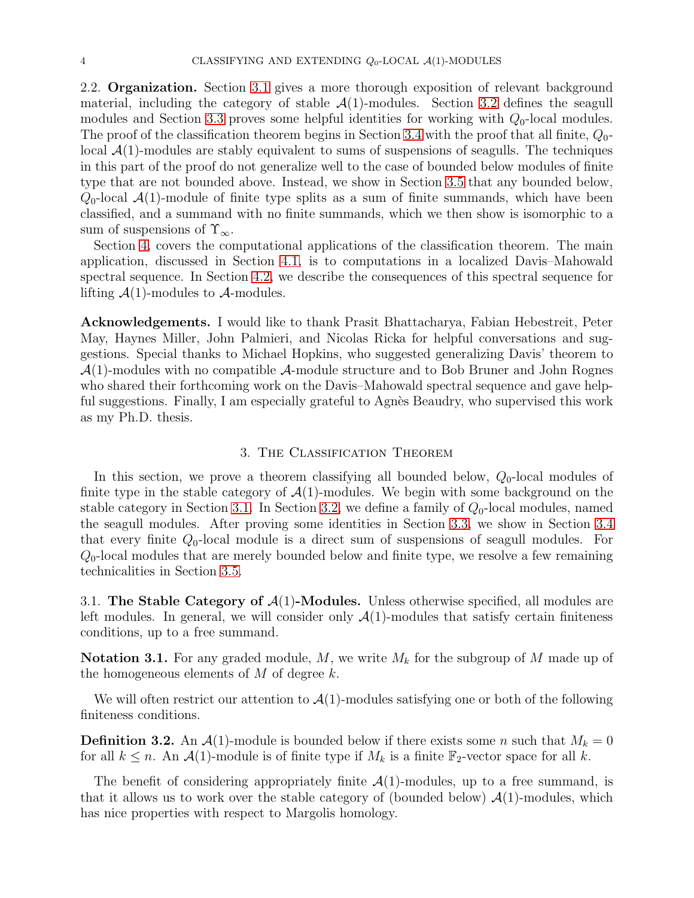2.2. **Organization.** Section 3.1 gives a more thorough exposition of relevant background material, including the category of stable $\mathcal{A}(1)$-modules. Section 3.2 defines the seagull modules and Section 3.3 proves some helpful identities for working with $Q_0$-local modules. The proof of the classification theorem begins in Section 3.4 with the proof that all finite, $Q_0$-local $\mathcal{A}(1)$-modules are stably equivalent to sums of suspensions of seagulls. The techniques in this part of the proof do not generalize well to the case of bounded below modules of finite type that are not bounded above. Instead, we show in Section 3.5 that any bounded below, $Q_0$-local $\mathcal{A}(1)$-module of finite type splits as a sum of finite summands, which have been classified, and a summand with no finite summands, which we then show is isomorphic to a sum of suspensions of $\Upsilon_\infty$.

Section 4, covers the computational applications of the classification theorem. The main application, discussed in Section 4.1, is to computations in a localized Davis–Mahowald spectral sequence. In Section 4.2, we describe the consequences of this spectral sequence for lifting $\mathcal{A}(1)$-modules to $\mathcal{A}$-modules.

**Acknowledgements.** I would like to thank Prasit Bhattacharya, Fabian Hebestreit, Peter May, Haynes Miller, John Palmieri, and Nicolas Ricka for helpful conversations and suggestions. Special thanks to Michael Hopkins, who suggested generalizing Davis' theorem to $\mathcal{A}(1)$-modules with no compatible $\mathcal{A}$-module structure and to Bob Bruner and John Rognes who shared their forthcoming work on the Davis–Mahowald spectral sequence and gave helpful suggestions. Finally, I am especially grateful to Agnès Beaudry, who supervised this work as my Ph.D. thesis.

## 3. The Classification Theorem

In this section, we prove a theorem classifying all bounded below, $Q_0$-local modules of finite type in the stable category of $\mathcal{A}(1)$-modules. We begin with some background on the stable category in Section 3.1. In Section 3.2, we define a family of $Q_0$-local modules, named the seagull modules. After proving some identities in Section 3.3, we show in Section 3.4 that every finite $Q_0$-local module is a direct sum of suspensions of seagull modules. For $Q_0$-local modules that are merely bounded below and finite type, we resolve a few remaining technicalities in Section 3.5.

3.1. **The Stable Category of $\mathcal{A}(1)$-Modules.** Unless otherwise specified, all modules are left modules. In general, we will consider only $\mathcal{A}(1)$-modules that satisfy certain finiteness conditions, up to a free summand.

**Notation 3.1.** For any graded module, $M$, we write $M_k$ for the subgroup of $M$ made up of the homogeneous elements of $M$ of degree $k$.

We will often restrict our attention to $\mathcal{A}(1)$-modules satisfying one or both of the following finiteness conditions.

**Definition 3.2.** An $\mathcal{A}(1)$-module is bounded below if there exists some $n$ such that $M_k = 0$ for all $k \leq n$. An $\mathcal{A}(1)$-module is of finite type if $M_k$ is a finite $\mathbb{F}_2$-vector space for all $k$.

The benefit of considering appropriately finite $\mathcal{A}(1)$-modules, up to a free summand, is that it allows us to work over the stable category of (bounded below) $\mathcal{A}(1)$-modules, which has nice properties with respect to Margolis homology.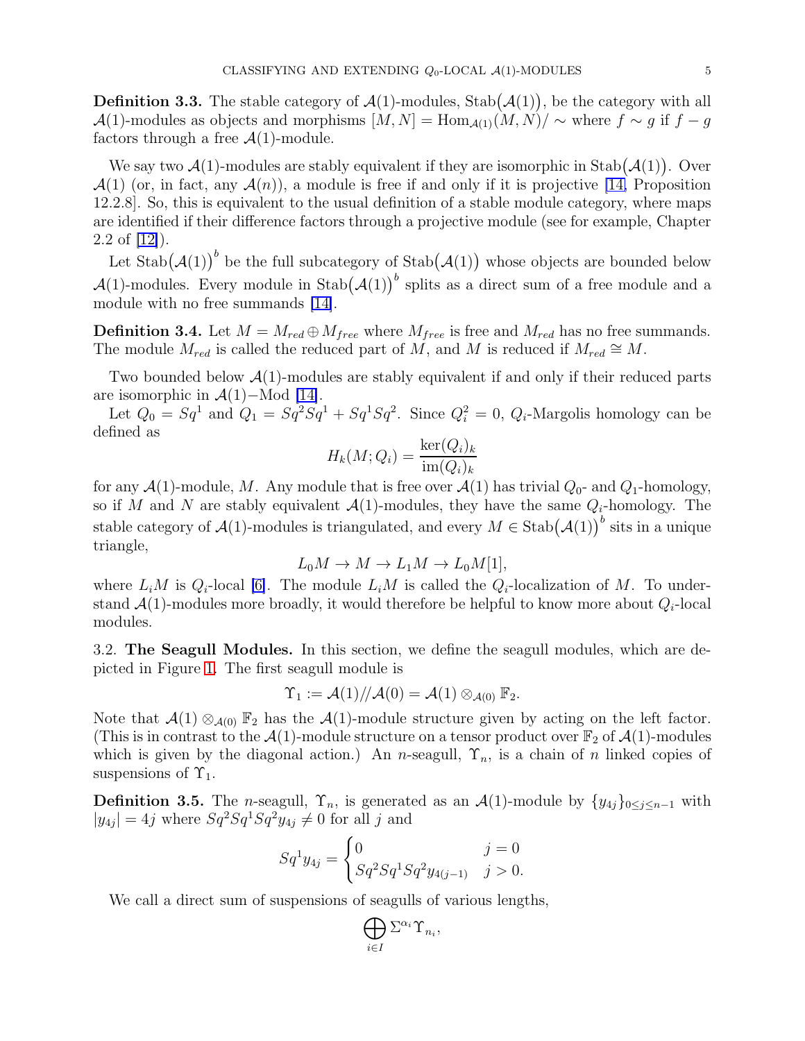**Definition 3.3.** The stable category of $\mathcal{A}(1)$-modules, $\mathrm{Stab}(\mathcal{A}(1))$, be the category with all $\mathcal{A}(1)$-modules as objects and morphisms $[M,N] = \mathrm{Hom}_{\mathcal{A}(1)}(M,N)/\sim$ where $f \sim g$ if $f - g$ factors through a free $\mathcal{A}(1)$-module.

We say two $\mathcal{A}(1)$-modules are stably equivalent if they are isomorphic in $\mathrm{Stab}(\mathcal{A}(1))$. Over $\mathcal{A}(1)$ (or, in fact, any $\mathcal{A}(n)$), a module is free if and only if it is projective [14, Proposition 12.2.8]. So, this is equivalent to the usual definition of a stable module category, where maps are identified if their difference factors through a projective module (see for example, Chapter 2.2 of [12]).

Let $\mathrm{Stab}(\mathcal{A}(1))^b$ be the full subcategory of $\mathrm{Stab}(\mathcal{A}(1))$ whose objects are bounded below $\mathcal{A}(1)$-modules. Every module in $\mathrm{Stab}(\mathcal{A}(1))^b$ splits as a direct sum of a free module and a module with no free summands [14].

**Definition 3.4.** Let $M = M_{red} \oplus M_{free}$ where $M_{free}$ is free and $M_{red}$ has no free summands. The module $M_{red}$ is called the reduced part of $M$, and $M$ is reduced if $M_{red} \cong M$.

Two bounded below $\mathcal{A}(1)$-modules are stably equivalent if and only if their reduced parts are isomorphic in $\mathcal{A}(1)-\mathrm{Mod}$ [14].

Let $Q_0 = Sq^1$ and $Q_1 = Sq^2Sq^1 + Sq^1Sq^2$. Since $Q_i^2 = 0$, $Q_i$-Margolis homology can be defined as

$$H_k(M; Q_i) = \frac{\ker(Q_i)_k}{\mathrm{im}(Q_i)_k}$$

for any $\mathcal{A}(1)$-module, $M$. Any module that is free over $\mathcal{A}(1)$ has trivial $Q_0$- and $Q_1$-homology, so if $M$ and $N$ are stably equivalent $\mathcal{A}(1)$-modules, they have the same $Q_i$-homology. The stable category of $\mathcal{A}(1)$-modules is triangulated, and every $M \in \mathrm{Stab}(\mathcal{A}(1))^b$ sits in a unique triangle,

$$L_0M \to M \to L_1M \to L_0M[1],$$

where $L_iM$ is $Q_i$-local [6]. The module $L_iM$ is called the $Q_i$-localization of $M$. To understand $\mathcal{A}(1)$-modules more broadly, it would therefore be helpful to know more about $Q_i$-local modules.

3.2. **The Seagull Modules.** In this section, we define the seagull modules, which are depicted in Figure 1. The first seagull module is

$$\Upsilon_1 := \mathcal{A}(1)/\!/\mathcal{A}(0) = \mathcal{A}(1) \otimes_{\mathcal{A}(0)} \mathbb{F}_2.$$

Note that $\mathcal{A}(1) \otimes_{\mathcal{A}(0)} \mathbb{F}_2$ has the $\mathcal{A}(1)$-module structure given by acting on the left factor. (This is in contrast to the $\mathcal{A}(1)$-module structure on a tensor product over $\mathbb{F}_2$ of $\mathcal{A}(1)$-modules which is given by the diagonal action.) An $n$-seagull, $\Upsilon_n$, is a chain of $n$ linked copies of suspensions of $\Upsilon_1$.

**Definition 3.5.** The $n$-seagull, $\Upsilon_n$, is generated as an $\mathcal{A}(1)$-module by $\{y_{4j}\}_{0 \le j \le n-1}$ with $|y_{4j}| = 4j$ where $Sq^2Sq^1Sq^2y_{4j} \neq 0$ for all $j$ and

$$Sq^1 y_{4j} = \begin{cases} 0 & j = 0 \\ Sq^2Sq^1Sq^2y_{4(j-1)} & j > 0. \end{cases}$$

We call a direct sum of suspensions of seagulls of various lengths,

$$\bigoplus_{i \in I} \Sigma^{\alpha_i} \Upsilon_{n_i},$$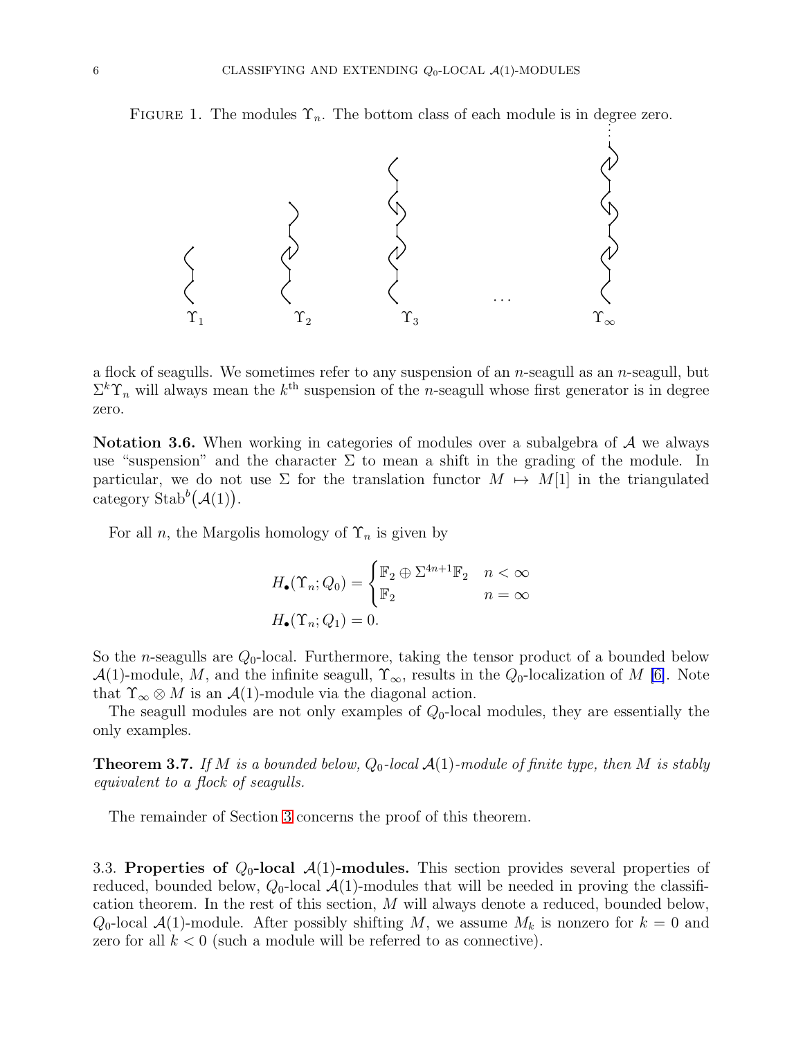FIGURE 1. The modules $\Upsilon_n$. The bottom class of each module is in degree zero.

$\Upsilon_1$ $\Upsilon_2$ $\Upsilon_3$ $\dots$ $\Upsilon_\infty$

a flock of seagulls. We sometimes refer to any suspension of an $n$-seagull as an $n$-seagull, but $\Sigma^k \Upsilon_n$ will always mean the $k^{\text{th}}$ suspension of the $n$-seagull whose first generator is in degree zero.

**Notation 3.6.** When working in categories of modules over a subalgebra of $\mathcal{A}$ we always use "suspension" and the character $\Sigma$ to mean a shift in the grading of the module. In particular, we do not use $\Sigma$ for the translation functor $M \mapsto M[1]$ in the triangulated category $\mathrm{Stab}^b(\mathcal{A}(1))$.

For all $n$, the Margolis homology of $\Upsilon_n$ is given by

$$H_\bullet(\Upsilon_n; Q_0) = \begin{cases} \mathbb{F}_2 \oplus \Sigma^{4n+1}\mathbb{F}_2 & n < \infty \\ \mathbb{F}_2 & n = \infty \end{cases}$$

$$H_\bullet(\Upsilon_n; Q_1) = 0.$$

So the $n$-seagulls are $Q_0$-local. Furthermore, taking the tensor product of a bounded below $\mathcal{A}(1)$-module, $M$, and the infinite seagull, $\Upsilon_\infty$, results in the $Q_0$-localization of $M$ [6]. Note that $\Upsilon_\infty \otimes M$ is an $\mathcal{A}(1)$-module via the diagonal action.

The seagull modules are not only examples of $Q_0$-local modules, they are essentially the only examples.

**Theorem 3.7.** *If $M$ is a bounded below, $Q_0$-local $\mathcal{A}(1)$-module of finite type, then $M$ is stably equivalent to a flock of seagulls.*

The remainder of Section 3 concerns the proof of this theorem.

### 3.3. Properties of $Q_0$-local $\mathcal{A}(1)$-modules.

This section provides several properties of reduced, bounded below, $Q_0$-local $\mathcal{A}(1)$-modules that will be needed in proving the classification theorem. In the rest of this section, $M$ will always denote a reduced, bounded below, $Q_0$-local $\mathcal{A}(1)$-module. After possibly shifting $M$, we assume $M_k$ is nonzero for $k = 0$ and zero for all $k < 0$ (such a module will be referred to as connective).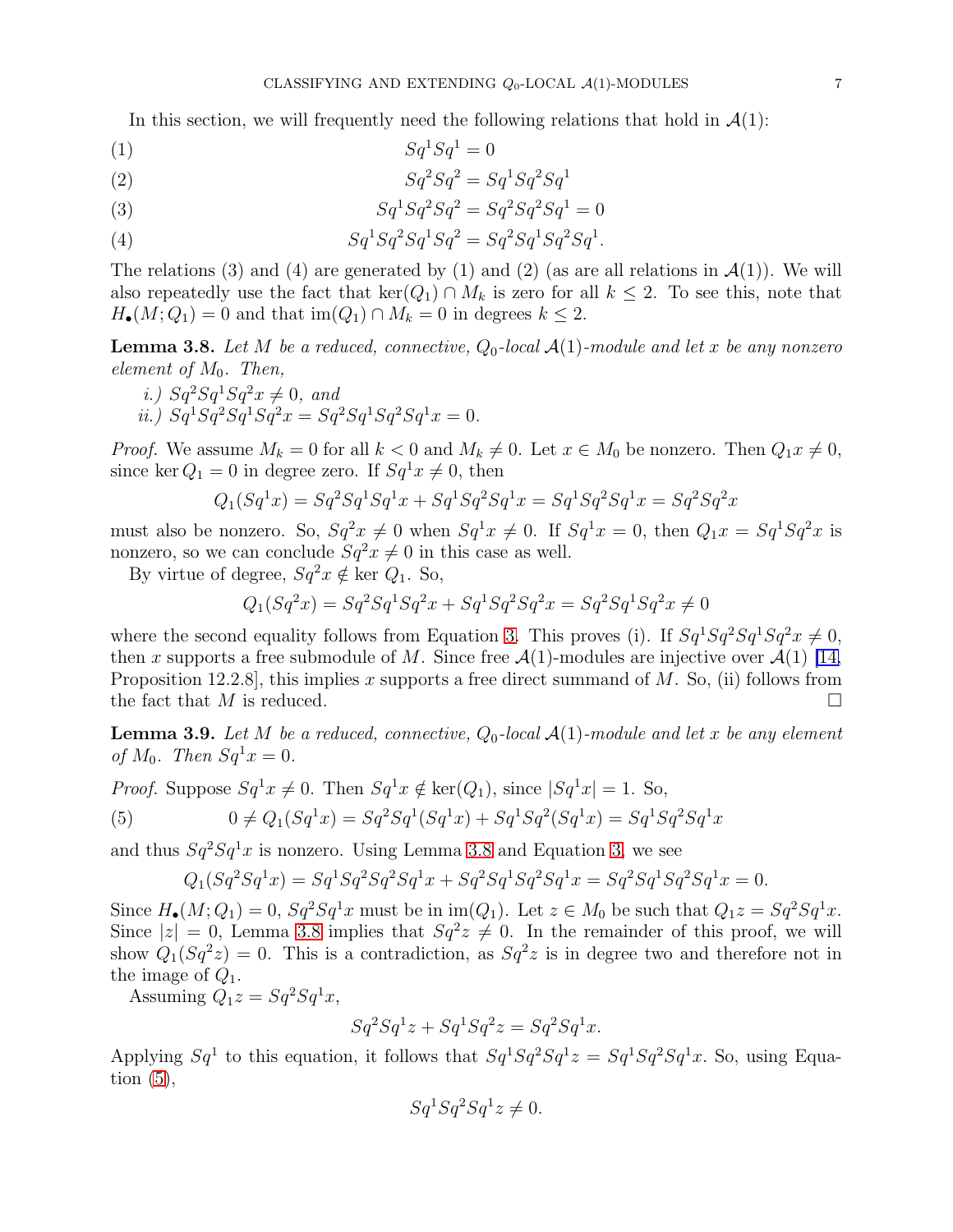In this section, we will frequently need the following relations that hold in $\mathcal{A}(1)$:

$$Sq^1Sq^1 = 0 \tag{1}$$

$$Sq^2Sq^2 = Sq^1Sq^2Sq^1 \tag{2}$$

$$Sq^1Sq^2Sq^2 = Sq^2Sq^2Sq^1 = 0 \tag{3}$$

$$Sq^1Sq^2Sq^1Sq^2 = Sq^2Sq^1Sq^2Sq^1. \tag{4}$$

The relations (3) and (4) are generated by (1) and (2) (as are all relations in $\mathcal{A}(1)$). We will also repeatedly use the fact that $\ker(Q_1) \cap M_k$ is zero for all $k \leq 2$. To see this, note that $H_\bullet(M; Q_1) = 0$ and that $\mathrm{im}(Q_1) \cap M_k = 0$ in degrees $k \leq 2$.

**Lemma 3.8.** *Let $M$ be a reduced, connective, $Q_0$-local $\mathcal{A}(1)$-module and let $x$ be any nonzero element of $M_0$. Then,*

*i.) $Sq^2Sq^1Sq^2x \neq 0$, and*
*ii.) $Sq^1Sq^2Sq^1Sq^2x = Sq^2Sq^1Sq^2Sq^1x = 0$.*

*Proof.* We assume $M_k = 0$ for all $k < 0$ and $M_k \neq 0$. Let $x \in M_0$ be nonzero. Then $Q_1x \neq 0$, since $\ker Q_1 = 0$ in degree zero. If $Sq^1x \neq 0$, then

$$Q_1(Sq^1x) = Sq^2Sq^1Sq^1x + Sq^1Sq^2Sq^1x = Sq^1Sq^2Sq^1x = Sq^2Sq^2x$$

must also be nonzero. So, $Sq^2x \neq 0$ when $Sq^1x \neq 0$. If $Sq^1x = 0$, then $Q_1x = Sq^1Sq^2x$ is nonzero, so we can conclude $Sq^2x \neq 0$ in this case as well.

By virtue of degree, $Sq^2x \notin \ker Q_1$. So,

$$Q_1(Sq^2x) = Sq^2Sq^1Sq^2x + Sq^1Sq^2Sq^2x = Sq^2Sq^1Sq^2x \neq 0$$

where the second equality follows from Equation 3. This proves (i). If $Sq^1Sq^2Sq^1Sq^2x \neq 0$, then $x$ supports a free submodule of $M$. Since free $\mathcal{A}(1)$-modules are injective over $\mathcal{A}(1)$ [14, Proposition 12.2.8], this implies $x$ supports a free direct summand of $M$. So, (ii) follows from the fact that $M$ is reduced. $\square$

**Lemma 3.9.** *Let $M$ be a reduced, connective, $Q_0$-local $\mathcal{A}(1)$-module and let $x$ be any element of $M_0$. Then $Sq^1x = 0$.*

*Proof.* Suppose $Sq^1x \neq 0$. Then $Sq^1x \notin \ker(Q_1)$, since $|Sq^1x| = 1$. So,

$$0 \neq Q_1(Sq^1x) = Sq^2Sq^1(Sq^1x) + Sq^1Sq^2(Sq^1x) = Sq^1Sq^2Sq^1x \tag{5}$$

and thus $Sq^2Sq^1x$ is nonzero. Using Lemma 3.8 and Equation 3, we see

$$Q_1(Sq^2Sq^1x) = Sq^1Sq^2Sq^2Sq^1x + Sq^2Sq^1Sq^2Sq^1x = Sq^2Sq^1Sq^2Sq^1x = 0.$$

Since $H_\bullet(M; Q_1) = 0$, $Sq^2Sq^1x$ must be in $\mathrm{im}(Q_1)$. Let $z \in M_0$ be such that $Q_1z = Sq^2Sq^1x$. Since $|z| = 0$, Lemma 3.8 implies that $Sq^2z \neq 0$. In the remainder of this proof, we will show $Q_1(Sq^2z) = 0$. This is a contradiction, as $Sq^2z$ is in degree two and therefore not in the image of $Q_1$.

Assuming $Q_1z = Sq^2Sq^1x$,

$$Sq^2Sq^1z + Sq^1Sq^2z = Sq^2Sq^1x.$$

Applying $Sq^1$ to this equation, it follows that $Sq^1Sq^2Sq^1z = Sq^1Sq^2Sq^1x$. So, using Equation (5),

$$Sq^1Sq^2Sq^1z \neq 0.$$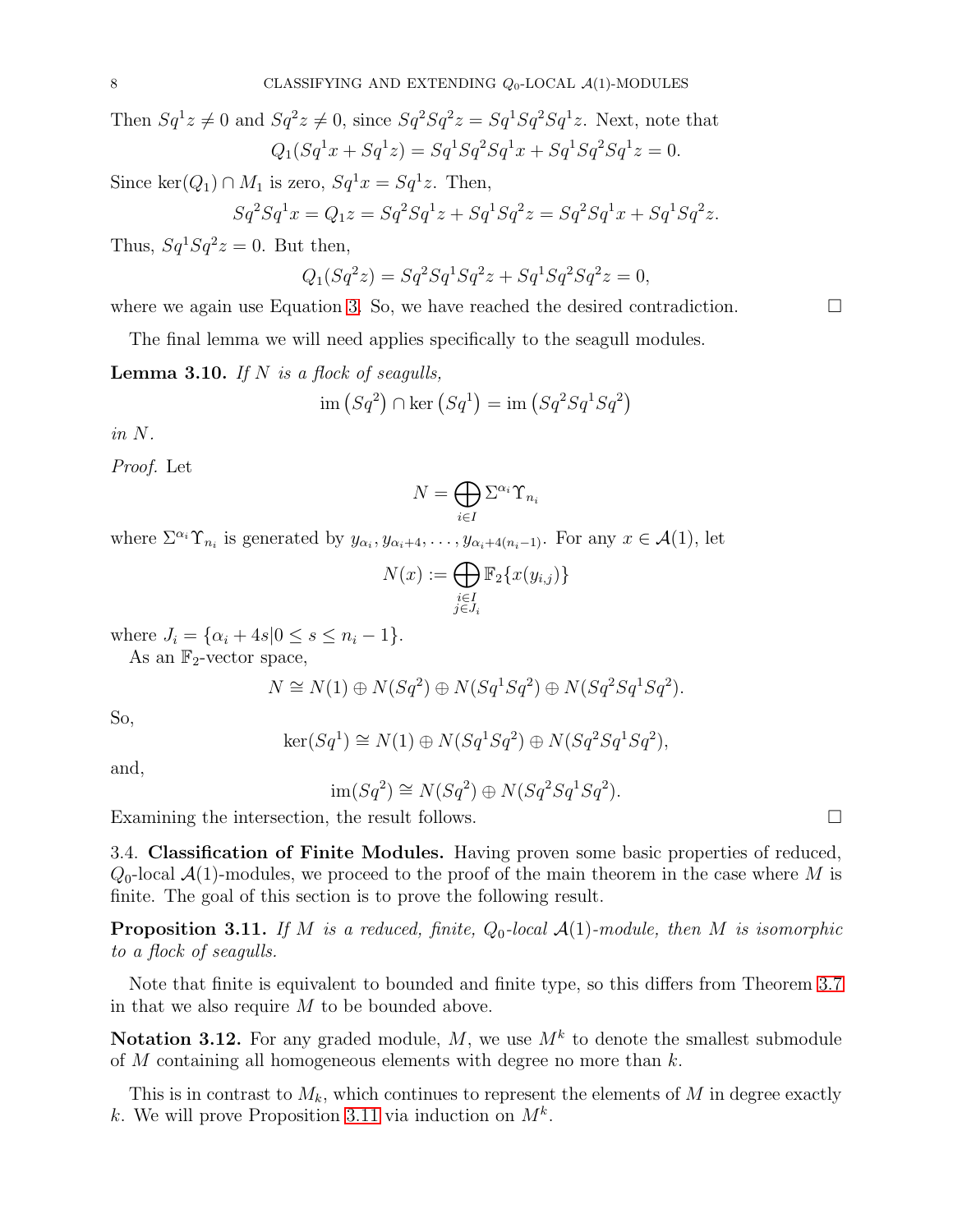Then $Sq^1 z \neq 0$ and $Sq^2 z \neq 0$, since $Sq^2 Sq^2 z = Sq^1 Sq^2 Sq^1 z$. Next, note that

$$Q_1(Sq^1 x + Sq^1 z) = Sq^1 Sq^2 Sq^1 x + Sq^1 Sq^2 Sq^1 z = 0.$$

Since $\ker(Q_1) \cap M_1$ is zero, $Sq^1 x = Sq^1 z$. Then,

$$Sq^2 Sq^1 x = Q_1 z = Sq^2 Sq^1 z + Sq^1 Sq^2 z = Sq^2 Sq^1 x + Sq^1 Sq^2 z.$$

Thus, $Sq^1 Sq^2 z = 0$. But then,

$$Q_1(Sq^2 z) = Sq^2 Sq^1 Sq^2 z + Sq^1 Sq^2 Sq^2 z = 0,$$

where we again use Equation 3. So, we have reached the desired contradiction. □

The final lemma we will need applies specifically to the seagull modules.

**Lemma 3.10.** *If $N$ is a flock of seagulls,*

$$\operatorname{im}\left(Sq^2\right) \cap \ker\left(Sq^1\right) = \operatorname{im}\left(Sq^2 Sq^1 Sq^2\right)$$

*in $N$.*

*Proof.* Let

$$N = \bigoplus_{i \in I} \Sigma^{\alpha_i} \Upsilon_{n_i}$$

where $\Sigma^{\alpha_i} \Upsilon_{n_i}$ is generated by $y_{\alpha_i}, y_{\alpha_i+4}, \ldots, y_{\alpha_i+4(n_i-1)}$. For any $x \in \mathcal{A}(1)$, let

$$N(x) := \bigoplus_{\substack{i \in I \\ j \in J_i}} \mathbb{F}_2\{x(y_{i,j})\}$$

where $J_i = \{\alpha_i + 4s | 0 \leq s \leq n_i - 1\}$.

As an $\mathbb{F}_2$-vector space,

$$N \cong N(1) \oplus N(Sq^2) \oplus N(Sq^1 Sq^2) \oplus N(Sq^2 Sq^1 Sq^2).$$

So,

$$\ker(Sq^1) \cong N(1) \oplus N(Sq^1 Sq^2) \oplus N(Sq^2 Sq^1 Sq^2),$$

and,

$$\operatorname{im}(Sq^2) \cong N(Sq^2) \oplus N(Sq^2 Sq^1 Sq^2).$$

Examining the intersection, the result follows. □

3.4. **Classification of Finite Modules.** Having proven some basic properties of reduced, $Q_0$-local $\mathcal{A}(1)$-modules, we proceed to the proof of the main theorem in the case where $M$ is finite. The goal of this section is to prove the following result.

**Proposition 3.11.** *If $M$ is a reduced, finite, $Q_0$-local $\mathcal{A}(1)$-module, then $M$ is isomorphic to a flock of seagulls.*

Note that finite is equivalent to bounded and finite type, so this differs from Theorem 3.7 in that we also require $M$ to be bounded above.

**Notation 3.12.** For any graded module, $M$, we use $M^k$ to denote the smallest submodule of $M$ containing all homogeneous elements with degree no more than $k$.

This is in contrast to $M_k$, which continues to represent the elements of $M$ in degree exactly $k$. We will prove Proposition 3.11 via induction on $M^k$.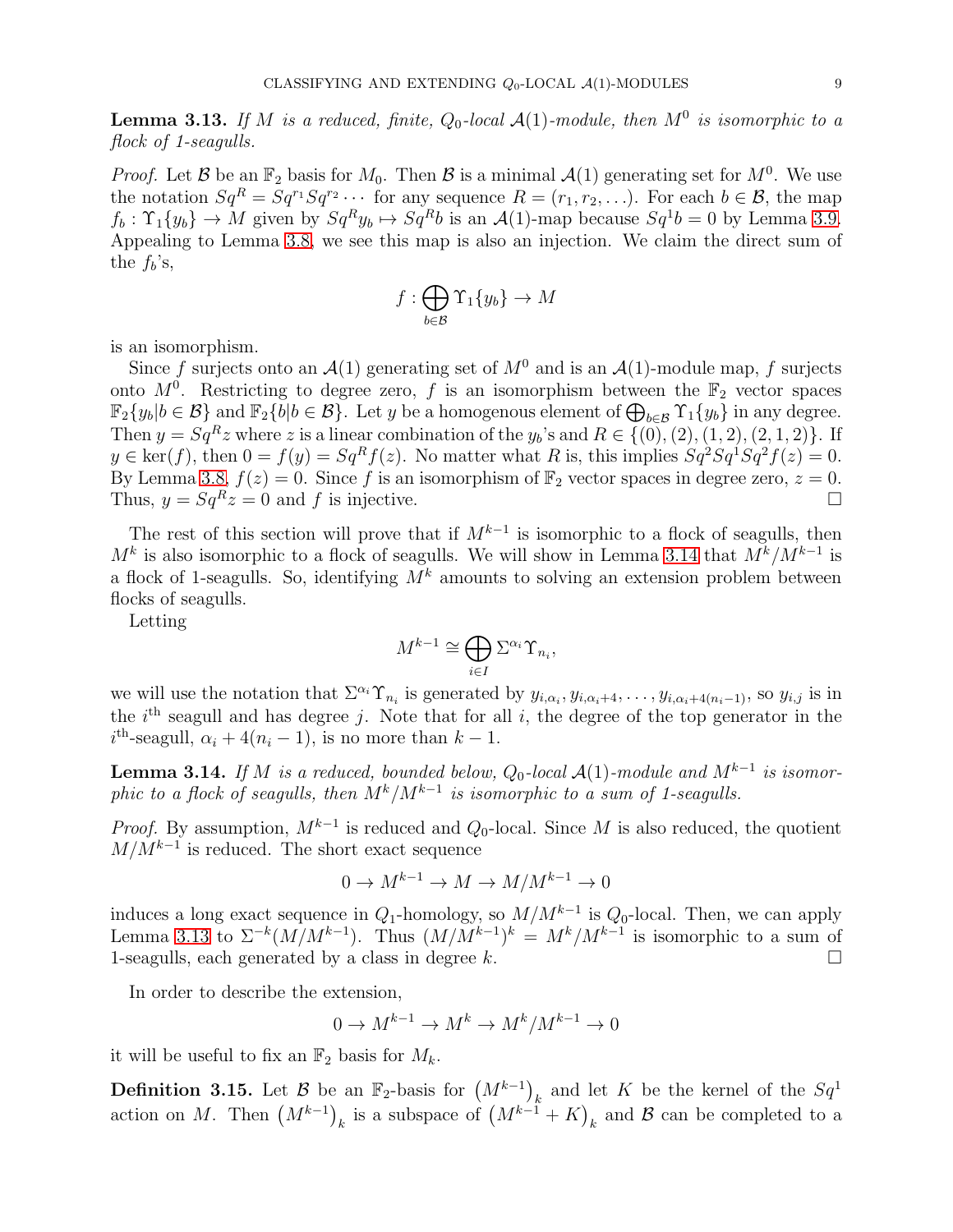**Lemma 3.13.** *If $M$ is a reduced, finite, $Q_0$-local $\mathcal{A}(1)$-module, then $M^0$ is isomorphic to a flock of 1-seagulls.*

*Proof.* Let $\mathcal{B}$ be an $\mathbb{F}_2$ basis for $M_0$. Then $\mathcal{B}$ is a minimal $\mathcal{A}(1)$ generating set for $M^0$. We use the notation $Sq^R = Sq^{r_1}Sq^{r_2}\cdots$ for any sequence $R = (r_1, r_2, \ldots)$. For each $b \in \mathcal{B}$, the map $f_b : \Upsilon_1\{y_b\} \to M$ given by $Sq^R y_b \mapsto Sq^R b$ is an $\mathcal{A}(1)$-map because $Sq^1 b = 0$ by Lemma 3.9. Appealing to Lemma 3.8, we see this map is also an injection. We claim the direct sum of the $f_b$'s,

$$f : \bigoplus_{b\in\mathcal{B}} \Upsilon_1\{y_b\} \to M$$

is an isomorphism.

Since $f$ surjects onto an $\mathcal{A}(1)$ generating set of $M^0$ and is an $\mathcal{A}(1)$-module map, $f$ surjects onto $M^0$. Restricting to degree zero, $f$ is an isomorphism between the $\mathbb{F}_2$ vector spaces $\mathbb{F}_2\{y_b | b \in \mathcal{B}\}$ and $\mathbb{F}_2\{b | b \in \mathcal{B}\}$. Let $y$ be a homogenous element of $\bigoplus_{b\in\mathcal{B}} \Upsilon_1\{y_b\}$ in any degree. Then $y = Sq^R z$ where $z$ is a linear combination of the $y_b$'s and $R \in \{(0), (2), (1, 2), (2, 1, 2)\}$. If $y \in \ker(f)$, then $0 = f(y) = Sq^R f(z)$. No matter what $R$ is, this implies $Sq^2Sq^1Sq^2 f(z) = 0$. By Lemma 3.8, $f(z) = 0$. Since $f$ is an isomorphism of $\mathbb{F}_2$ vector spaces in degree zero, $z = 0$. Thus, $y = Sq^R z = 0$ and $f$ is injective. $\square$

The rest of this section will prove that if $M^{k-1}$ is isomorphic to a flock of seagulls, then $M^k$ is also isomorphic to a flock of seagulls. We will show in Lemma 3.14 that $M^k/M^{k-1}$ is a flock of 1-seagulls. So, identifying $M^k$ amounts to solving an extension problem between flocks of seagulls.

Letting

$$M^{k-1} \cong \bigoplus_{i\in I} \Sigma^{\alpha_i}\Upsilon_{n_i},$$

we will use the notation that $\Sigma^{\alpha_i}\Upsilon_{n_i}$ is generated by $y_{i,\alpha_i}, y_{i,\alpha_i+4}, \ldots, y_{i,\alpha_i+4(n_i-1)}$, so $y_{i,j}$ is in the $i^{\text{th}}$ seagull and has degree $j$. Note that for all $i$, the degree of the top generator in the $i^{\text{th}}$-seagull, $\alpha_i + 4(n_i - 1)$, is no more than $k - 1$.

**Lemma 3.14.** *If $M$ is a reduced, bounded below, $Q_0$-local $\mathcal{A}(1)$-module and $M^{k-1}$ is isomorphic to a flock of seagulls, then $M^k/M^{k-1}$ is isomorphic to a sum of 1-seagulls.*

*Proof.* By assumption, $M^{k-1}$ is reduced and $Q_0$-local. Since $M$ is also reduced, the quotient $M/M^{k-1}$ is reduced. The short exact sequence

$$0 \to M^{k-1} \to M \to M/M^{k-1} \to 0$$

induces a long exact sequence in $Q_1$-homology, so $M/M^{k-1}$ is $Q_0$-local. Then, we can apply Lemma 3.13 to $\Sigma^{-k}(M/M^{k-1})$. Thus $(M/M^{k-1})^k = M^k/M^{k-1}$ is isomorphic to a sum of 1-seagulls, each generated by a class in degree $k$. $\square$

In order to describe the extension,

$$0 \to M^{k-1} \to M^k \to M^k/M^{k-1} \to 0$$

it will be useful to fix an $\mathbb{F}_2$ basis for $M_k$.

**Definition 3.15.** Let $\mathcal{B}$ be an $\mathbb{F}_2$-basis for $\left(M^{k-1}\right)_k$ and let $K$ be the kernel of the $Sq^1$ action on $M$. Then $\left(M^{k-1}\right)_k$ is a subspace of $\left(M^{k-1} + K\right)_k$ and $\mathcal{B}$ can be completed to a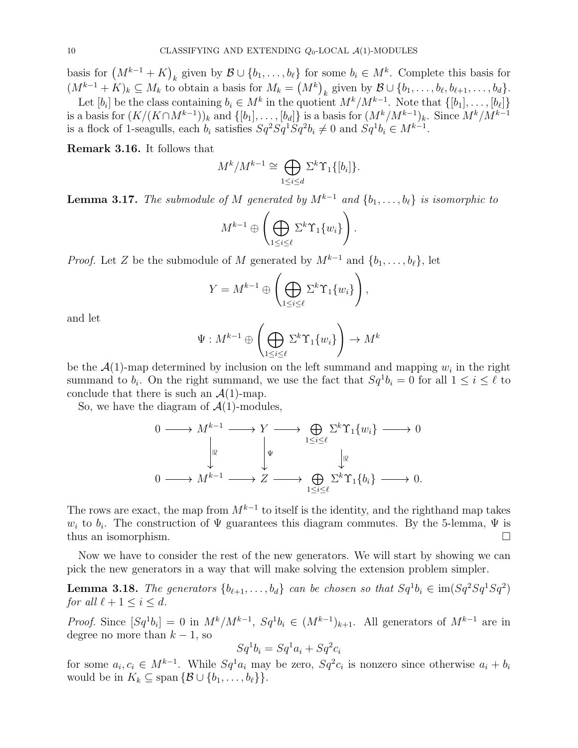basis for $\left(M^{k-1}+K\right)_k$ given by $\mathcal{B} \cup \{b_1, \ldots, b_\ell\}$ for some $b_i \in M^k$. Complete this basis for $(M^{k-1}+K)_k \subseteq M_k$ to obtain a basis for $M_k = \left(M^k\right)_k$ given by $\mathcal{B} \cup \{b_1, \ldots, b_\ell, b_{\ell+1}, \ldots, b_d\}$.

Let $[b_i]$ be the class containing $b_i \in M^k$ in the quotient $M^k/M^{k-1}$. Note that $\{[b_1], \ldots, [b_\ell]\}$ is a basis for $(K/(K \cap M^{k-1}))_k$ and $\{[b_1], \ldots, [b_d]\}$ is a basis for $(M^k/M^{k-1})_k$. Since $M^k/M^{k-1}$ is a flock of 1-seagulls, each $b_i$ satisfies $Sq^2Sq^1Sq^2 b_i \neq 0$ and $Sq^1 b_i \in M^{k-1}$.

**Remark 3.16.** It follows that

$$M^k/M^{k-1} \cong \bigoplus_{1 \leq i \leq d} \Sigma^k \Upsilon_1\{[b_i]\}.$$

**Lemma 3.17.** *The submodule of $M$ generated by $M^{k-1}$ and $\{b_1, \ldots, b_\ell\}$ is isomorphic to*

$$M^{k-1} \oplus \left(\bigoplus_{1 \leq i \leq \ell} \Sigma^k \Upsilon_1\{w_i\}\right).$$

*Proof.* Let $Z$ be the submodule of $M$ generated by $M^{k-1}$ and $\{b_1, \ldots, b_\ell\}$, let

$$Y = M^{k-1} \oplus \left(\bigoplus_{1 \leq i \leq \ell} \Sigma^k \Upsilon_1\{w_i\}\right),$$

and let

$$\Psi : M^{k-1} \oplus \left(\bigoplus_{1 \leq i \leq \ell} \Sigma^k \Upsilon_1\{w_i\}\right) \to M^k$$

be the $\mathcal{A}(1)$-map determined by inclusion on the left summand and mapping $w_i$ in the right summand to $b_i$. On the right summand, we use the fact that $Sq^1 b_i = 0$ for all $1 \leq i \leq \ell$ to conclude that there is such an $\mathcal{A}(1)$-map.

So, we have the diagram of $\mathcal{A}(1)$-modules,

$$\begin{array}{ccccccccc}
0 & \longrightarrow & M^{k-1} & \longrightarrow & Y & \longrightarrow & \bigoplus_{1 \leq i \leq \ell} \Sigma^k \Upsilon_1\{w_i\} & \longrightarrow & 0 \\
 & & \downarrow \cong & & \downarrow \Psi & & \downarrow \cong & & \\
0 & \longrightarrow & M^{k-1} & \longrightarrow & Z & \longrightarrow & \bigoplus_{1 \leq i \leq \ell} \Sigma^k \Upsilon_1\{b_i\} & \longrightarrow & 0.
\end{array}$$

The rows are exact, the map from $M^{k-1}$ to itself is the identity, and the righthand map takes $w_i$ to $b_i$. The construction of $\Psi$ guarantees this diagram commutes. By the 5-lemma, $\Psi$ is thus an isomorphism. $\square$

Now we have to consider the rest of the new generators. We will start by showing we can pick the new generators in a way that will make solving the extension problem simpler.

**Lemma 3.18.** *The generators $\{b_{\ell+1}, \ldots, b_d\}$ can be chosen so that $Sq^1 b_i \in \mathrm{im}(Sq^2Sq^1Sq^2)$ for all $\ell+1 \leq i \leq d$.*

*Proof.* Since $[Sq^1 b_i] = 0$ in $M^k/M^{k-1}$, $Sq^1 b_i \in (M^{k-1})_{k+1}$. All generators of $M^{k-1}$ are in degree no more than $k-1$, so

$$Sq^1 b_i = Sq^1 a_i + Sq^2 c_i$$

for some $a_i, c_i \in M^{k-1}$. While $Sq^1 a_i$ may be zero, $Sq^2 c_i$ is nonzero since otherwise $a_i + b_i$ would be in $K_k \subseteq \mathrm{span}\{\mathcal{B} \cup \{b_1, \ldots, b_\ell\}\}$.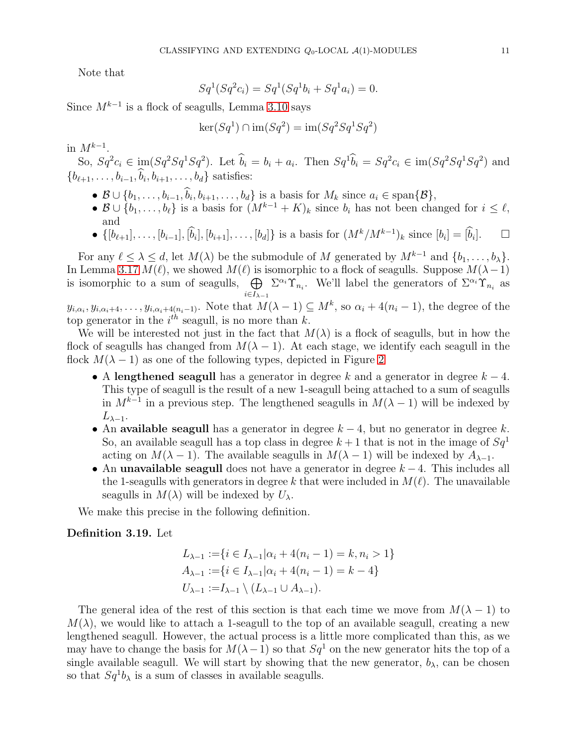Note that

$$Sq^1(Sq^2c_i) = Sq^1(Sq^1b_i + Sq^1a_i) = 0.$$

Since $M^{k-1}$ is a flock of seagulls, Lemma 3.10 says

$$\ker(Sq^1) \cap \operatorname{im}(Sq^2) = \operatorname{im}(Sq^2Sq^1Sq^2)$$

in $M^{k-1}$.

So, $Sq^2c_i \in \operatorname{im}(Sq^2Sq^1Sq^2)$. Let $\widehat{b}_i = b_i + a_i$. Then $Sq^1\widehat{b}_i = Sq^2c_i \in \operatorname{im}(Sq^2Sq^1Sq^2)$ and $\{b_{\ell+1}, \ldots, b_{i-1}, \widehat{b}_i, b_{i+1}, \ldots, b_d\}$ satisfies:

- $\mathcal{B} \cup \{b_1, \ldots, b_{i-1}, \widehat{b}_i, b_{i+1}, \ldots, b_d\}$ is a basis for $M_k$ since $a_i \in \operatorname{span}\{\mathcal{B}\}$,
- $\mathcal{B} \cup \{b_1, \ldots, b_\ell\}$ is a basis for $(M^{k-1} + K)_k$ since $b_i$ has not been changed for $i \le \ell$, and
- $\{[b_{\ell+1}], \ldots, [b_{i-1}], [\widehat{b}_i], [b_{i+1}], \ldots, [b_d]\}$ is a basis for $(M^k/M^{k-1})_k$ since $[b_i] = [\widehat{b}_i]$. □

For any $\ell \le \lambda \le d$, let $M(\lambda)$ be the submodule of $M$ generated by $M^{k-1}$ and $\{b_1, \ldots, b_\lambda\}$. In Lemma 3.17 $M(\ell)$, we showed $M(\ell)$ is isomorphic to a flock of seagulls. Suppose $M(\lambda-1)$ is isomorphic to a sum of seagulls, $\bigoplus_{i \in I_{\lambda-1}} \Sigma^{\alpha_i}\Upsilon_{n_i}$. We'll label the generators of $\Sigma^{\alpha_i}\Upsilon_{n_i}$ as $y_{i,\alpha_i}, y_{i,\alpha_i+4}, \ldots, y_{i,\alpha_i+4(n_i-1)}$. Note that $M(\lambda-1) \subseteq M^k$, so $\alpha_i + 4(n_i - 1)$, the degree of the top generator in the $i^{th}$ seagull, is no more than $k$.

We will be interested not just in the fact that $M(\lambda)$ is a flock of seagulls, but in how the flock of seagulls has changed from $M(\lambda - 1)$. At each stage, we identify each seagull in the flock $M(\lambda-1)$ as one of the following types, depicted in Figure 2.

- A **lengthened seagull** has a generator in degree $k$ and a generator in degree $k-4$. This type of seagull is the result of a new 1-seagull being attached to a sum of seagulls in $M^{k-1}$ in a previous step. The lengthened seagulls in $M(\lambda-1)$ will be indexed by $L_{\lambda-1}$.
- An **available seagull** has a generator in degree $k-4$, but no generator in degree $k$. So, an available seagull has a top class in degree $k+1$ that is not in the image of $Sq^1$ acting on $M(\lambda-1)$. The available seagulls in $M(\lambda-1)$ will be indexed by $A_{\lambda-1}$.
- An **unavailable seagull** does not have a generator in degree $k-4$. This includes all the 1-seagulls with generators in degree $k$ that were included in $M(\ell)$. The unavailable seagulls in $M(\lambda)$ will be indexed by $U_\lambda$.

We make this precise in the following definition.

**Definition 3.19.** Let

$$\begin{aligned} L_{\lambda-1} &:= \{i \in I_{\lambda-1} | \alpha_i + 4(n_i - 1) = k, n_i > 1\} \\ A_{\lambda-1} &:= \{i \in I_{\lambda-1} | \alpha_i + 4(n_i - 1) = k - 4\} \\ U_{\lambda-1} &:= I_{\lambda-1} \setminus (L_{\lambda-1} \cup A_{\lambda-1}). \end{aligned}$$

The general idea of the rest of this section is that each time we move from $M(\lambda-1)$ to $M(\lambda)$, we would like to attach a 1-seagull to the top of an available seagull, creating a new lengthened seagull. However, the actual process is a little more complicated than this, as we may have to change the basis for $M(\lambda-1)$ so that $Sq^1$ on the new generator hits the top of a single available seagull. We will start by showing that the new generator, $b_\lambda$, can be chosen so that $Sq^1b_\lambda$ is a sum of classes in available seagulls.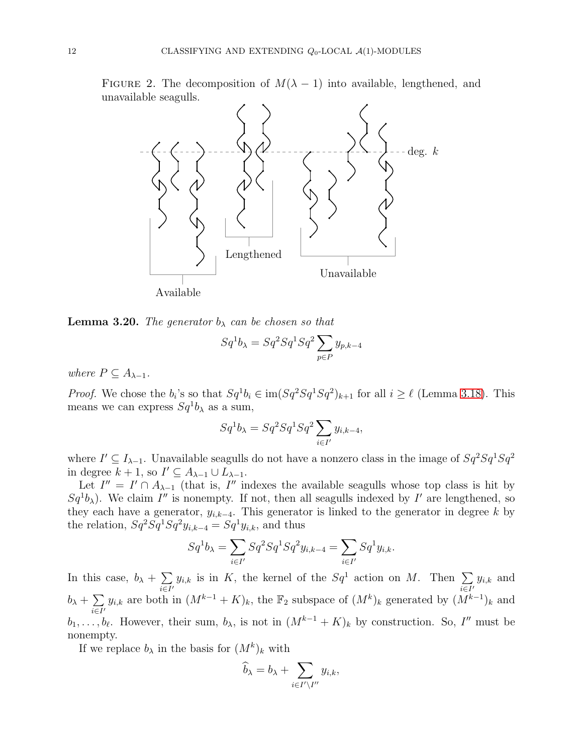FIGURE 2. The decomposition of $M(\lambda-1)$ into available, lengthened, and unavailable seagulls.

**Lemma 3.20.** *The generator $b_\lambda$ can be chosen so that*

$$Sq^1 b_\lambda = Sq^2 Sq^1 Sq^2 \sum_{p\in P} y_{p,k-4}$$

*where $P \subseteq A_{\lambda-1}$.*

*Proof.* We chose the $b_i$'s so that $Sq^1 b_i \in \operatorname{im}(Sq^2Sq^1Sq^2)_{k+1}$ for all $i \geq \ell$ (Lemma 3.18). This means we can express $Sq^1 b_\lambda$ as a sum,

$$Sq^1 b_\lambda = Sq^2 Sq^1 Sq^2 \sum_{i\in I'} y_{i,k-4},$$

where $I' \subseteq I_{\lambda-1}$. Unavailable seagulls do not have a nonzero class in the image of $Sq^2Sq^1Sq^2$ in degree $k+1$, so $I' \subseteq A_{\lambda-1} \cup L_{\lambda-1}$.

Let $I'' = I' \cap A_{\lambda-1}$ (that is, $I''$ indexes the available seagulls whose top class is hit by $Sq^1 b_\lambda$). We claim $I''$ is nonempty. If not, then all seagulls indexed by $I'$ are lengthened, so they each have a generator, $y_{i,k-4}$. This generator is linked to the generator in degree $k$ by the relation, $Sq^2Sq^1Sq^2 y_{i,k-4} = Sq^1 y_{i,k}$, and thus

$$Sq^1 b_\lambda = \sum_{i\in I'} Sq^2Sq^1Sq^2 y_{i,k-4} = \sum_{i\in I'} Sq^1 y_{i,k}.$$

In this case, $b_\lambda + \sum_{i\in I'} y_{i,k}$ is in $K$, the kernel of the $Sq^1$ action on $M$. Then $\sum_{i\in I'} y_{i,k}$ and $b_\lambda + \sum_{i\in I'} y_{i,k}$ are both in $(M^{k-1}+K)_k$, the $\mathbb{F}_2$ subspace of $(M^k)_k$ generated by $(M^{k-1})_k$ and $b_1, \ldots, b_\ell$. However, their sum, $b_\lambda$, is not in $(M^{k-1}+K)_k$ by construction. So, $I''$ must be nonempty.

If we replace $b_\lambda$ in the basis for $(M^k)_k$ with

$$\widehat{b}_\lambda = b_\lambda + \sum_{i\in I'\setminus I''} y_{i,k},$$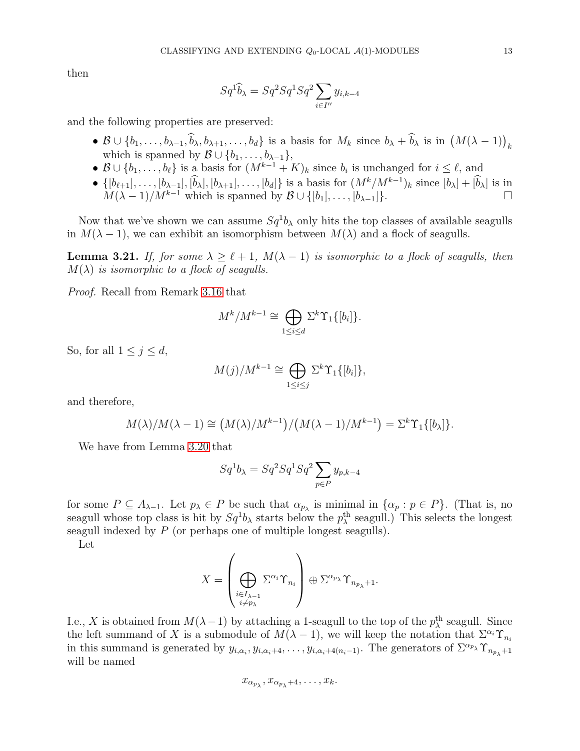then

$$Sq^1\widehat{b}_\lambda = Sq^2Sq^1Sq^2\sum_{i\in I''} y_{i,k-4}$$

and the following properties are preserved:

- $\mathcal{B}\cup\{b_1,\ldots,b_{\lambda-1},\widehat{b}_\lambda,b_{\lambda+1},\ldots,b_d\}$ is a basis for $M_k$ since $b_\lambda+\widehat{b}_\lambda$ is in $\big(M(\lambda-1)\big)_k$ which is spanned by $\mathcal{B}\cup\{b_1,\ldots,b_{\lambda-1}\}$,
- $\mathcal{B}\cup\{b_1,\ldots,b_\ell\}$ is a basis for $(M^{k-1}+K)_k$ since $b_i$ is unchanged for $i\le\ell$, and
- $\{[b_{\ell+1}],\ldots,[b_{\lambda-1}],[\widehat{b}_\lambda],[b_{\lambda+1}],\ldots,[b_d]\}$ is a basis for $(M^k/M^{k-1})_k$ since $[b_\lambda]+[\widehat{b}_\lambda]$ is in $M(\lambda-1)/M^{k-1}$ which is spanned by $\mathcal{B}\cup\{[b_1],\ldots,[b_{\lambda-1}]\}$. □

Now that we've shown we can assume $Sq^1b_\lambda$ only hits the top classes of available seagulls in $M(\lambda-1)$, we can exhibit an isomorphism between $M(\lambda)$ and a flock of seagulls.

**Lemma 3.21.** *If, for some $\lambda\ge\ell+1$, $M(\lambda-1)$ is isomorphic to a flock of seagulls, then $M(\lambda)$ is isomorphic to a flock of seagulls.*

*Proof.* Recall from Remark 3.16 that

$$M^k/M^{k-1}\cong\bigoplus_{1\le i\le d}\Sigma^k\Upsilon_1\{[b_i]\}.$$

So, for all $1\le j\le d$,

$$M(j)/M^{k-1}\cong\bigoplus_{1\le i\le j}\Sigma^k\Upsilon_1\{[b_i]\},$$

and therefore,

$$M(\lambda)/M(\lambda-1)\cong\big(M(\lambda)/M^{k-1}\big)/\big(M(\lambda-1)/M^{k-1}\big)=\Sigma^k\Upsilon_1\{[b_\lambda]\}.$$

We have from Lemma 3.20 that

$$Sq^1b_\lambda=Sq^2Sq^1Sq^2\sum_{p\in P}y_{p,k-4}$$

for some $P\subseteq A_{\lambda-1}$. Let $p_\lambda\in P$ be such that $\alpha_{p_\lambda}$ is minimal in $\{\alpha_p : p\in P\}$. (That is, no seagull whose top class is hit by $Sq^1b_\lambda$ starts below the $p_\lambda^{\text{th}}$ seagull.) This selects the longest seagull indexed by $P$ (or perhaps one of multiple longest seagulls).

Let

$$X=\left(\bigoplus_{\substack{i\in I_{\lambda-1}\\ i\ne p_\lambda}}\Sigma^{\alpha_i}\Upsilon_{n_i}\right)\oplus\Sigma^{\alpha_{p_\lambda}}\Upsilon_{n_{p_\lambda}+1}.$$

I.e., $X$ is obtained from $M(\lambda-1)$ by attaching a 1-seagull to the top of the $p_\lambda^{\text{th}}$ seagull. Since the left summand of $X$ is a submodule of $M(\lambda-1)$, we will keep the notation that $\Sigma^{\alpha_i}\Upsilon_{n_i}$ in this summand is generated by $y_{i,\alpha_i},y_{i,\alpha_i+4},\ldots,y_{i,\alpha_i+4(n_i-1)}$. The generators of $\Sigma^{\alpha_{p_\lambda}}\Upsilon_{n_{p_\lambda}+1}$ will be named

$$x_{\alpha_{p_\lambda}},x_{\alpha_{p_\lambda}+4},\ldots,x_k.$$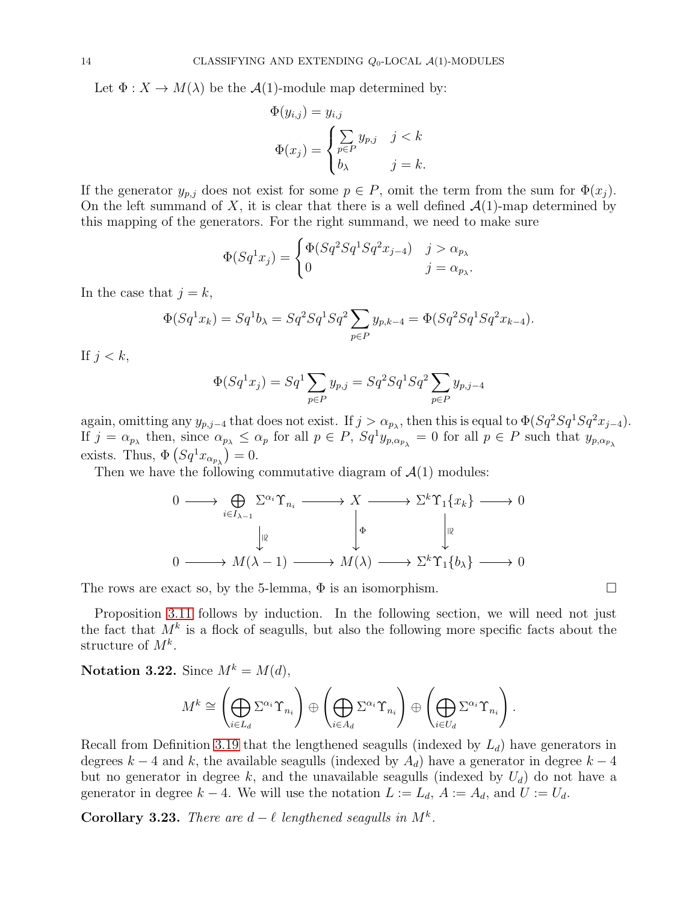Let $\Phi : X \to M(\lambda)$ be the $\mathcal{A}(1)$-module map determined by:

$$\Phi(y_{i,j}) = y_{i,j}$$
$$\Phi(x_j) = \begin{cases} \sum_{p \in P} y_{p,j} & j < k \\ b_\lambda & j = k. \end{cases}$$

If the generator $y_{p,j}$ does not exist for some $p \in P$, omit the term from the sum for $\Phi(x_j)$. On the left summand of $X$, it is clear that there is a well defined $\mathcal{A}(1)$-map determined by this mapping of the generators. For the right summand, we need to make sure

$$\Phi(Sq^1 x_j) = \begin{cases} \Phi(Sq^2 Sq^1 Sq^2 x_{j-4}) & j > \alpha_{p_\lambda} \\ 0 & j = \alpha_{p_\lambda}. \end{cases}$$

In the case that $j = k$,

$$\Phi(Sq^1 x_k) = Sq^1 b_\lambda = Sq^2 Sq^1 Sq^2 \sum_{p \in P} y_{p,k-4} = \Phi(Sq^2 Sq^1 Sq^2 x_{k-4}).$$

If $j < k$,

$$\Phi(Sq^1 x_j) = Sq^1 \sum_{p \in P} y_{p,j} = Sq^2 Sq^1 Sq^2 \sum_{p \in P} y_{p,j-4}$$

again, omitting any $y_{p,j-4}$ that does not exist. If $j > \alpha_{p_\lambda}$, then this is equal to $\Phi(Sq^2 Sq^1 Sq^2 x_{j-4})$. If $j = \alpha_{p_\lambda}$ then, since $\alpha_{p_\lambda} \leq \alpha_p$ for all $p \in P$, $Sq^1 y_{p,\alpha_{p_\lambda}} = 0$ for all $p \in P$ such that $y_{p,\alpha_{p_\lambda}}$ exists. Thus, $\Phi\left(Sq^1 x_{\alpha_{p_\lambda}}\right) = 0$.

Then we have the following commutative diagram of $\mathcal{A}(1)$ modules:

$$\begin{array}{ccccccccc} 0 & \longrightarrow & \bigoplus_{i \in I_{\lambda-1}} \Sigma^{\alpha_i} \Upsilon_{n_i} & \longrightarrow & X & \longrightarrow & \Sigma^k \Upsilon_1\{x_k\} & \longrightarrow & 0 \\ & & \downarrow \cong & & \downarrow \Phi & & \downarrow \cong & & \\ 0 & \longrightarrow & M(\lambda - 1) & \longrightarrow & M(\lambda) & \longrightarrow & \Sigma^k \Upsilon_1\{b_\lambda\} & \longrightarrow & 0 \end{array}$$

The rows are exact so, by the 5-lemma, $\Phi$ is an isomorphism. □

Proposition 3.11 follows by induction. In the following section, we will need not just the fact that $M^k$ is a flock of seagulls, but also the following more specific facts about the structure of $M^k$.

**Notation 3.22.** Since $M^k = M(d)$,

$$M^k \cong \left( \bigoplus_{i \in L_d} \Sigma^{\alpha_i} \Upsilon_{n_i} \right) \oplus \left( \bigoplus_{i \in A_d} \Sigma^{\alpha_i} \Upsilon_{n_i} \right) \oplus \left( \bigoplus_{i \in U_d} \Sigma^{\alpha_i} \Upsilon_{n_i} \right).$$

Recall from Definition 3.19 that the lengthened seagulls (indexed by $L_d$) have generators in degrees $k-4$ and $k$, the available seagulls (indexed by $A_d$) have a generator in degree $k-4$ but no generator in degree $k$, and the unavailable seagulls (indexed by $U_d$) do not have a generator in degree $k-4$. We will use the notation $L := L_d$, $A := A_d$, and $U := U_d$.

**Corollary 3.23.** *There are $d - \ell$ lengthened seagulls in $M^k$.*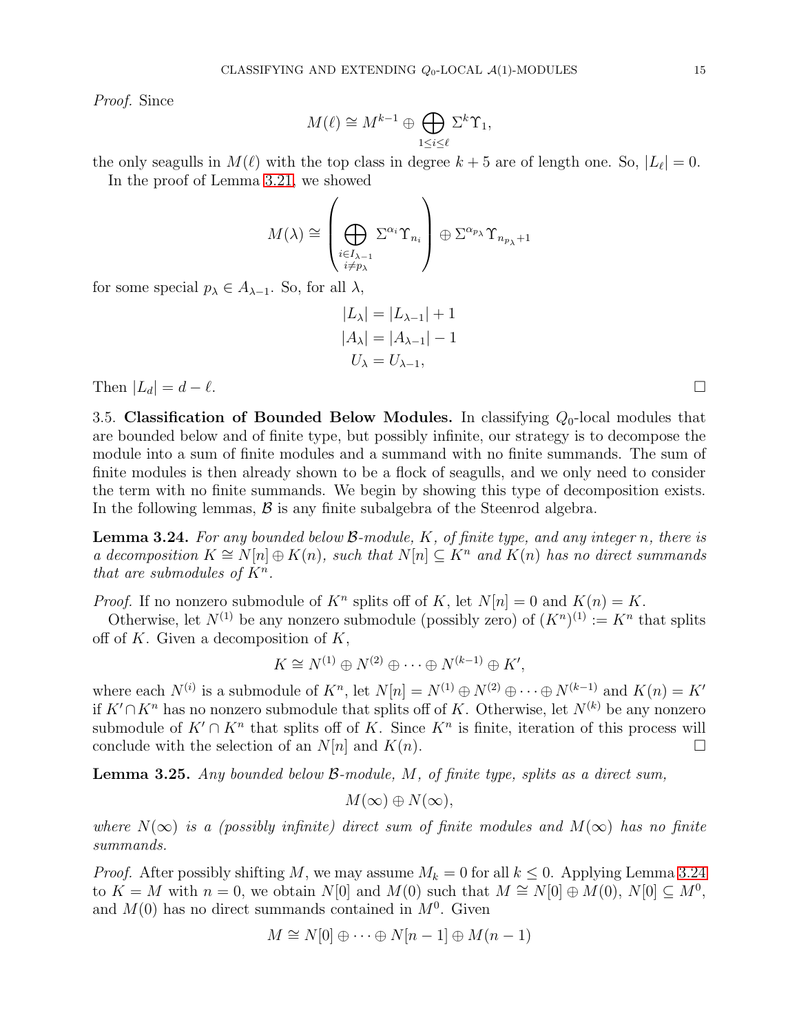*Proof.* Since

$$M(\ell) \cong M^{k-1} \oplus \bigoplus_{1 \leq i \leq \ell} \Sigma^k \Upsilon_1,$$

the only seagulls in $M(\ell)$ with the top class in degree $k+5$ are of length one. So, $|L_\ell| = 0$.

In the proof of Lemma 3.21, we showed

$$M(\lambda) \cong \left( \bigoplus_{\substack{i \in I_{\lambda-1} \\ i \neq p_\lambda}} \Sigma^{\alpha_i} \Upsilon_{n_i} \right) \oplus \Sigma^{\alpha_{p_\lambda}} \Upsilon_{n_{p_\lambda}+1}$$

for some special $p_\lambda \in A_{\lambda-1}$. So, for all $\lambda$,

$$\begin{aligned} |L_\lambda| &= |L_{\lambda-1}| + 1 \\ |A_\lambda| &= |A_{\lambda-1}| - 1 \\ U_\lambda &= U_{\lambda-1}, \end{aligned}$$

Then $|L_d| = d - \ell$. $\square$

3.5. **Classification of Bounded Below Modules.** In classifying $Q_0$-local modules that are bounded below and of finite type, but possibly infinite, our strategy is to decompose the module into a sum of finite modules and a summand with no finite summands. The sum of finite modules is then already shown to be a flock of seagulls, and we only need to consider the term with no finite summands. We begin by showing this type of decomposition exists. In the following lemmas, $\mathcal{B}$ is any finite subalgebra of the Steenrod algebra.

**Lemma 3.24.** *For any bounded below $\mathcal{B}$-module, $K$, of finite type, and any integer $n$, there is a decomposition $K \cong N[n] \oplus K(n)$, such that $N[n] \subseteq K^n$ and $K(n)$ has no direct summands that are submodules of $K^n$.*

*Proof.* If no nonzero submodule of $K^n$ splits off of $K$, let $N[n] = 0$ and $K(n) = K$.

Otherwise, let $N^{(1)}$ be any nonzero submodule (possibly zero) of $(K^n)^{(1)} := K^n$ that splits off of $K$. Given a decomposition of $K$,

$$K \cong N^{(1)} \oplus N^{(2)} \oplus \cdots \oplus N^{(k-1)} \oplus K',$$

where each $N^{(i)}$ is a submodule of $K^n$, let $N[n] = N^{(1)} \oplus N^{(2)} \oplus \cdots \oplus N^{(k-1)}$ and $K(n) = K'$ if $K' \cap K^n$ has no nonzero submodule that splits off of $K$. Otherwise, let $N^{(k)}$ be any nonzero submodule of $K' \cap K^n$ that splits off of $K$. Since $K^n$ is finite, iteration of this process will conclude with the selection of an $N[n]$ and $K(n)$. $\square$

**Lemma 3.25.** *Any bounded below $\mathcal{B}$-module, $M$, of finite type, splits as a direct sum,*

$$M(\infty) \oplus N(\infty),$$

*where $N(\infty)$ is a (possibly infinite) direct sum of finite modules and $M(\infty)$ has no finite summands.*

*Proof.* After possibly shifting $M$, we may assume $M_k = 0$ for all $k \leq 0$. Applying Lemma 3.24 to $K = M$ with $n = 0$, we obtain $N[0]$ and $M(0)$ such that $M \cong N[0] \oplus M(0)$, $N[0] \subseteq M^0$, and $M(0)$ has no direct summands contained in $M^0$. Given

$$M \cong N[0] \oplus \cdots \oplus N[n-1] \oplus M(n-1)$$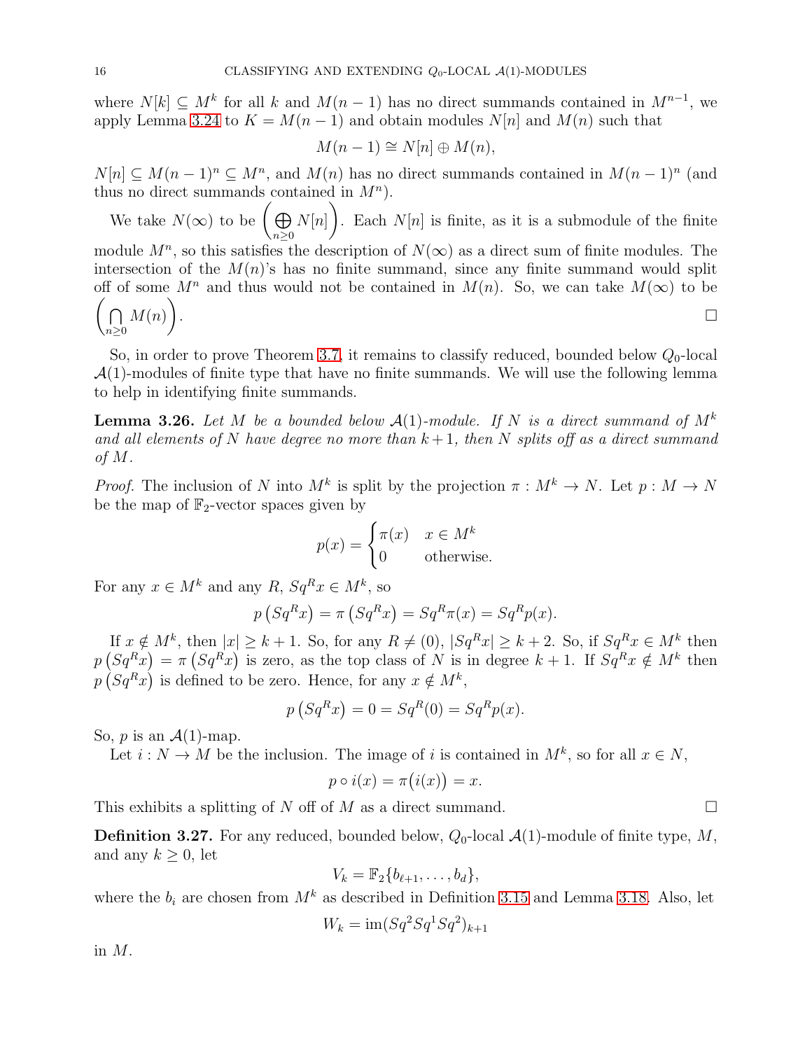where $N[k] \subseteq M^k$ for all $k$ and $M(n-1)$ has no direct summands contained in $M^{n-1}$, we apply Lemma 3.24 to $K = M(n-1)$ and obtain modules $N[n]$ and $M(n)$ such that

$$M(n-1) \cong N[n] \oplus M(n),$$

$N[n] \subseteq M(n-1)^n \subseteq M^n$, and $M(n)$ has no direct summands contained in $M(n-1)^n$ (and thus no direct summands contained in $M^n$).

We take $N(\infty)$ to be $\left(\bigoplus_{n\geq 0} N[n]\right)$. Each $N[n]$ is finite, as it is a submodule of the finite module $M^n$, so this satisfies the description of $N(\infty)$ as a direct sum of finite modules. The intersection of the $M(n)$'s has no finite summand, since any finite summand would split off of some $M^n$ and thus would not be contained in $M(n)$. So, we can take $M(\infty)$ to be $\left(\bigcap_{n\geq 0} M(n)\right)$. $\square$

So, in order to prove Theorem 3.7, it remains to classify reduced, bounded below $Q_0$-local $\mathcal{A}(1)$-modules of finite type that have no finite summands. We will use the following lemma to help in identifying finite summands.

**Lemma 3.26.** *Let $M$ be a bounded below $\mathcal{A}(1)$-module. If $N$ is a direct summand of $M^k$ and all elements of $N$ have degree no more than $k+1$, then $N$ splits off as a direct summand of $M$.*

*Proof.* The inclusion of $N$ into $M^k$ is split by the projection $\pi : M^k \to N$. Let $p : M \to N$ be the map of $\mathbb{F}_2$-vector spaces given by

$$p(x) = \begin{cases} \pi(x) & x \in M^k \\ 0 & \text{otherwise.} \end{cases}$$

For any $x \in M^k$ and any $R$, $Sq^R x \in M^k$, so

$$p\left(Sq^R x\right) = \pi\left(Sq^R x\right) = Sq^R \pi(x) = Sq^R p(x).$$

If $x \notin M^k$, then $|x| \geq k+1$. So, for any $R \neq (0)$, $|Sq^R x| \geq k+2$. So, if $Sq^R x \in M^k$ then $p\left(Sq^R x\right) = \pi\left(Sq^R x\right)$ is zero, as the top class of $N$ is in degree $k+1$. If $Sq^R x \notin M^k$ then $p\left(Sq^R x\right)$ is defined to be zero. Hence, for any $x \notin M^k$,

$$p\left(Sq^R x\right) = 0 = Sq^R(0) = Sq^R p(x).$$

So, $p$ is an $\mathcal{A}(1)$-map.

Let $i : N \to M$ be the inclusion. The image of $i$ is contained in $M^k$, so for all $x \in N$,

$$p \circ i(x) = \pi\big(i(x)\big) = x.$$

This exhibits a splitting of $N$ off of $M$ as a direct summand. $\square$

**Definition 3.27.** For any reduced, bounded below, $Q_0$-local $\mathcal{A}(1)$-module of finite type, $M$, and any $k \geq 0$, let

$$V_k = \mathbb{F}_2\{b_{\ell+1}, \ldots, b_d\},$$

where the $b_i$ are chosen from $M^k$ as described in Definition 3.15 and Lemma 3.18. Also, let

$$W_k = \operatorname{im}(Sq^2Sq^1Sq^2)_{k+1}$$

in $M$.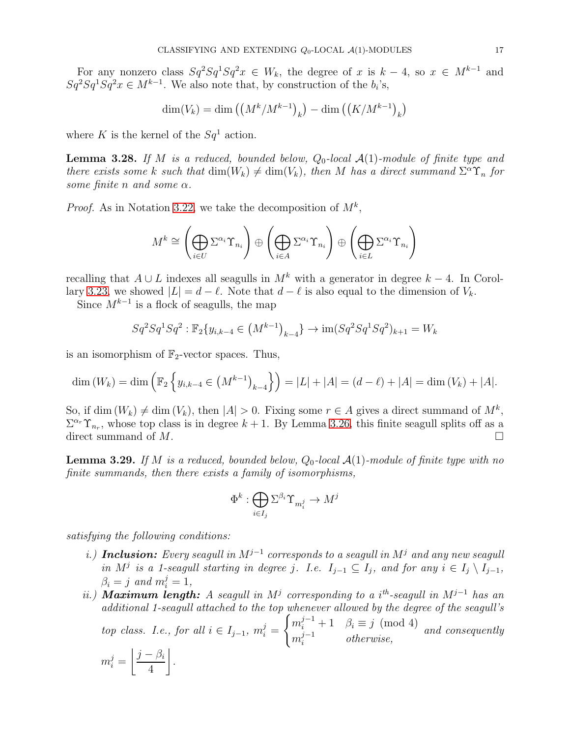For any nonzero class $Sq^2Sq^1Sq^2x \in W_k$, the degree of $x$ is $k-4$, so $x \in M^{k-1}$ and $Sq^2Sq^1Sq^2x \in M^{k-1}$. We also note that, by construction of the $b_i$'s,

$$\dim(V_k) = \dim\left(\left(M^k/M^{k-1}\right)_k\right) - \dim\left(\left(K/M^{k-1}\right)_k\right)$$

where $K$ is the kernel of the $Sq^1$ action.

**Lemma 3.28.** *If $M$ is a reduced, bounded below, $Q_0$-local $\mathcal{A}(1)$-module of finite type and there exists some $k$ such that $\dim(W_k) \neq \dim(V_k)$, then $M$ has a direct summand $\Sigma^\alpha\Upsilon_n$ for some finite $n$ and some $\alpha$.*

*Proof.* As in Notation 3.22, we take the decomposition of $M^k$,

$$M^k \cong \left(\bigoplus_{i\in U} \Sigma^{\alpha_i}\Upsilon_{n_i}\right) \oplus \left(\bigoplus_{i\in A} \Sigma^{\alpha_i}\Upsilon_{n_i}\right) \oplus \left(\bigoplus_{i\in L} \Sigma^{\alpha_i}\Upsilon_{n_i}\right)$$

recalling that $A \cup L$ indexes all seagulls in $M^k$ with a generator in degree $k-4$. In Corollary 3.23, we showed $|L| = d - \ell$. Note that $d-\ell$ is also equal to the dimension of $V_k$.

Since $M^{k-1}$ is a flock of seagulls, the map

$$Sq^2Sq^1Sq^2 : \mathbb{F}_2\{y_{i,k-4} \in \left(M^{k-1}\right)_{k-4}\} \to \operatorname{im}(Sq^2Sq^1Sq^2)_{k+1} = W_k$$

is an isomorphism of $\mathbb{F}_2$-vector spaces. Thus,

$$\dim\left(W_k\right) = \dim\left(\mathbb{F}_2\left\{y_{i,k-4} \in \left(M^{k-1}\right)_{k-4}\right\}\right) = |L| + |A| = (d-\ell) + |A| = \dim\left(V_k\right) + |A|.$$

So, if $\dim\left(W_k\right) \neq \dim\left(V_k\right)$, then $|A| > 0$. Fixing some $r \in A$ gives a direct summand of $M^k$, $\Sigma^{\alpha_r}\Upsilon_{n_r}$, whose top class is in degree $k+1$. By Lemma 3.26, this finite seagull splits off as a direct summand of $M$. $\square$

**Lemma 3.29.** *If $M$ is a reduced, bounded below, $Q_0$-local $\mathcal{A}(1)$-module of finite type with no finite summands, then there exists a family of isomorphisms,*

$$\Phi^k : \bigoplus_{i\in I_j} \Sigma^{\beta_i}\Upsilon_{m_i^j} \to M^j$$

*satisfying the following conditions:*

*i.)* ***Inclusion:*** *Every seagull in $M^{j-1}$ corresponds to a seagull in $M^j$ and any new seagull in $M^j$ is a 1-seagull starting in degree $j$. I.e. $I_{j-1} \subseteq I_j$, and for any $i \in I_j \setminus I_{j-1}$, $\beta_i = j$ and $m_i^j = 1$,*

*ii.)* ***Maximum length:*** *A seagull in $M^j$ corresponding to a $i^{th}$-seagull in $M^{j-1}$ has an additional 1-seagull attached to the top whenever allowed by the degree of the seagull's top class. I.e., for all $i \in I_{j-1}$, $m_i^j = \begin{cases} m_i^{j-1}+1 & \beta_i \equiv j \pmod 4 \\ m_i^{j-1} & \text{otherwise,}\end{cases}$ and consequently $m_i^j = \left\lfloor \dfrac{j-\beta_i}{4} \right\rfloor$.*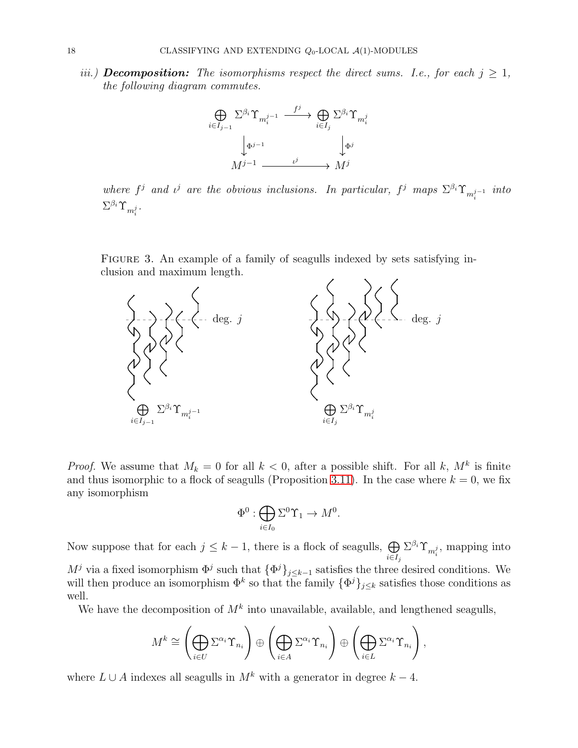*iii.)* ***Decomposition:*** *The isomorphisms respect the direct sums. I.e., for each $j \geq 1$, the following diagram commutes.*

$$\begin{array}{ccc}
\bigoplus_{i \in I_{j-1}} \Sigma^{\beta_i} \Upsilon_{m_i^{j-1}} & \xrightarrow{f^j} & \bigoplus_{i \in I_j} \Sigma^{\beta_i} \Upsilon_{m_i^j} \\
\downarrow{\Phi^{j-1}} & & \downarrow{\Phi^j} \\
M^{j-1} & \xrightarrow{\iota^j} & M^j
\end{array}$$

*where $f^j$ and $\iota^j$ are the obvious inclusions. In particular, $f^j$ maps $\Sigma^{\beta_i} \Upsilon_{m_i^{j-1}}$ into $\Sigma^{\beta_i} \Upsilon_{m_i^j}$.*

Figure 3. An example of a family of seagulls indexed by sets satisfying inclusion and maximum length.

$\bigoplus_{i \in I_{j-1}} \Sigma^{\beta_i} \Upsilon_{m_i^{j-1}}$ deg. $j$ $\qquad$ $\bigoplus_{i \in I_j} \Sigma^{\beta_i} \Upsilon_{m_i^j}$ deg. $j$

*Proof.* We assume that $M_k = 0$ for all $k < 0$, after a possible shift. For all $k$, $M^k$ is finite and thus isomorphic to a flock of seagulls (Proposition 3.11). In the case where $k = 0$, we fix any isomorphism

$$\Phi^0 : \bigoplus_{i \in I_0} \Sigma^0 \Upsilon_1 \to M^0.$$

Now suppose that for each $j \leq k-1$, there is a flock of seagulls, $\bigoplus_{i \in I_j} \Sigma^{\beta_i} \Upsilon_{m_i^j}$, mapping into $M^j$ via a fixed isomorphism $\Phi^j$ such that $\{\Phi^j\}_{j \leq k-1}$ satisfies the three desired conditions. We will then produce an isomorphism $\Phi^k$ so that the family $\{\Phi^j\}_{j \leq k}$ satisfies those conditions as well.

We have the decomposition of $M^k$ into unavailable, available, and lengthened seagulls,

$$M^k \cong \left( \bigoplus_{i \in U} \Sigma^{\alpha_i} \Upsilon_{n_i} \right) \oplus \left( \bigoplus_{i \in A} \Sigma^{\alpha_i} \Upsilon_{n_i} \right) \oplus \left( \bigoplus_{i \in L} \Sigma^{\alpha_i} \Upsilon_{n_i} \right),$$

where $L \cup A$ indexes all seagulls in $M^k$ with a generator in degree $k - 4$.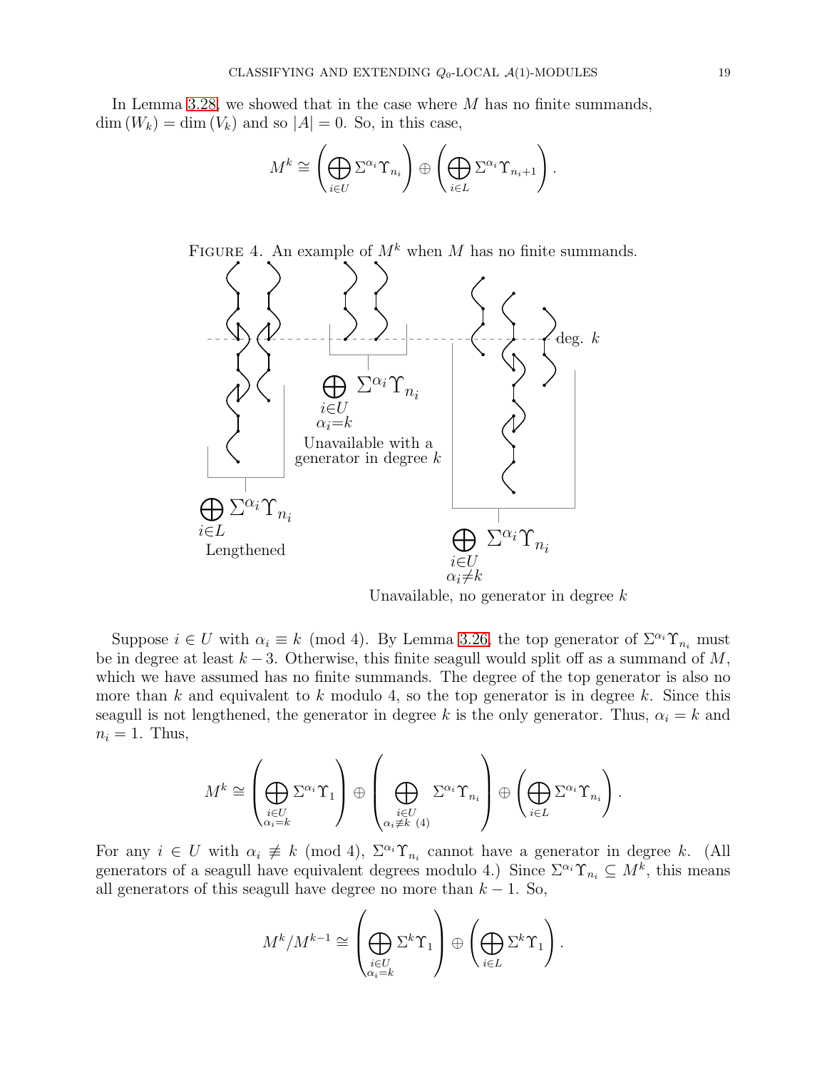In Lemma 3.28, we showed that in the case where $M$ has no finite summands, $\dim(W_k) = \dim(V_k)$ and so $|A| = 0$. So, in this case,

$$M^k \cong \left( \bigoplus_{i \in U} \Sigma^{\alpha_i} \Upsilon_{n_i} \right) \oplus \left( \bigoplus_{i \in L} \Sigma^{\alpha_i} \Upsilon_{n_i+1} \right).$$

FIGURE 4. An example of $M^k$ when $M$ has no finite summands.

deg. $k$

$\bigoplus_{i \in L} \Sigma^{\alpha_i} \Upsilon_{n_i}$ Lengthened

$\bigoplus_{i \in U, \alpha_i = k} \Sigma^{\alpha_i} \Upsilon_{n_i}$ Unavailable with a generator in degree $k$

$\bigoplus_{i \in U, \alpha_i \neq k} \Sigma^{\alpha_i} \Upsilon_{n_i}$ Unavailable, no generator in degree $k$

Suppose $i \in U$ with $\alpha_i \equiv k \pmod 4$. By Lemma 3.26, the top generator of $\Sigma^{\alpha_i} \Upsilon_{n_i}$ must be in degree at least $k-3$. Otherwise, this finite seagull would split off as a summand of $M$, which we have assumed has no finite summands. The degree of the top generator is also no more than $k$ and equivalent to $k$ modulo 4, so the top generator is in degree $k$. Since this seagull is not lengthened, the generator in degree $k$ is the only generator. Thus, $\alpha_i = k$ and $n_i = 1$. Thus,

$$M^k \cong \left( \bigoplus_{\substack{i \in U \\ \alpha_i = k}} \Sigma^{\alpha_i} \Upsilon_1 \right) \oplus \left( \bigoplus_{\substack{i \in U \\ \alpha_i \not\equiv k \ (4)}} \Sigma^{\alpha_i} \Upsilon_{n_i} \right) \oplus \left( \bigoplus_{i \in L} \Sigma^{\alpha_i} \Upsilon_{n_i} \right).$$

For any $i \in U$ with $\alpha_i \not\equiv k \pmod 4$, $\Sigma^{\alpha_i} \Upsilon_{n_i}$ cannot have a generator in degree $k$. (All generators of a seagull have equivalent degrees modulo 4.) Since $\Sigma^{\alpha_i} \Upsilon_{n_i} \subseteq M^k$, this means all generators of this seagull have degree no more than $k-1$. So,

$$M^k / M^{k-1} \cong \left( \bigoplus_{\substack{i \in U \\ \alpha_i = k}} \Sigma^k \Upsilon_1 \right) \oplus \left( \bigoplus_{i \in L} \Sigma^k \Upsilon_1 \right).$$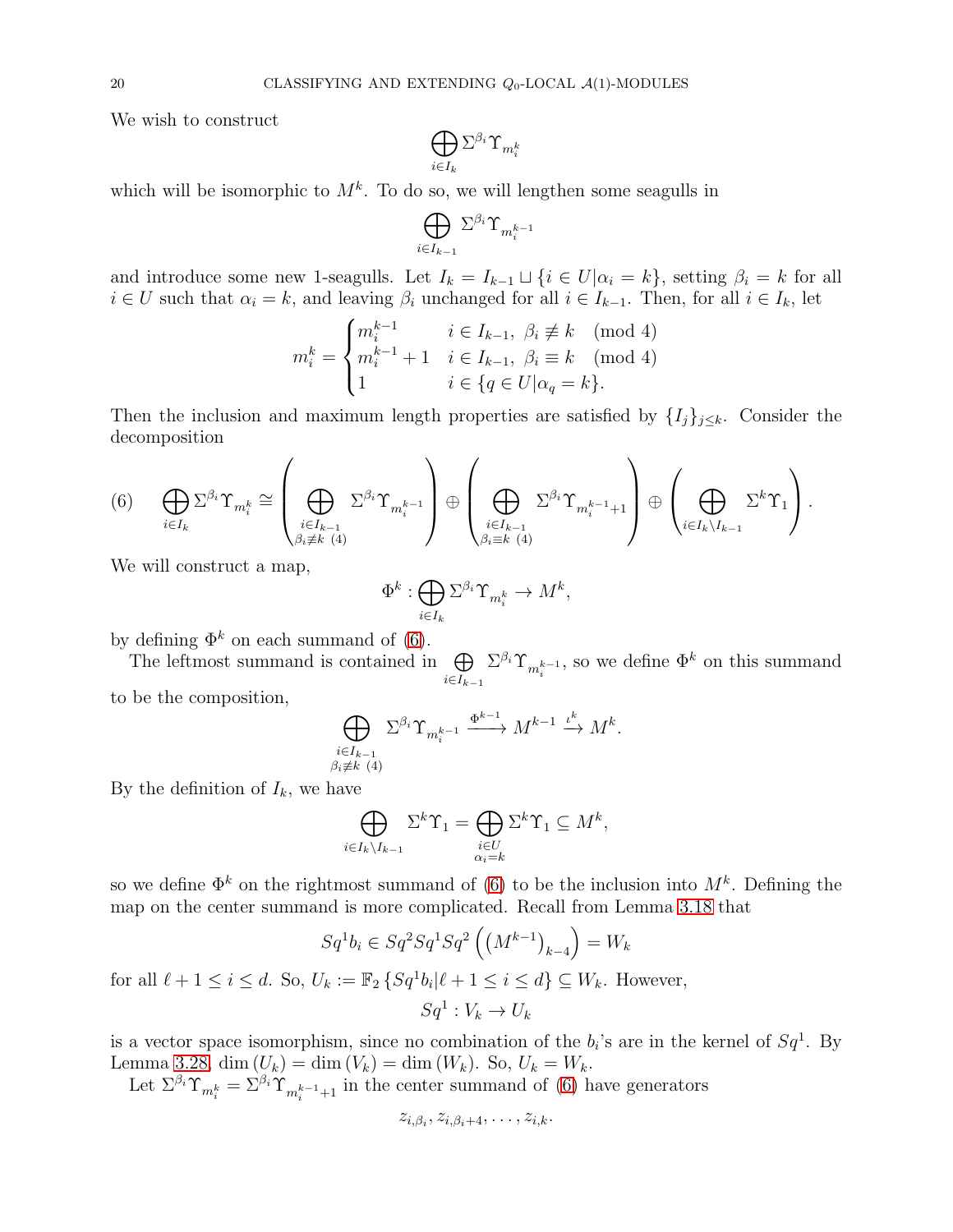We wish to construct

$$\bigoplus_{i\in I_k} \Sigma^{\beta_i}\Upsilon_{m_i^k}$$

which will be isomorphic to $M^k$. To do so, we will lengthen some seagulls in

$$\bigoplus_{i\in I_{k-1}} \Sigma^{\beta_i}\Upsilon_{m_i^{k-1}}$$

and introduce some new 1-seagulls. Let $I_k = I_{k-1} \sqcup \{i \in U | \alpha_i = k\}$, setting $\beta_i = k$ for all $i \in U$ such that $\alpha_i = k$, and leaving $\beta_i$ unchanged for all $i \in I_{k-1}$. Then, for all $i \in I_k$, let

$$m_i^k = \begin{cases} m_i^{k-1} & i \in I_{k-1},\ \beta_i \not\equiv k \pmod 4 \\ m_i^{k-1}+1 & i \in I_{k-1},\ \beta_i \equiv k \pmod 4 \\ 1 & i \in \{q \in U | \alpha_q = k\}. \end{cases}$$

Then the inclusion and maximum length properties are satisfied by $\{I_j\}_{j\le k}$. Consider the decomposition

$$\bigoplus_{i\in I_k} \Sigma^{\beta_i}\Upsilon_{m_i^k} \cong \left(\bigoplus_{\substack{i\in I_{k-1}\\ \beta_i\not\equiv k\ (4)}} \Sigma^{\beta_i}\Upsilon_{m_i^{k-1}}\right) \oplus \left(\bigoplus_{\substack{i\in I_{k-1}\\ \beta_i\equiv k\ (4)}} \Sigma^{\beta_i}\Upsilon_{m_i^{k-1}+1}\right) \oplus \left(\bigoplus_{i\in I_k\setminus I_{k-1}} \Sigma^{k}\Upsilon_{1}\right). \tag{6}$$

We will construct a map,

$$\Phi^k : \bigoplus_{i\in I_k} \Sigma^{\beta_i}\Upsilon_{m_i^k} \to M^k,$$

by defining $\Phi^k$ on each summand of (6).

The leftmost summand is contained in $\bigoplus_{i\in I_{k-1}} \Sigma^{\beta_i}\Upsilon_{m_i^{k-1}}$, so we define $\Phi^k$ on this summand to be the composition,

$$\bigoplus_{\substack{i\in I_{k-1}\\ \beta_i\not\equiv k\ (4)}} \Sigma^{\beta_i}\Upsilon_{m_i^{k-1}} \xrightarrow{\Phi^{k-1}} M^{k-1} \xrightarrow{\iota^k} M^k.$$

By the definition of $I_k$, we have

$$\bigoplus_{i\in I_k\setminus I_{k-1}} \Sigma^k\Upsilon_1 = \bigoplus_{\substack{i\in U\\ \alpha_i=k}} \Sigma^k\Upsilon_1 \subseteq M^k,$$

so we define $\Phi^k$ on the rightmost summand of (6) to be the inclusion into $M^k$. Defining the map on the center summand is more complicated. Recall from Lemma 3.18 that

$$Sq^1 b_i \in Sq^2Sq^1Sq^2\left(\left(M^{k-1}\right)_{k-4}\right) = W_k$$

for all $\ell+1 \le i \le d$. So, $U_k := \mathbb{F}_2\left\{Sq^1 b_i | \ell+1 \le i \le d\right\} \subseteq W_k$. However,

$$Sq^1 : V_k \to U_k$$

is a vector space isomorphism, since no combination of the $b_i$'s are in the kernel of $Sq^1$. By Lemma 3.28, $\dim(U_k) = \dim(V_k) = \dim(W_k)$. So, $U_k = W_k$.

Let $\Sigma^{\beta_i}\Upsilon_{m_i^k} = \Sigma^{\beta_i}\Upsilon_{m_i^{k-1}+1}$ in the center summand of (6) have generators

$$z_{i,\beta_i}, z_{i,\beta_i+4}, \ldots, z_{i,k}.$$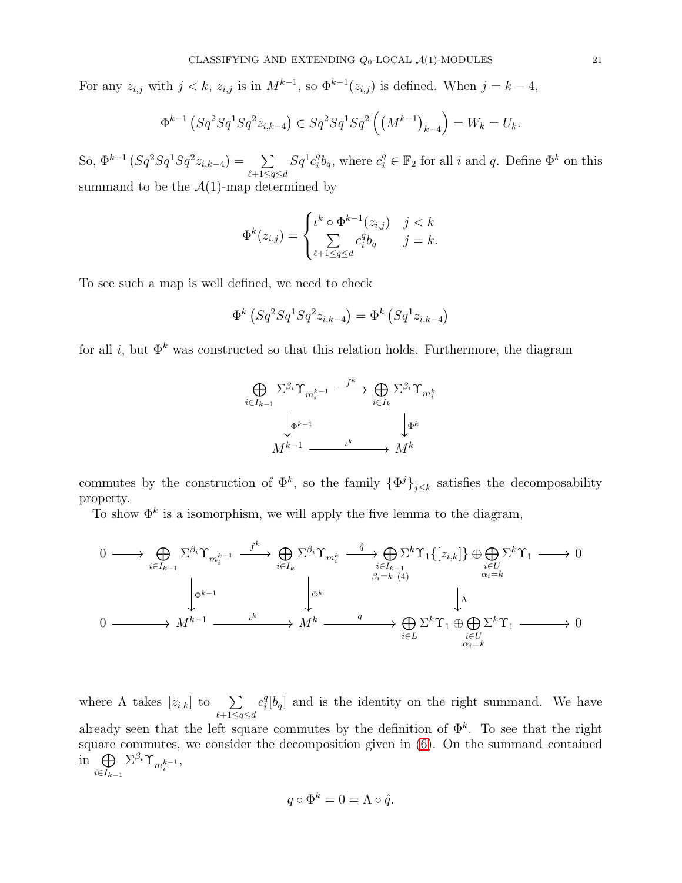For any $z_{i,j}$ with $j < k$, $z_{i,j}$ is in $M^{k-1}$, so $\Phi^{k-1}(z_{i,j})$ is defined. When $j = k-4$,

$$\Phi^{k-1}\left(Sq^2Sq^1Sq^2 z_{i,k-4}\right) \in Sq^2Sq^1Sq^2\left(\left(M^{k-1}\right)_{k-4}\right) = W_k = U_k.$$

So, $\Phi^{k-1}\left(Sq^2Sq^1Sq^2 z_{i,k-4}\right) = \sum_{\ell+1 \le q \le d} Sq^1 c_i^q b_q$, where $c_i^q \in \mathbb{F}_2$ for all $i$ and $q$. Define $\Phi^k$ on this summand to be the $\mathcal{A}(1)$-map determined by

$$\Phi^k(z_{i,j}) = \begin{cases} \iota^k \circ \Phi^{k-1}(z_{i,j}) & j < k \\ \sum_{\ell+1 \le q \le d} c_i^q b_q & j = k. \end{cases}$$

To see such a map is well defined, we need to check

$$\Phi^k\left(Sq^2Sq^1Sq^2 z_{i,k-4}\right) = \Phi^k\left(Sq^1 z_{i,k-4}\right)$$

for all $i$, but $\Phi^k$ was constructed so that this relation holds. Furthermore, the diagram

$$\begin{array}{ccc} \bigoplus_{i \in I_{k-1}} \Sigma^{\beta_i} \Upsilon_{m_i^{k-1}} & \xrightarrow{f^k} & \bigoplus_{i \in I_k} \Sigma^{\beta_i} \Upsilon_{m_i^k} \\ \Big\downarrow \Phi^{k-1} & & \Big\downarrow \Phi^k \\ M^{k-1} & \xrightarrow{\iota^k} & M^k \end{array}$$

commutes by the construction of $\Phi^k$, so the family $\{\Phi^j\}_{j \le k}$ satisfies the decomposability property.

To show $\Phi^k$ is a isomorphism, we will apply the five lemma to the diagram,

$$\begin{array}{ccccccccc} 0 & \longrightarrow & \bigoplus_{i \in I_{k-1}} \Sigma^{\beta_i} \Upsilon_{m_i^{k-1}} & \xrightarrow{f^k} & \bigoplus_{i \in I_k} \Sigma^{\beta_i} \Upsilon_{m_i^k} & \xrightarrow{\hat{q}} & \bigoplus_{\substack{i \in I_{k-1} \\ \beta_i \equiv k\ (4)}} \Sigma^k \Upsilon_1\{[z_{i,k}]\} \oplus \bigoplus_{\substack{i \in U \\ \alpha_i = k}} \Sigma^k \Upsilon_1 & \longrightarrow & 0 \\ & & \Big\downarrow \Phi^{k-1} & & \Big\downarrow \Phi^k & & \Big\downarrow \Lambda & & \\ 0 & \longrightarrow & M^{k-1} & \xrightarrow{\iota^k} & M^k & \xrightarrow{q} & \bigoplus_{i \in L} \Sigma^k \Upsilon_1 \oplus \bigoplus_{\substack{i \in U \\ \alpha_i = k}} \Sigma^k \Upsilon_1 & \longrightarrow & 0 \end{array}$$

where $\Lambda$ takes $[z_{i,k}]$ to $\sum_{\ell+1 \le q \le d} c_i^q [b_q]$ and is the identity on the right summand. We have already seen that the left square commutes by the definition of $\Phi^k$. To see that the right square commutes, we consider the decomposition given in (6). On the summand contained in $\bigoplus_{i \in I_{k-1}} \Sigma^{\beta_i} \Upsilon_{m_i^{k-1}}$,

$$q \circ \Phi^k = 0 = \Lambda \circ \hat{q}.$$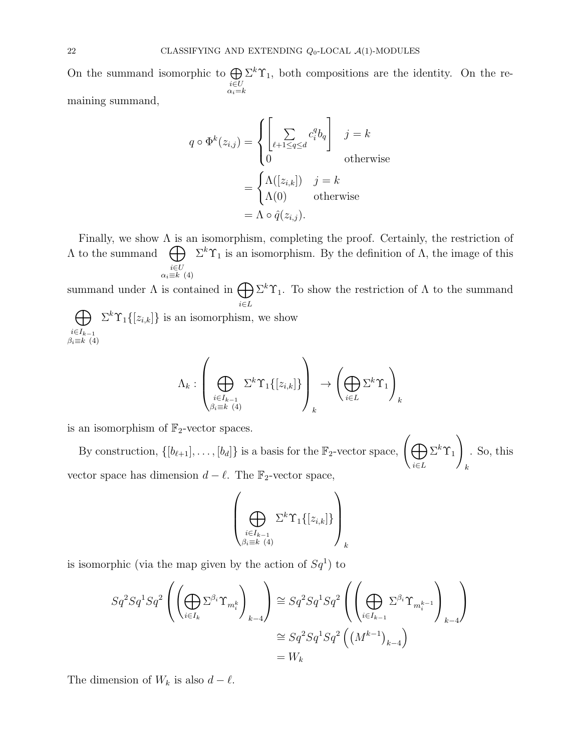On the summand isomorphic to $\bigoplus_{\substack{i \in U \\ \alpha_i = k}} \Sigma^k \Upsilon_1$, both compositions are the identity. On the remaining summand,

$$
\begin{aligned}
q \circ \Phi^k(z_{i,j}) &= \begin{cases} \left[ \sum_{\ell+1 \leq q \leq d} c_i^q b_q \right] & j = k \\ 0 & \text{otherwise} \end{cases} \\
&= \begin{cases} \Lambda([z_{i,k}]) & j = k \\ \Lambda(0) & \text{otherwise} \end{cases} \\
&= \Lambda \circ \hat{q}(z_{i,j}).
\end{aligned}
$$

Finally, we show $\Lambda$ is an isomorphism, completing the proof. Certainly, the restriction of $\Lambda$ to the summand $\bigoplus_{\substack{i \in U \\ \alpha_i \equiv k \ (4)}} \Sigma^k \Upsilon_1$ is an isomorphism. By the definition of $\Lambda$, the image of this summand under $\Lambda$ is contained in $\bigoplus_{i \in L} \Sigma^k \Upsilon_1$. To show the restriction of $\Lambda$ to the summand $\bigoplus_{\substack{i \in I_{k-1} \\ \beta_i \equiv k \ (4)}} \Sigma^k \Upsilon_1\{[z_{i,k}]\}$ is an isomorphism, we show

$$
\Lambda_k : \left( \bigoplus_{\substack{i \in I_{k-1} \\ \beta_i \equiv k \ (4)}} \Sigma^k \Upsilon_1\{[z_{i,k}]\} \right)_k \to \left( \bigoplus_{i \in L} \Sigma^k \Upsilon_1 \right)_k
$$

is an isomorphism of $\mathbb{F}_2$-vector spaces.

By construction, $\{[b_{\ell+1}], \ldots, [b_d]\}$ is a basis for the $\mathbb{F}_2$-vector space, $\left( \bigoplus_{i \in L} \Sigma^k \Upsilon_1 \right)_k$. So, this vector space has dimension $d - \ell$. The $\mathbb{F}_2$-vector space,

$$
\left( \bigoplus_{\substack{i \in I_{k-1} \\ \beta_i \equiv k \ (4)}} \Sigma^k \Upsilon_1\{[z_{i,k}]\} \right)_k
$$

is isomorphic (via the map given by the action of $Sq^1$) to

$$
\begin{aligned}
Sq^2 Sq^1 Sq^2 \left( \left( \bigoplus_{i \in I_k} \Sigma^{\beta_i} \Upsilon_{m_i^k} \right)_{k-4} \right) &\cong Sq^2 Sq^1 Sq^2 \left( \left( \bigoplus_{i \in I_{k-1}} \Sigma^{\beta_i} \Upsilon_{m_i^{k-1}} \right)_{k-4} \right) \\
&\cong Sq^2 Sq^1 Sq^2 \left( \left( M^{k-1} \right)_{k-4} \right) \\
&= W_k
\end{aligned}
$$

The dimension of $W_k$ is also $d - \ell$.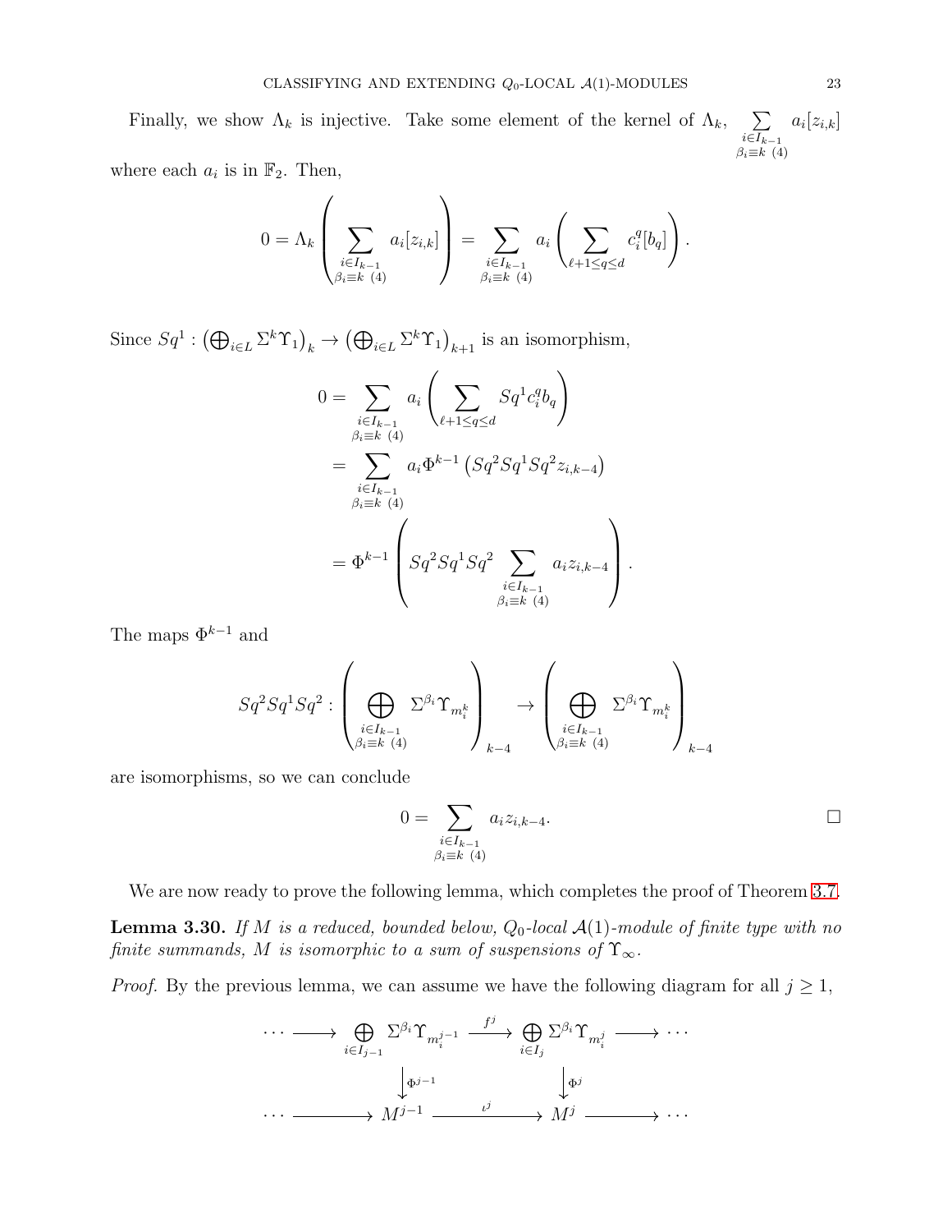Finally, we show $\Lambda_k$ is injective. Take some element of the kernel of $\Lambda_k$, $\sum_{\substack{i \in I_{k-1} \\ \beta_i \equiv k \ (4)}} a_i [z_{i,k}]$ where each $a_i$ is in $\mathbb{F}_2$. Then,

$$0 = \Lambda_k \left( \sum_{\substack{i \in I_{k-1} \\ \beta_i \equiv k \ (4)}} a_i [z_{i,k}] \right) = \sum_{\substack{i \in I_{k-1} \\ \beta_i \equiv k \ (4)}} a_i \left( \sum_{\ell+1 \leq q \leq d} c_i^q [b_q] \right).$$

Since $Sq^1 : \left(\bigoplus_{i \in L} \Sigma^k \Upsilon_1\right)_k \to \left(\bigoplus_{i \in L} \Sigma^k \Upsilon_1\right)_{k+1}$ is an isomorphism,

$$\begin{aligned}
0 &= \sum_{\substack{i \in I_{k-1} \\ \beta_i \equiv k \ (4)}} a_i \left( \sum_{\ell+1 \leq q \leq d} Sq^1 c_i^q b_q \right) \\
&= \sum_{\substack{i \in I_{k-1} \\ \beta_i \equiv k \ (4)}} a_i \Phi^{k-1} \left( Sq^2 Sq^1 Sq^2 z_{i,k-4} \right) \\
&= \Phi^{k-1} \left( Sq^2 Sq^1 Sq^2 \sum_{\substack{i \in I_{k-1} \\ \beta_i \equiv k \ (4)}} a_i z_{i,k-4} \right).
\end{aligned}$$

The maps $\Phi^{k-1}$ and

$$Sq^2 Sq^1 Sq^2 : \left( \bigoplus_{\substack{i \in I_{k-1} \\ \beta_i \equiv k \ (4)}} \Sigma^{\beta_i} \Upsilon_{m_i^k} \right)_{k-4} \to \left( \bigoplus_{\substack{i \in I_{k-1} \\ \beta_i \equiv k \ (4)}} \Sigma^{\beta_i} \Upsilon_{m_i^k} \right)_{k-4}$$

are isomorphisms, so we can conclude

$$0 = \sum_{\substack{i \in I_{k-1} \\ \beta_i \equiv k \ (4)}} a_i z_{i,k-4}. \qquad \square$$

We are now ready to prove the following lemma, which completes the proof of Theorem 3.7.

**Lemma 3.30.** *If $M$ is a reduced, bounded below, $Q_0$-local $\mathcal{A}(1)$-module of finite type with no finite summands, $M$ is isomorphic to a sum of suspensions of $\Upsilon_\infty$.*

*Proof.* By the previous lemma, we can assume we have the following diagram for all $j \geq 1$,

$$\begin{array}{ccccccc}
\cdots \longrightarrow & \bigoplus_{i \in I_{j-1}} \Sigma^{\beta_i} \Upsilon_{m_i^{j-1}} & \xrightarrow{f^j} & \bigoplus_{i \in I_j} \Sigma^{\beta_i} \Upsilon_{m_i^j} & \longrightarrow \cdots \\
& \downarrow{\scriptstyle \Phi^{j-1}} & & \downarrow{\scriptstyle \Phi^j} & \\
\cdots \longrightarrow & M^{j-1} & \xrightarrow{\iota^j} & M^j & \longrightarrow \cdots
\end{array}$$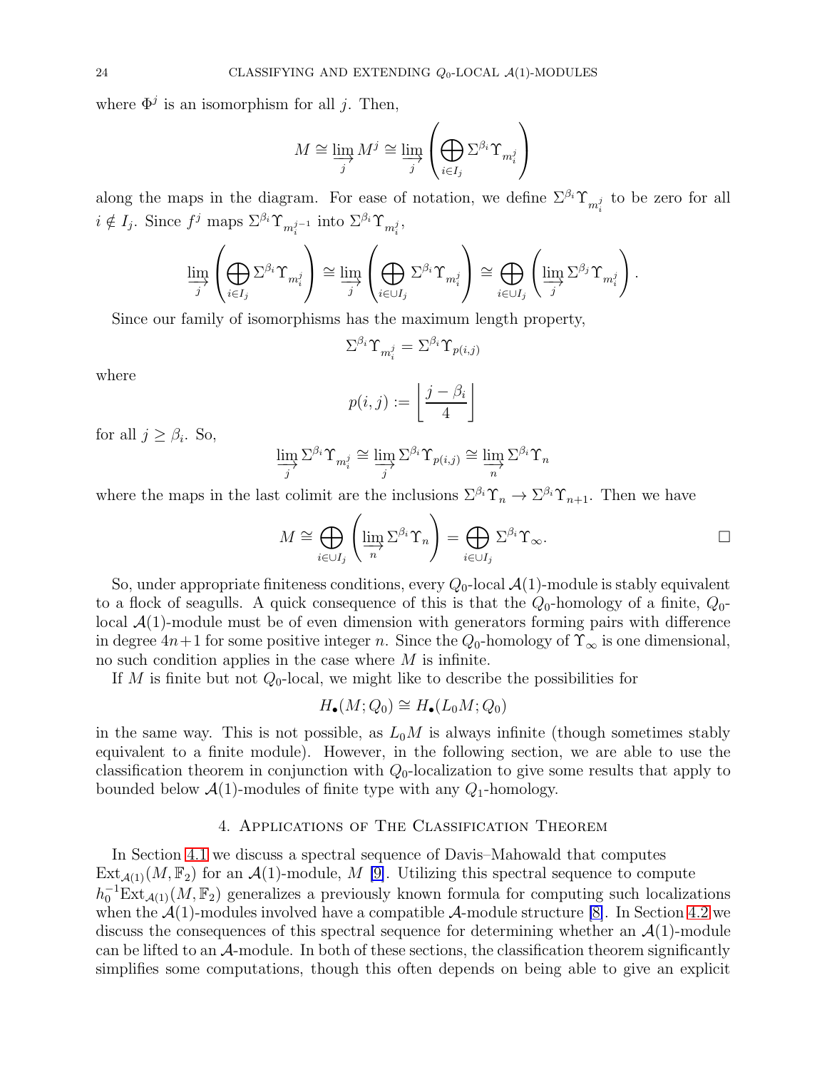where $\Phi^j$ is an isomorphism for all $j$. Then,

$$M \cong \varinjlim_j M^j \cong \varinjlim_j \left( \bigoplus_{i \in I_j} \Sigma^{\beta_i} \Upsilon_{m_i^j} \right)$$

along the maps in the diagram. For ease of notation, we define $\Sigma^{\beta_i}\Upsilon_{m_i^j}$ to be zero for all $i \notin I_j$. Since $f^j$ maps $\Sigma^{\beta_i}\Upsilon_{m_i^{j-1}}$ into $\Sigma^{\beta_i}\Upsilon_{m_i^j}$,

$$\varinjlim_j \left( \bigoplus_{i \in I_j} \Sigma^{\beta_i} \Upsilon_{m_i^j} \right) \cong \varinjlim_j \left( \bigoplus_{i \in \cup I_j} \Sigma^{\beta_i} \Upsilon_{m_i^j} \right) \cong \bigoplus_{i \in \cup I_j} \left( \varinjlim_j \Sigma^{\beta_j} \Upsilon_{m_i^j} \right).$$

Since our family of isomorphisms has the maximum length property,

$$\Sigma^{\beta_i}\Upsilon_{m_i^j} = \Sigma^{\beta_i}\Upsilon_{p(i,j)}$$

where

$$p(i,j) := \left\lfloor \frac{j - \beta_i}{4} \right\rfloor$$

for all $j \geq \beta_i$. So,

$$\varinjlim_j \Sigma^{\beta_i}\Upsilon_{m_i^j} \cong \varinjlim_j \Sigma^{\beta_i}\Upsilon_{p(i,j)} \cong \varinjlim_n \Sigma^{\beta_i}\Upsilon_n$$

where the maps in the last colimit are the inclusions $\Sigma^{\beta_i}\Upsilon_n \to \Sigma^{\beta_i}\Upsilon_{n+1}$. Then we have

$$M \cong \bigoplus_{i \in \cup I_j} \left( \varinjlim_n \Sigma^{\beta_i}\Upsilon_n \right) = \bigoplus_{i \in \cup I_j} \Sigma^{\beta_i}\Upsilon_\infty. \qquad \square$$

So, under appropriate finiteness conditions, every $Q_0$-local $\mathcal{A}(1)$-module is stably equivalent to a flock of seagulls. A quick consequence of this is that the $Q_0$-homology of a finite, $Q_0$-local $\mathcal{A}(1)$-module must be of even dimension with generators forming pairs with difference in degree $4n+1$ for some positive integer $n$. Since the $Q_0$-homology of $\Upsilon_\infty$ is one dimensional, no such condition applies in the case where $M$ is infinite.

If $M$ is finite but not $Q_0$-local, we might like to describe the possibilities for

$$H_\bullet(M; Q_0) \cong H_\bullet(L_0 M; Q_0)$$

in the same way. This is not possible, as $L_0 M$ is always infinite (though sometimes stably equivalent to a finite module). However, in the following section, we are able to use the classification theorem in conjunction with $Q_0$-localization to give some results that apply to bounded below $\mathcal{A}(1)$-modules of finite type with any $Q_1$-homology.

## 4. Applications of The Classification Theorem

In Section 4.1 we discuss a spectral sequence of Davis–Mahowald that computes $\mathrm{Ext}_{\mathcal{A}(1)}(M, \mathbb{F}_2)$ for an $\mathcal{A}(1)$-module, $M$ [9]. Utilizing this spectral sequence to compute $h_0^{-1}\mathrm{Ext}_{\mathcal{A}(1)}(M, \mathbb{F}_2)$ generalizes a previously known formula for computing such localizations when the $\mathcal{A}(1)$-modules involved have a compatible $\mathcal{A}$-module structure [8]. In Section 4.2 we discuss the consequences of this spectral sequence for determining whether an $\mathcal{A}(1)$-module can be lifted to an $\mathcal{A}$-module. In both of these sections, the classification theorem significantly simplifies some computations, though this often depends on being able to give an explicit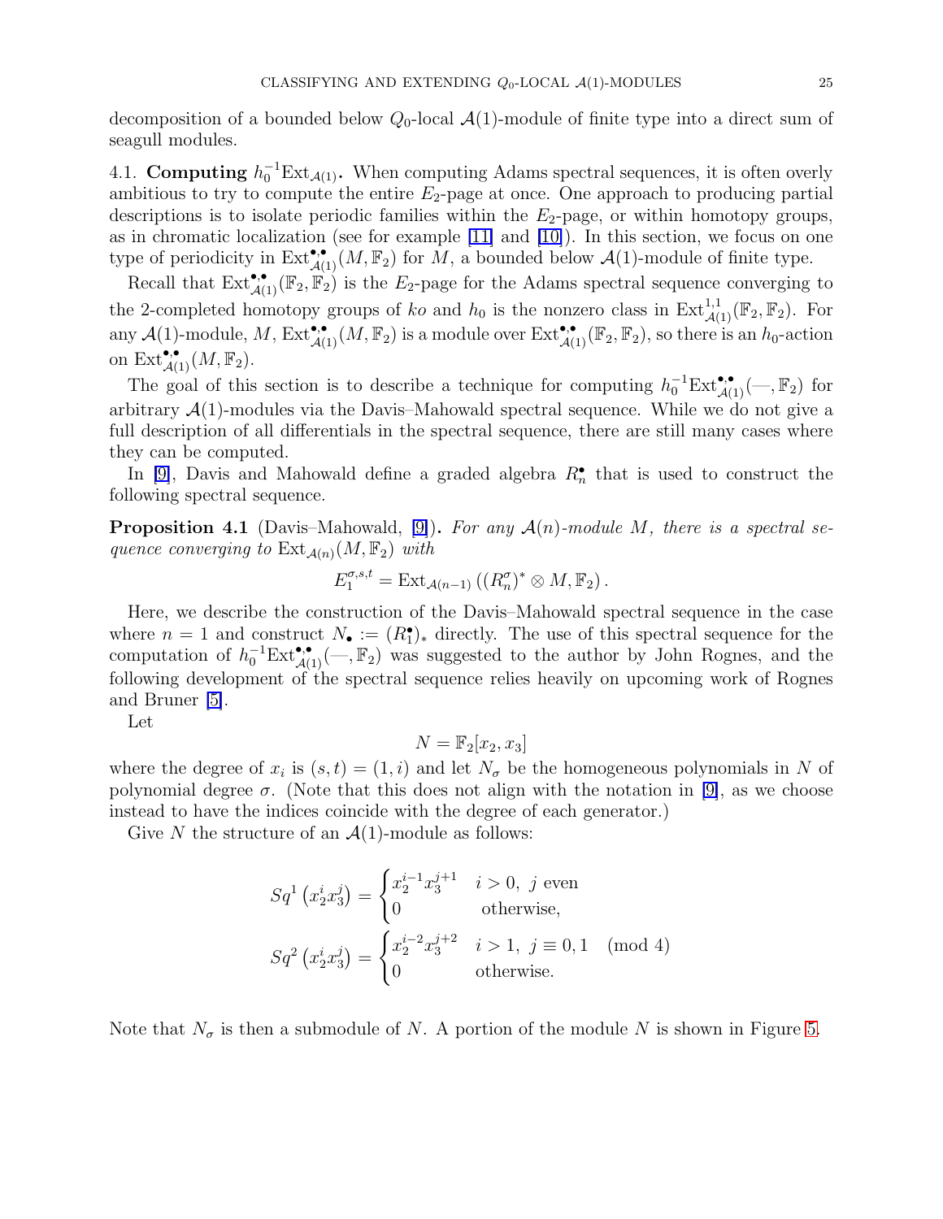decomposition of a bounded below $Q_0$-local $\mathcal{A}(1)$-module of finite type into a direct sum of seagull modules.

### 4.1. Computing $h_0^{-1}\mathrm{Ext}_{\mathcal{A}(1)}$.

When computing Adams spectral sequences, it is often overly ambitious to try to compute the entire $E_2$-page at once. One approach to producing partial descriptions is to isolate periodic families within the $E_2$-page, or within homotopy groups, as in chromatic localization (see for example [11] and [10]). In this section, we focus on one type of periodicity in $\mathrm{Ext}^{\bullet,\bullet}_{\mathcal{A}(1)}(M, \mathbb{F}_2)$ for $M$, a bounded below $\mathcal{A}(1)$-module of finite type.

Recall that $\mathrm{Ext}^{\bullet,\bullet}_{\mathcal{A}(1)}(\mathbb{F}_2, \mathbb{F}_2)$ is the $E_2$-page for the Adams spectral sequence converging to the 2-completed homotopy groups of $ko$ and $h_0$ is the nonzero class in $\mathrm{Ext}^{1,1}_{\mathcal{A}(1)}(\mathbb{F}_2, \mathbb{F}_2)$. For any $\mathcal{A}(1)$-module, $M$, $\mathrm{Ext}^{\bullet,\bullet}_{\mathcal{A}(1)}(M, \mathbb{F}_2)$ is a module over $\mathrm{Ext}^{\bullet,\bullet}_{\mathcal{A}(1)}(\mathbb{F}_2, \mathbb{F}_2)$, so there is an $h_0$-action on $\mathrm{Ext}^{\bullet,\bullet}_{\mathcal{A}(1)}(M, \mathbb{F}_2)$.

The goal of this section is to describe a technique for computing $h_0^{-1}\mathrm{Ext}^{\bullet,\bullet}_{\mathcal{A}(1)}(—, \mathbb{F}_2)$ for arbitrary $\mathcal{A}(1)$-modules via the Davis–Mahowald spectral sequence. While we do not give a full description of all differentials in the spectral sequence, there are still many cases where they can be computed.

In [9], Davis and Mahowald define a graded algebra $R^\bullet_n$ that is used to construct the following spectral sequence.

**Proposition 4.1** (Davis–Mahowald, [9])**.** *For any $\mathcal{A}(n)$-module $M$, there is a spectral sequence converging to $\mathrm{Ext}_{\mathcal{A}(n)}(M, \mathbb{F}_2)$ with*

$$E_1^{\sigma,s,t} = \mathrm{Ext}_{\mathcal{A}(n-1)}\left((R^\sigma_n)^* \otimes M, \mathbb{F}_2\right).$$

Here, we describe the construction of the Davis–Mahowald spectral sequence in the case where $n = 1$ and construct $N_\bullet := (R^\bullet_1)_*$ directly. The use of this spectral sequence for the computation of $h_0^{-1}\mathrm{Ext}^{\bullet,\bullet}_{\mathcal{A}(1)}(—, \mathbb{F}_2)$ was suggested to the author by John Rognes, and the following development of the spectral sequence relies heavily on upcoming work of Rognes and Bruner [5].

Let

$$N = \mathbb{F}_2[x_2, x_3]$$

where the degree of $x_i$ is $(s, t) = (1, i)$ and let $N_\sigma$ be the homogeneous polynomials in $N$ of polynomial degree $\sigma$. (Note that this does not align with the notation in [9], as we choose instead to have the indices coincide with the degree of each generator.)

Give $N$ the structure of an $\mathcal{A}(1)$-module as follows:

$$Sq^1\left(x_2^i x_3^j\right) = \begin{cases} x_2^{i-1}x_3^{j+1} & i > 0,\ j \text{ even} \\ 0 & \text{otherwise,} \end{cases}$$

$$Sq^2\left(x_2^i x_3^j\right) = \begin{cases} x_2^{i-2}x_3^{j+2} & i > 1,\ j \equiv 0, 1 \pmod 4 \\ 0 & \text{otherwise.} \end{cases}$$

Note that $N_\sigma$ is then a submodule of $N$. A portion of the module $N$ is shown in Figure 5.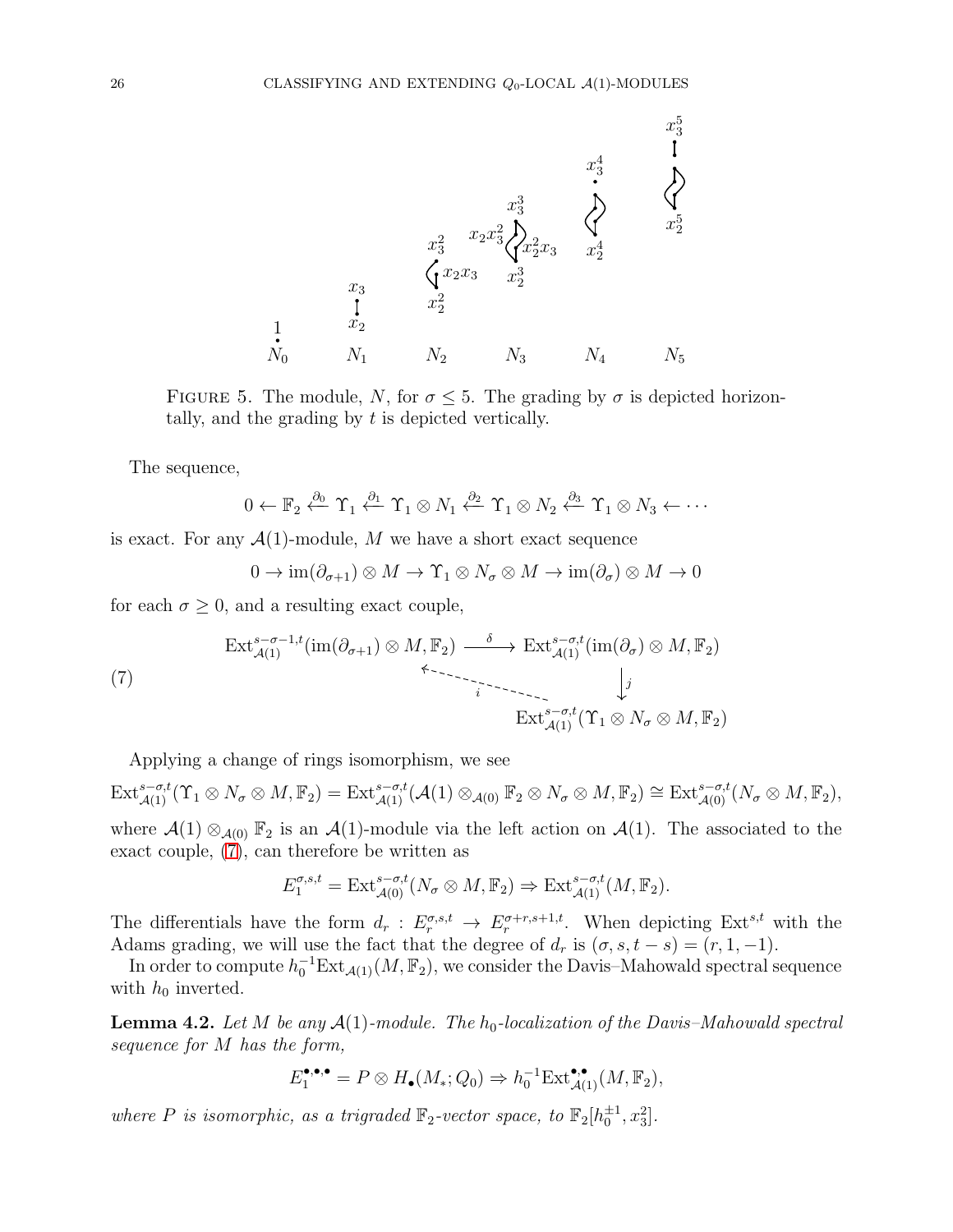FIGURE 5. The module, $N$, for $\sigma \leq 5$. The grading by $\sigma$ is depicted horizontally, and the grading by $t$ is depicted vertically.

The sequence,

$$0 \leftarrow \mathbb{F}_2 \xleftarrow{\partial_0} \Upsilon_1 \xleftarrow{\partial_1} \Upsilon_1 \otimes N_1 \xleftarrow{\partial_2} \Upsilon_1 \otimes N_2 \xleftarrow{\partial_3} \Upsilon_1 \otimes N_3 \leftarrow \cdots$$

is exact. For any $\mathcal{A}(1)$-module, $M$ we have a short exact sequence

$$0 \to \operatorname{im}(\partial_{\sigma+1}) \otimes M \to \Upsilon_1 \otimes N_\sigma \otimes M \to \operatorname{im}(\partial_\sigma) \otimes M \to 0$$

for each $\sigma \geq 0$, and a resulting exact couple,

$$\begin{array}{ccc} \operatorname{Ext}^{s-\sigma-1,t}_{\mathcal{A}(1)}(\operatorname{im}(\partial_{\sigma+1}) \otimes M, \mathbb{F}_2) & \xrightarrow{\ \delta\ } & \operatorname{Ext}^{s-\sigma,t}_{\mathcal{A}(1)}(\operatorname{im}(\partial_\sigma) \otimes M, \mathbb{F}_2) \\ & \nwarrow_{i} & \downarrow j \\ & & \operatorname{Ext}^{s-\sigma,t}_{\mathcal{A}(1)}(\Upsilon_1 \otimes N_\sigma \otimes M, \mathbb{F}_2) \end{array} \tag{7}$$

Applying a change of rings isomorphism, we see

$$\operatorname{Ext}^{s-\sigma,t}_{\mathcal{A}(1)}(\Upsilon_1 \otimes N_\sigma \otimes M, \mathbb{F}_2) = \operatorname{Ext}^{s-\sigma,t}_{\mathcal{A}(1)}(\mathcal{A}(1) \otimes_{\mathcal{A}(0)} \mathbb{F}_2 \otimes N_\sigma \otimes M, \mathbb{F}_2) \cong \operatorname{Ext}^{s-\sigma,t}_{\mathcal{A}(0)}(N_\sigma \otimes M, \mathbb{F}_2),$$

where $\mathcal{A}(1) \otimes_{\mathcal{A}(0)} \mathbb{F}_2$ is an $\mathcal{A}(1)$-module via the left action on $\mathcal{A}(1)$. The associated to the exact couple, (7), can therefore be written as

$$E_1^{\sigma,s,t} = \operatorname{Ext}^{s-\sigma,t}_{\mathcal{A}(0)}(N_\sigma \otimes M, \mathbb{F}_2) \Rightarrow \operatorname{Ext}^{s-\sigma,t}_{\mathcal{A}(1)}(M, \mathbb{F}_2).$$

The differentials have the form $d_r : E_r^{\sigma,s,t} \to E_r^{\sigma+r,s+1,t}$. When depicting $\operatorname{Ext}^{s,t}$ with the Adams grading, we will use the fact that the degree of $d_r$ is $(\sigma, s, t-s) = (r, 1, -1)$.

In order to compute $h_0^{-1}\operatorname{Ext}_{\mathcal{A}(1)}(M, \mathbb{F}_2)$, we consider the Davis–Mahowald spectral sequence with $h_0$ inverted.

**Lemma 4.2.** *Let $M$ be any $\mathcal{A}(1)$-module. The $h_0$-localization of the Davis–Mahowald spectral sequence for $M$ has the form,*

$$E_1^{\bullet,\bullet,\bullet} = P \otimes H_\bullet(M_*; Q_0) \Rightarrow h_0^{-1}\operatorname{Ext}^{\bullet,\bullet}_{\mathcal{A}(1)}(M, \mathbb{F}_2),$$

*where $P$ is isomorphic, as a trigraded $\mathbb{F}_2$-vector space, to $\mathbb{F}_2[h_0^{\pm 1}, x_3^2]$.*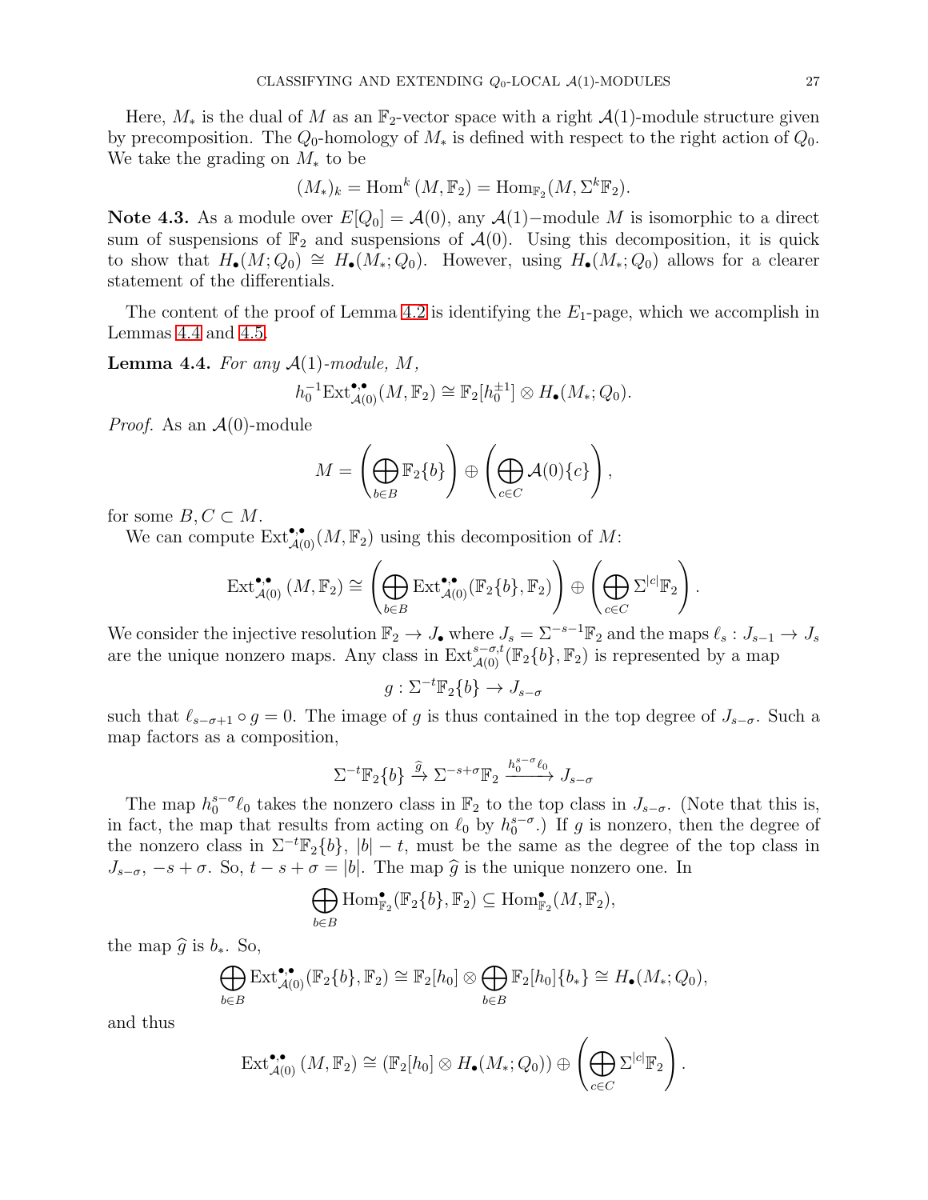Here, $M_*$ is the dual of $M$ as an $\mathbb{F}_2$-vector space with a right $\mathcal{A}(1)$-module structure given by precomposition. The $Q_0$-homology of $M_*$ is defined with respect to the right action of $Q_0$. We take the grading on $M_*$ to be

$$(M_*)_k = \operatorname{Hom}^k(M, \mathbb{F}_2) = \operatorname{Hom}_{\mathbb{F}_2}(M, \Sigma^k \mathbb{F}_2).$$

**Note 4.3.** As a module over $E[Q_0] = \mathcal{A}(0)$, any $\mathcal{A}(1)$−module $M$ is isomorphic to a direct sum of suspensions of $\mathbb{F}_2$ and suspensions of $\mathcal{A}(0)$. Using this decomposition, it is quick to show that $H_\bullet(M; Q_0) \cong H_\bullet(M_*; Q_0)$. However, using $H_\bullet(M_*; Q_0)$ allows for a clearer statement of the differentials.

The content of the proof of Lemma 4.2 is identifying the $E_1$-page, which we accomplish in Lemmas 4.4 and 4.5.

**Lemma 4.4.** *For any $\mathcal{A}(1)$-module, $M$,*

$$h_0^{-1}\operatorname{Ext}^{\bullet;\bullet}_{\mathcal{A}(0)}(M, \mathbb{F}_2) \cong \mathbb{F}_2[h_0^{\pm 1}] \otimes H_\bullet(M_*; Q_0).$$

*Proof.* As an $\mathcal{A}(0)$-module

$$M = \left(\bigoplus_{b \in B} \mathbb{F}_2\{b\}\right) \oplus \left(\bigoplus_{c \in C} \mathcal{A}(0)\{c\}\right),$$

for some $B, C \subset M$.

We can compute $\operatorname{Ext}^{\bullet;\bullet}_{\mathcal{A}(0)}(M, \mathbb{F}_2)$ using this decomposition of $M$:

$$\operatorname{Ext}^{\bullet;\bullet}_{\mathcal{A}(0)}(M, \mathbb{F}_2) \cong \left(\bigoplus_{b \in B} \operatorname{Ext}^{\bullet;\bullet}_{\mathcal{A}(0)}(\mathbb{F}_2\{b\}, \mathbb{F}_2)\right) \oplus \left(\bigoplus_{c \in C} \Sigma^{|c|}\mathbb{F}_2\right).$$

We consider the injective resolution $\mathbb{F}_2 \to J_\bullet$ where $J_s = \Sigma^{-s-1}\mathbb{F}_2$ and the maps $\ell_s : J_{s-1} \to J_s$ are the unique nonzero maps. Any class in $\operatorname{Ext}^{s-\sigma,t}_{\mathcal{A}(0)}(\mathbb{F}_2\{b\}, \mathbb{F}_2)$ is represented by a map

$$g : \Sigma^{-t}\mathbb{F}_2\{b\} \to J_{s-\sigma}$$

such that $\ell_{s-\sigma+1} \circ g = 0$. The image of $g$ is thus contained in the top degree of $J_{s-\sigma}$. Such a map factors as a composition,

$$\Sigma^{-t}\mathbb{F}_2\{b\} \xrightarrow{\widehat{g}} \Sigma^{-s+\sigma}\mathbb{F}_2 \xrightarrow{h_0^{s-\sigma}\ell_0} J_{s-\sigma}$$

The map $h_0^{s-\sigma}\ell_0$ takes the nonzero class in $\mathbb{F}_2$ to the top class in $J_{s-\sigma}$. (Note that this is, in fact, the map that results from acting on $\ell_0$ by $h_0^{s-\sigma}$.) If $g$ is nonzero, then the degree of the nonzero class in $\Sigma^{-t}\mathbb{F}_2\{b\}$, $|b| - t$, must be the same as the degree of the top class in $J_{s-\sigma}$, $-s + \sigma$. So, $t - s + \sigma = |b|$. The map $\widehat{g}$ is the unique nonzero one. In

$$\bigoplus_{b \in B} \operatorname{Hom}^\bullet_{\mathbb{F}_2}(\mathbb{F}_2\{b\}, \mathbb{F}_2) \subseteq \operatorname{Hom}^\bullet_{\mathbb{F}_2}(M, \mathbb{F}_2),$$

the map $\widehat{g}$ is $b_*$. So,

$$\bigoplus_{b \in B} \operatorname{Ext}^{\bullet;\bullet}_{\mathcal{A}(0)}(\mathbb{F}_2\{b\}, \mathbb{F}_2) \cong \mathbb{F}_2[h_0] \otimes \bigoplus_{b \in B} \mathbb{F}_2[h_0]\{b_*\} \cong H_\bullet(M_*; Q_0),$$

and thus

$$\operatorname{Ext}^{\bullet;\bullet}_{\mathcal{A}(0)}(M, \mathbb{F}_2) \cong (\mathbb{F}_2[h_0] \otimes H_\bullet(M_*; Q_0)) \oplus \left(\bigoplus_{c \in C} \Sigma^{|c|}\mathbb{F}_2\right).$$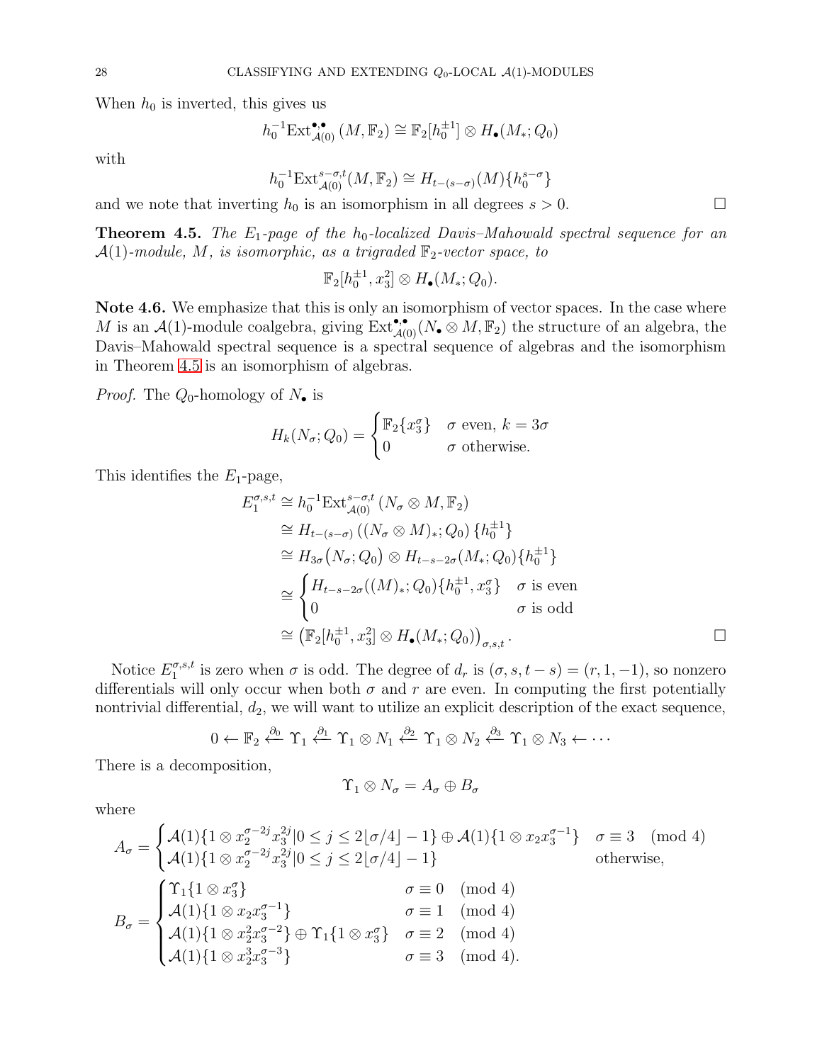When $h_0$ is inverted, this gives us

$$h_0^{-1}\mathrm{Ext}^{\bullet;\bullet}_{\mathcal{A}(0)}(M,\mathbb{F}_2) \cong \mathbb{F}_2[h_0^{\pm 1}] \otimes H_\bullet(M_*;Q_0)$$

with

$$h_0^{-1}\mathrm{Ext}^{s-\sigma,t}_{\mathcal{A}(0)}(M,\mathbb{F}_2) \cong H_{t-(s-\sigma)}(M)\{h_0^{s-\sigma}\}$$

and we note that inverting $h_0$ is an isomorphism in all degrees $s > 0$. $\square$

**Theorem 4.5.** *The $E_1$-page of the $h_0$-localized Davis–Mahowald spectral sequence for an $\mathcal{A}(1)$-module, $M$, is isomorphic, as a trigraded $\mathbb{F}_2$-vector space, to*

$$\mathbb{F}_2[h_0^{\pm 1}, x_3^2] \otimes H_\bullet(M_*;Q_0).$$

**Note 4.6.** We emphasize that this is only an isomorphism of vector spaces. In the case where $M$ is an $\mathcal{A}(1)$-module coalgebra, giving $\mathrm{Ext}^{\bullet;\bullet}_{\mathcal{A}(0)}(N_\bullet \otimes M,\mathbb{F}_2)$ the structure of an algebra, the Davis–Mahowald spectral sequence is a spectral sequence of algebras and the isomorphism in Theorem 4.5 is an isomorphism of algebras.

*Proof.* The $Q_0$-homology of $N_\bullet$ is

$$H_k(N_\sigma;Q_0) = \begin{cases} \mathbb{F}_2\{x_3^\sigma\} & \sigma \text{ even, } k = 3\sigma \\ 0 & \sigma \text{ otherwise.} \end{cases}$$

This identifies the $E_1$-page,

$$\begin{aligned}
E_1^{\sigma,s,t} &\cong h_0^{-1}\mathrm{Ext}^{s-\sigma,t}_{\mathcal{A}(0)}(N_\sigma \otimes M,\mathbb{F}_2) \\
&\cong H_{t-(s-\sigma)}\left((N_\sigma \otimes M)_*;Q_0\right)\{h_0^{\pm 1}\} \\
&\cong H_{3\sigma}\big(N_\sigma;Q_0\big) \otimes H_{t-s-2\sigma}(M_*;Q_0)\{h_0^{\pm 1}\} \\
&\cong \begin{cases} H_{t-s-2\sigma}((M)_*;Q_0)\{h_0^{\pm 1}, x_3^\sigma\} & \sigma \text{ is even} \\ 0 & \sigma \text{ is odd} \end{cases} \\
&\cong \left(\mathbb{F}_2[h_0^{\pm 1}, x_3^2] \otimes H_\bullet(M_*;Q_0)\right)_{\sigma,s,t}.
\end{aligned}$$

$\square$

Notice $E_1^{\sigma,s,t}$ is zero when $\sigma$ is odd. The degree of $d_r$ is $(\sigma, s, t-s) = (r, 1, -1)$, so nonzero differentials will only occur when both $\sigma$ and $r$ are even. In computing the first potentially nontrivial differential, $d_2$, we will want to utilize an explicit description of the exact sequence,

$$0 \leftarrow \mathbb{F}_2 \xleftarrow{\partial_0} \Upsilon_1 \xleftarrow{\partial_1} \Upsilon_1 \otimes N_1 \xleftarrow{\partial_2} \Upsilon_1 \otimes N_2 \xleftarrow{\partial_3} \Upsilon_1 \otimes N_3 \leftarrow \cdots$$

There is a decomposition,

$$\Upsilon_1 \otimes N_\sigma = A_\sigma \oplus B_\sigma$$

where

$$A_\sigma = \begin{cases} \mathcal{A}(1)\{1 \otimes x_2^{\sigma-2j}x_3^{2j} | 0 \le j \le 2\lfloor \sigma/4 \rfloor - 1\} \oplus \mathcal{A}(1)\{1 \otimes x_2 x_3^{\sigma-1}\} & \sigma \equiv 3 \pmod 4 \\ \mathcal{A}(1)\{1 \otimes x_2^{\sigma-2j}x_3^{2j} | 0 \le j \le 2\lfloor \sigma/4 \rfloor - 1\} & \text{otherwise,} \end{cases}$$

$$B_\sigma = \begin{cases} \Upsilon_1\{1 \otimes x_3^\sigma\} & \sigma \equiv 0 \pmod 4 \\ \mathcal{A}(1)\{1 \otimes x_2 x_3^{\sigma-1}\} & \sigma \equiv 1 \pmod 4 \\ \mathcal{A}(1)\{1 \otimes x_2^2 x_3^{\sigma-2}\} \oplus \Upsilon_1\{1 \otimes x_3^\sigma\} & \sigma \equiv 2 \pmod 4 \\ \mathcal{A}(1)\{1 \otimes x_2^3 x_3^{\sigma-3}\} & \sigma \equiv 3 \pmod 4. \end{cases}$$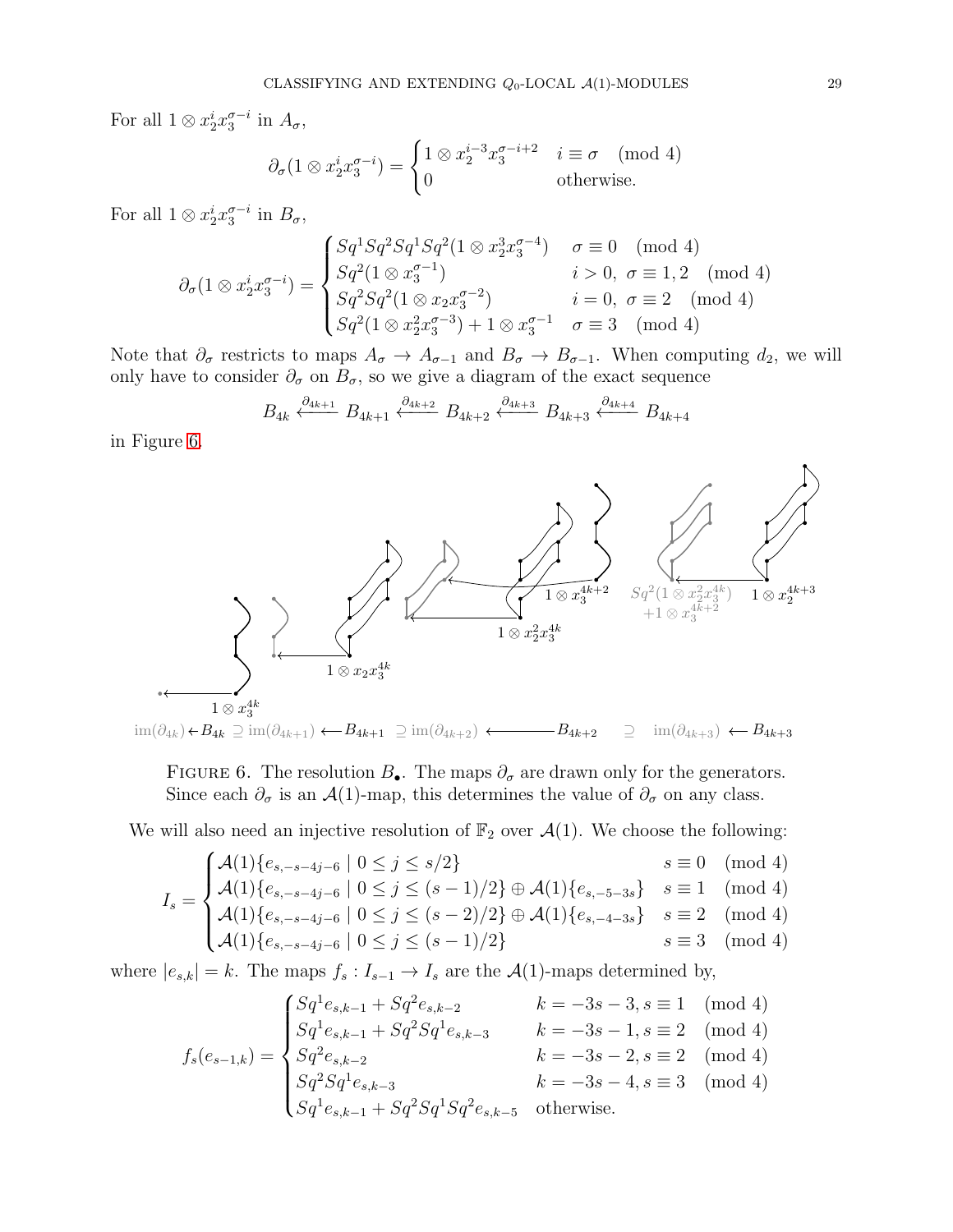For all $1 \otimes x_2^i x_3^{\sigma-i}$ in $A_\sigma$,

$$\partial_\sigma(1 \otimes x_2^i x_3^{\sigma-i}) = \begin{cases} 1 \otimes x_2^{i-3} x_3^{\sigma-i+2} & i \equiv \sigma \pmod 4 \\ 0 & \text{otherwise.} \end{cases}$$

For all $1 \otimes x_2^i x_3^{\sigma-i}$ in $B_\sigma$,

$$\partial_\sigma(1 \otimes x_2^i x_3^{\sigma-i}) = \begin{cases} Sq^1 Sq^2 Sq^1 Sq^2(1 \otimes x_2^3 x_3^{\sigma-4}) & \sigma \equiv 0 \pmod 4 \\ Sq^2(1 \otimes x_3^{\sigma-1}) & i > 0,\ \sigma \equiv 1, 2 \pmod 4 \\ Sq^2 Sq^2(1 \otimes x_2 x_3^{\sigma-2}) & i = 0,\ \sigma \equiv 2 \pmod 4 \\ Sq^2(1 \otimes x_2^2 x_3^{\sigma-3}) + 1 \otimes x_3^{\sigma-1} & \sigma \equiv 3 \pmod 4 \end{cases}$$

Note that $\partial_\sigma$ restricts to maps $A_\sigma \to A_{\sigma-1}$ and $B_\sigma \to B_{\sigma-1}$. When computing $d_2$, we will only have to consider $\partial_\sigma$ on $B_\sigma$, so we give a diagram of the exact sequence

$$B_{4k} \xleftarrow{\partial_{4k+1}} B_{4k+1} \xleftarrow{\partial_{4k+2}} B_{4k+2} \xleftarrow{\partial_{4k+3}} B_{4k+3} \xleftarrow{\partial_{4k+4}} B_{4k+4}$$

in Figure 6.

FIGURE 6. The resolution $B_\bullet$. The maps $\partial_\sigma$ are drawn only for the generators. Since each $\partial_\sigma$ is an $\mathcal{A}(1)$-map, this determines the value of $\partial_\sigma$ on any class.

We will also need an injective resolution of $\mathbb{F}_2$ over $\mathcal{A}(1)$. We choose the following:

$$I_s = \begin{cases} \mathcal{A}(1)\{e_{s,-s-4j-6} \mid 0 \leq j \leq s/2\} & s \equiv 0 \pmod 4 \\ \mathcal{A}(1)\{e_{s,-s-4j-6} \mid 0 \leq j \leq (s-1)/2\} \oplus \mathcal{A}(1)\{e_{s,-5-3s}\} & s \equiv 1 \pmod 4 \\ \mathcal{A}(1)\{e_{s,-s-4j-6} \mid 0 \leq j \leq (s-2)/2\} \oplus \mathcal{A}(1)\{e_{s,-4-3s}\} & s \equiv 2 \pmod 4 \\ \mathcal{A}(1)\{e_{s,-s-4j-6} \mid 0 \leq j \leq (s-1)/2\} & s \equiv 3 \pmod 4 \end{cases}$$

where $|e_{s,k}| = k$. The maps $f_s : I_{s-1} \to I_s$ are the $\mathcal{A}(1)$-maps determined by,

$$f_s(e_{s-1,k}) = \begin{cases} Sq^1 e_{s,k-1} + Sq^2 e_{s,k-2} & k = -3s-3, s \equiv 1 \pmod 4 \\ Sq^1 e_{s,k-1} + Sq^2 Sq^1 e_{s,k-3} & k = -3s-1, s \equiv 2 \pmod 4 \\ Sq^2 e_{s,k-2} & k = -3s-2, s \equiv 2 \pmod 4 \\ Sq^2 Sq^1 e_{s,k-3} & k = -3s-4, s \equiv 3 \pmod 4 \\ Sq^1 e_{s,k-1} + Sq^2 Sq^1 Sq^2 e_{s,k-5} & \text{otherwise.} \end{cases}$$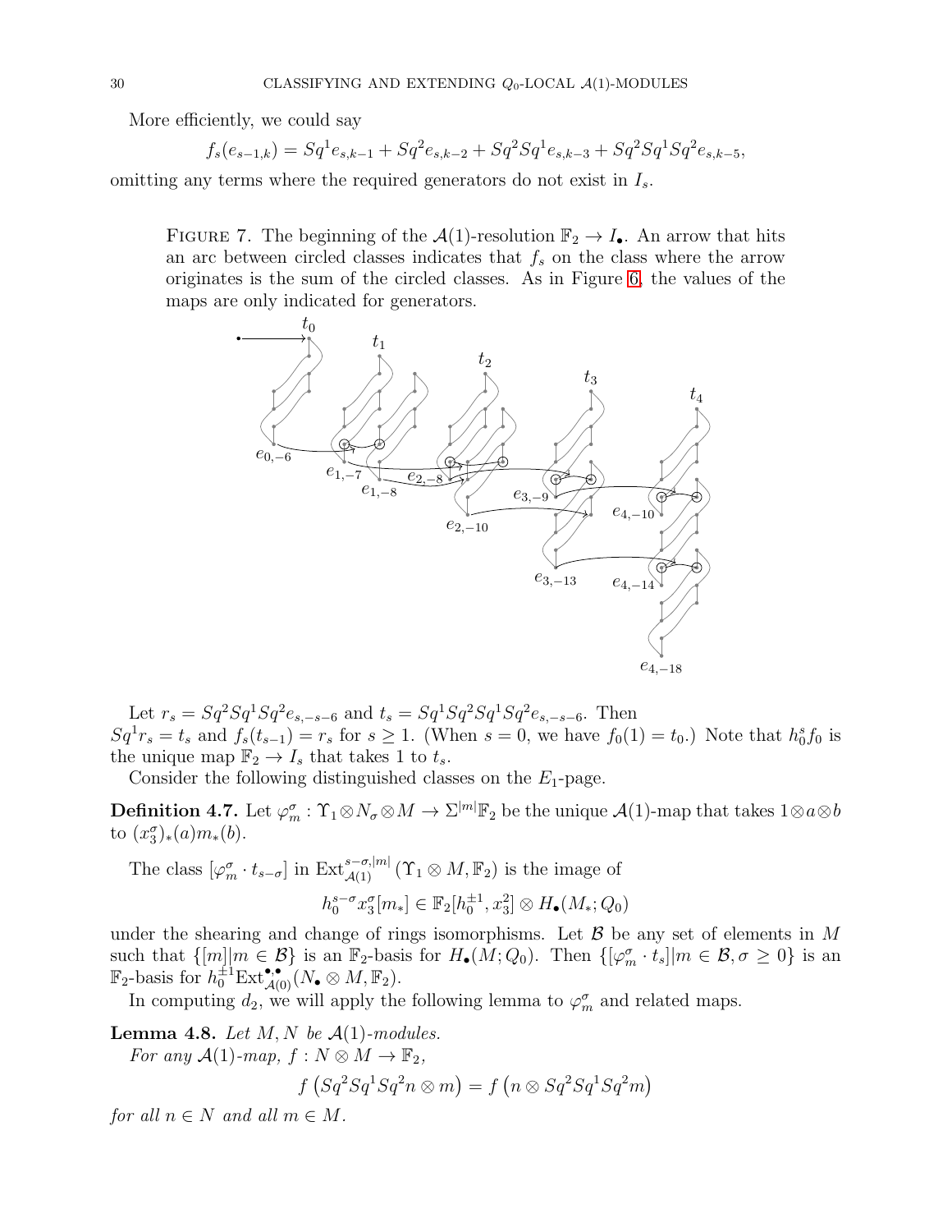More efficiently, we could say

$$f_s(e_{s-1,k}) = Sq^1 e_{s,k-1} + Sq^2 e_{s,k-2} + Sq^2 Sq^1 e_{s,k-3} + Sq^2 Sq^1 Sq^2 e_{s,k-5},$$

omitting any terms where the required generators do not exist in $I_s$.

FIGURE 7. The beginning of the $\mathcal{A}(1)$-resolution $\mathbb{F}_2 \to I_\bullet$. An arrow that hits an arc between circled classes indicates that $f_s$ on the class where the arrow originates is the sum of the circled classes. As in Figure 6, the values of the maps are only indicated for generators.

Let $r_s = Sq^2 Sq^1 Sq^2 e_{s,-s-6}$ and $t_s = Sq^1 Sq^2 Sq^1 Sq^2 e_{s,-s-6}$. Then $Sq^1 r_s = t_s$ and $f_s(t_{s-1}) = r_s$ for $s \geq 1$. (When $s = 0$, we have $f_0(1) = t_0$.) Note that $h_0^s f_0$ is the unique map $\mathbb{F}_2 \to I_s$ that takes 1 to $t_s$.

Consider the following distinguished classes on the $E_1$-page.

**Definition 4.7.** Let $\varphi_m^\sigma : \Upsilon_1 \otimes N_\sigma \otimes M \to \Sigma^{|m|}\mathbb{F}_2$ be the unique $\mathcal{A}(1)$-map that takes $1 \otimes a \otimes b$ to $(x_3^\sigma)_*(a) m_*(b)$.

The class $[\varphi_m^\sigma \cdot t_{s-\sigma}]$ in $\mathrm{Ext}_{\mathcal{A}(1)}^{s-\sigma,|m|}(\Upsilon_1 \otimes M, \mathbb{F}_2)$ is the image of

$$h_0^{s-\sigma} x_3^\sigma [m_*] \in \mathbb{F}_2[h_0^{\pm 1}, x_3^2] \otimes H_\bullet(M_*; Q_0)$$

under the shearing and change of rings isomorphisms. Let $\mathcal{B}$ be any set of elements in $M$ such that $\{[m] | m \in \mathcal{B}\}$ is an $\mathbb{F}_2$-basis for $H_\bullet(M; Q_0)$. Then $\{[\varphi_m^\sigma \cdot t_s] | m \in \mathcal{B}, \sigma \geq 0\}$ is an $\mathbb{F}_2$-basis for $h_0^{\pm 1}\mathrm{Ext}_{\mathcal{A}(0)}^{\bullet,\bullet}(N_\bullet \otimes M, \mathbb{F}_2)$.

In computing $d_2$, we will apply the following lemma to $\varphi_m^\sigma$ and related maps.

**Lemma 4.8.** *Let $M, N$ be $\mathcal{A}(1)$-modules.*

*For any $\mathcal{A}(1)$-map, $f : N \otimes M \to \mathbb{F}_2$,*

$$f\left(Sq^2 Sq^1 Sq^2 n \otimes m\right) = f\left(n \otimes Sq^2 Sq^1 Sq^2 m\right)$$

*for all $n \in N$ and all $m \in M$.*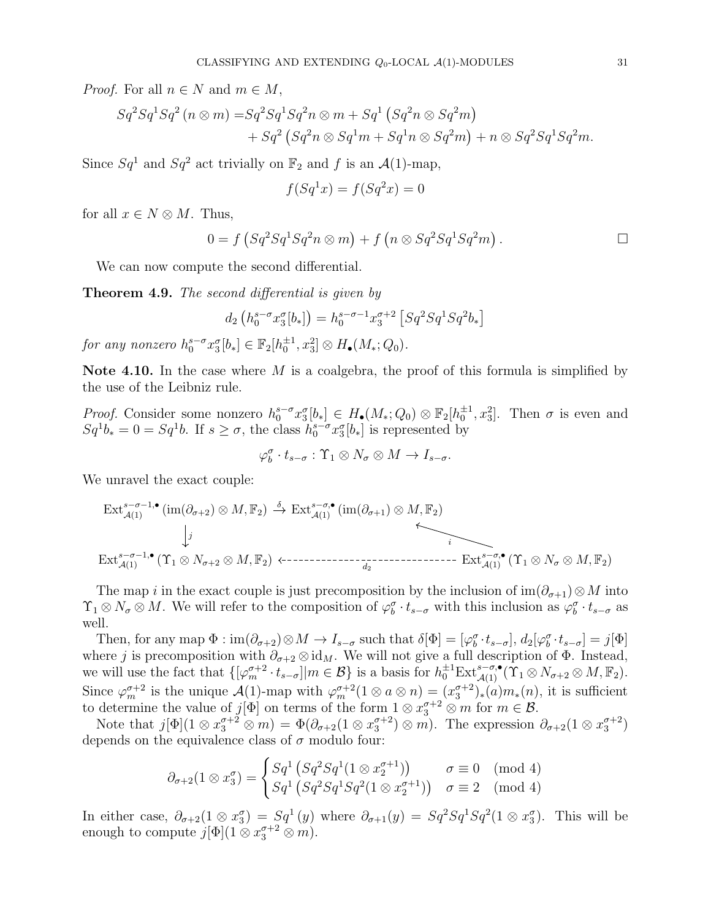*Proof.* For all $n \in N$ and $m \in M$,

$$
\begin{aligned}
Sq^2Sq^1Sq^2(n \otimes m) =& Sq^2Sq^1Sq^2 n \otimes m + Sq^1\left(Sq^2 n \otimes Sq^2 m\right) \\
&+ Sq^2\left(Sq^2 n \otimes Sq^1 m + Sq^1 n \otimes Sq^2 m\right) + n \otimes Sq^2Sq^1Sq^2 m.
\end{aligned}
$$

Since $Sq^1$ and $Sq^2$ act trivially on $\mathbb{F}_2$ and $f$ is an $\mathcal{A}(1)$-map,

$$
f(Sq^1 x) = f(Sq^2 x) = 0
$$

for all $x \in N \otimes M$. Thus,

$$
0 = f\left(Sq^2Sq^1Sq^2 n \otimes m\right) + f\left(n \otimes Sq^2Sq^1Sq^2 m\right). \qquad \square
$$

We can now compute the second differential.

**Theorem 4.9.** *The second differential is given by*

$$
d_2\left(h_0^{s-\sigma}x_3^{\sigma}[b_*]\right) = h_0^{s-\sigma-1}x_3^{\sigma+2}\left[Sq^2Sq^1Sq^2 b_*\right]
$$

*for any nonzero $h_0^{s-\sigma}x_3^{\sigma}[b_*] \in \mathbb{F}_2[h_0^{\pm 1}, x_3^2] \otimes H_\bullet(M_*; Q_0)$.*

**Note 4.10.** In the case where $M$ is a coalgebra, the proof of this formula is simplified by the use of the Leibniz rule.

*Proof.* Consider some nonzero $h_0^{s-\sigma}x_3^{\sigma}[b_*] \in H_\bullet(M_*; Q_0) \otimes \mathbb{F}_2[h_0^{\pm 1}, x_3^2]$. Then $\sigma$ is even and $Sq^1 b_* = 0 = Sq^1 b$. If $s \geq \sigma$, the class $h_0^{s-\sigma}x_3^{\sigma}[b_*]$ is represented by

$$
\varphi_b^{\sigma} \cdot t_{s-\sigma} : \Upsilon_1 \otimes N_\sigma \otimes M \to I_{s-\sigma}.
$$

We unravel the exact couple:

$$
\begin{array}{ccc}
\mathrm{Ext}_{\mathcal{A}(1)}^{s-\sigma-1,\bullet}\left(\mathrm{im}(\partial_{\sigma+2}) \otimes M, \mathbb{F}_2\right) & \xrightarrow{\delta} & \mathrm{Ext}_{\mathcal{A}(1)}^{s-\sigma,\bullet}\left(\mathrm{im}(\partial_{\sigma+1}) \otimes M, \mathbb{F}_2\right) \\
\big\downarrow j & & \nwarrow i \\
\mathrm{Ext}_{\mathcal{A}(1)}^{s-\sigma-1,\bullet}\left(\Upsilon_1 \otimes N_{\sigma+2} \otimes M, \mathbb{F}_2\right) & \xleftarrow{\;d_2\;} & \mathrm{Ext}_{\mathcal{A}(1)}^{s-\sigma,\bullet}\left(\Upsilon_1 \otimes N_\sigma \otimes M, \mathbb{F}_2\right)
\end{array}
$$

The map $i$ in the exact couple is just precomposition by the inclusion of $\mathrm{im}(\partial_{\sigma+1}) \otimes M$ into $\Upsilon_1 \otimes N_\sigma \otimes M$. We will refer to the composition of $\varphi_b^{\sigma} \cdot t_{s-\sigma}$ with this inclusion as $\varphi_b^{\sigma} \cdot t_{s-\sigma}$ as well.

Then, for any map $\Phi : \mathrm{im}(\partial_{\sigma+2}) \otimes M \to I_{s-\sigma}$ such that $\delta[\Phi] = [\varphi_b^{\sigma} \cdot t_{s-\sigma}]$, $d_2[\varphi_b^{\sigma} \cdot t_{s-\sigma}] = j[\Phi]$ where $j$ is precomposition with $\partial_{\sigma+2} \otimes \mathrm{id}_M$. We will not give a full description of $\Phi$. Instead, we will use the fact that $\{[\varphi_m^{\sigma+2} \cdot t_{s-\sigma}] | m \in \mathcal{B}\}$ is a basis for $h_0^{\pm 1}\mathrm{Ext}_{\mathcal{A}(1)}^{s-\sigma,\bullet}(\Upsilon_1 \otimes N_{\sigma+2} \otimes M, \mathbb{F}_2)$. Since $\varphi_m^{\sigma+2}$ is the unique $\mathcal{A}(1)$-map with $\varphi_m^{\sigma+2}(1 \otimes a \otimes n) = (x_3^{\sigma+2})_*(a)m_*(n)$, it is sufficient to determine the value of $j[\Phi]$ on terms of the form $1 \otimes x_3^{\sigma+2} \otimes m$ for $m \in \mathcal{B}$.

Note that $j[\Phi](1 \otimes x_3^{\sigma+2} \otimes m) = \Phi(\partial_{\sigma+2}(1 \otimes x_3^{\sigma+2}) \otimes m)$. The expression $\partial_{\sigma+2}(1 \otimes x_3^{\sigma+2})$ depends on the equivalence class of $\sigma$ modulo four:

$$
\partial_{\sigma+2}(1 \otimes x_3^{\sigma}) = \begin{cases} Sq^1\left(Sq^2Sq^1(1 \otimes x_2^{\sigma+1})\right) & \sigma \equiv 0 \pmod 4 \\ Sq^1\left(Sq^2Sq^1Sq^2(1 \otimes x_2^{\sigma+1})\right) & \sigma \equiv 2 \pmod 4 \end{cases}
$$

In either case, $\partial_{\sigma+2}(1 \otimes x_3^{\sigma}) = Sq^1(y)$ where $\partial_{\sigma+1}(y) = Sq^2Sq^1Sq^2(1 \otimes x_3^{\sigma})$. This will be enough to compute $j[\Phi](1 \otimes x_3^{\sigma+2} \otimes m)$.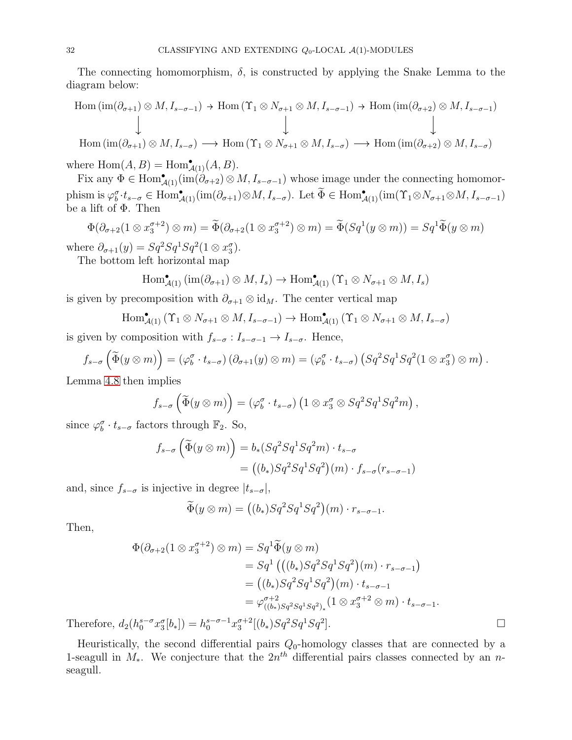The connecting homomorphism, $\delta$, is constructed by applying the Snake Lemma to the diagram below:

$$
\begin{array}{ccccc}
\mathrm{Hom}\left(\mathrm{im}(\partial_{\sigma+1}) \otimes M, I_{s-\sigma-1}\right) & \to & \mathrm{Hom}\left(\Upsilon_1 \otimes N_{\sigma+1} \otimes M, I_{s-\sigma-1}\right) & \to & \mathrm{Hom}\left(\mathrm{im}(\partial_{\sigma+2}) \otimes M, I_{s-\sigma-1}\right) \\
\downarrow & & \downarrow & & \downarrow \\
\mathrm{Hom}\left(\mathrm{im}(\partial_{\sigma+1}) \otimes M, I_{s-\sigma}\right) & \longrightarrow & \mathrm{Hom}\left(\Upsilon_1 \otimes N_{\sigma+1} \otimes M, I_{s-\sigma}\right) & \longrightarrow & \mathrm{Hom}\left(\mathrm{im}(\partial_{\sigma+2}) \otimes M, I_{s-\sigma}\right)
\end{array}
$$

where $\mathrm{Hom}(A, B) = \mathrm{Hom}^{\bullet}_{\mathcal{A}(1)}(A, B)$.

Fix any $\Phi \in \mathrm{Hom}^{\bullet}_{\mathcal{A}(1)}(\mathrm{im}(\partial_{\sigma+2}) \otimes M, I_{s-\sigma-1})$ whose image under the connecting homomorphism is $\varphi^{\sigma}_{b} \cdot t_{s-\sigma} \in \mathrm{Hom}^{\bullet}_{\mathcal{A}(1)}(\mathrm{im}(\partial_{\sigma+1}) \otimes M, I_{s-\sigma})$. Let $\widetilde{\Phi} \in \mathrm{Hom}^{\bullet}_{\mathcal{A}(1)}(\mathrm{im}(\Upsilon_1 \otimes N_{\sigma+1} \otimes M, I_{s-\sigma-1})$ be a lift of $\Phi$. Then

$$\Phi(\partial_{\sigma+2}(1 \otimes x_3^{\sigma+2}) \otimes m) = \widetilde{\Phi}(\partial_{\sigma+2}(1 \otimes x_3^{\sigma+2}) \otimes m) = \widetilde{\Phi}(Sq^1(y \otimes m)) = Sq^1 \widetilde{\Phi}(y \otimes m)$$

where $\partial_{\sigma+1}(y) = Sq^2 Sq^1 Sq^2(1 \otimes x_3^{\sigma})$.

The bottom left horizontal map

$$\mathrm{Hom}^{\bullet}_{\mathcal{A}(1)}\left(\mathrm{im}(\partial_{\sigma+1}) \otimes M, I_s\right) \to \mathrm{Hom}^{\bullet}_{\mathcal{A}(1)}\left(\Upsilon_1 \otimes N_{\sigma+1} \otimes M, I_s\right)$$

is given by precomposition with $\partial_{\sigma+1} \otimes \mathrm{id}_M$. The center vertical map

$$\mathrm{Hom}^{\bullet}_{\mathcal{A}(1)}\left(\Upsilon_1 \otimes N_{\sigma+1} \otimes M, I_{s-\sigma-1}\right) \to \mathrm{Hom}^{\bullet}_{\mathcal{A}(1)}\left(\Upsilon_1 \otimes N_{\sigma+1} \otimes M, I_{s-\sigma}\right)$$

is given by composition with $f_{s-\sigma} : I_{s-\sigma-1} \to I_{s-\sigma}$. Hence,

$$f_{s-\sigma}\left(\widetilde{\Phi}(y \otimes m)\right) = \left(\varphi^{\sigma}_{b} \cdot t_{s-\sigma}\right)\left(\partial_{\sigma+1}(y) \otimes m\right) = \left(\varphi^{\sigma}_{b} \cdot t_{s-\sigma}\right)\left(Sq^2 Sq^1 Sq^2(1 \otimes x_3^{\sigma}) \otimes m\right).$$

Lemma 4.8 then implies

$$f_{s-\sigma}\left(\widetilde{\Phi}(y \otimes m)\right) = \left(\varphi^{\sigma}_{b} \cdot t_{s-\sigma}\right)\left(1 \otimes x_3^{\sigma} \otimes Sq^2 Sq^1 Sq^2 m\right),$$

since $\varphi^{\sigma}_{b} \cdot t_{s-\sigma}$ factors through $\mathbb{F}_2$. So,

$$
\begin{aligned}
f_{s-\sigma}\left(\widetilde{\Phi}(y \otimes m)\right) &= b_*(Sq^2 Sq^1 Sq^2 m) \cdot t_{s-\sigma} \\
&= \big((b_*) Sq^2 Sq^1 Sq^2\big)(m) \cdot f_{s-\sigma}(r_{s-\sigma-1})
\end{aligned}
$$

and, since $f_{s-\sigma}$ is injective in degree $|t_{s-\sigma}|$,

$$\widetilde{\Phi}(y \otimes m) = \big((b_*) Sq^2 Sq^1 Sq^2\big)(m) \cdot r_{s-\sigma-1}.$$

Then,

$$
\begin{aligned}
\Phi(\partial_{\sigma+2}(1 \otimes x_3^{\sigma+2}) \otimes m) &= Sq^1 \widetilde{\Phi}(y \otimes m) \\
&= Sq^1\left(\big((b_*) Sq^2 Sq^1 Sq^2\big)(m) \cdot r_{s-\sigma-1}\right) \\
&= \big((b_*) Sq^2 Sq^1 Sq^2\big)(m) \cdot t_{s-\sigma-1} \\
&= \varphi^{\sigma+2}_{((b_*) Sq^2 Sq^1 Sq^2)_*}(1 \otimes x_3^{\sigma+2} \otimes m) \cdot t_{s-\sigma-1}.
\end{aligned}
$$

Therefore, $d_2(h_0^{s-\sigma} x_3^{\sigma}[b_*]) = h_0^{s-\sigma-1} x_3^{\sigma+2}[(b_*) Sq^2 Sq^1 Sq^2]$. $\square$

Heuristically, the second differential pairs $Q_0$-homology classes that are connected by a 1-seagull in $M_*$. We conjecture that the $2n^{th}$ differential pairs classes connected by an $n$-seagull.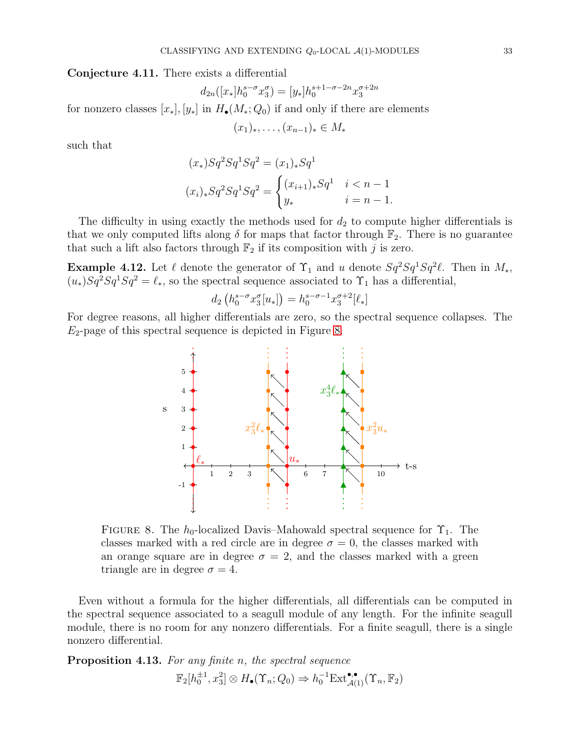**Conjecture 4.11.** There exists a differential

$$d_{2n}([x_*]h_0^{s-\sigma}x_3^{\sigma}) = [y_*]h_0^{s+1-\sigma-2n}x_3^{\sigma+2n}$$

for nonzero classes $[x_*], [y_*]$ in $H_\bullet(M_*; Q_0)$ if and only if there are elements

$$(x_1)_*, \ldots, (x_{n-1})_* \in M_*$$

such that

$$(x_*)Sq^2Sq^1Sq^2 = (x_1)_*Sq^1$$

$$(x_i)_*Sq^2Sq^1Sq^2 = \begin{cases} (x_{i+1})_*Sq^1 & i < n-1 \\ y_* & i = n-1. \end{cases}$$

The difficulty in using exactly the methods used for $d_2$ to compute higher differentials is that we only computed lifts along $\delta$ for maps that factor through $\mathbb{F}_2$. There is no guarantee that such a lift also factors through $\mathbb{F}_2$ if its composition with $j$ is zero.

**Example 4.12.** Let $\ell$ denote the generator of $\Upsilon_1$ and $u$ denote $Sq^2Sq^1Sq^2\ell$. Then in $M_*$, $(u_*)Sq^2Sq^1Sq^2 = \ell_*$, so the spectral sequence associated to $\Upsilon_1$ has a differential,

$$d_2\left(h_0^{s-\sigma}x_3^{\sigma}[u_*]\right) = h_0^{s-\sigma-1}x_3^{\sigma+2}[\ell_*]$$

For degree reasons, all higher differentials are zero, so the spectral sequence collapses. The $E_2$-page of this spectral sequence is depicted in Figure 8.

Figure 8. The $h_0$-localized Davis–Mahowald spectral sequence for $\Upsilon_1$. The classes marked with a red circle are in degree $\sigma = 0$, the classes marked with an orange square are in degree $\sigma = 2$, and the classes marked with a green triangle are in degree $\sigma = 4$.

Even without a formula for the higher differentials, all differentials can be computed in the spectral sequence associated to a seagull module of any length. For the infinite seagull module, there is no room for any nonzero differentials. For a finite seagull, there is a single nonzero differential.

**Proposition 4.13.** *For any finite n, the spectral sequence*

$$\mathbb{F}_2[h_0^{\pm 1}, x_3^2] \otimes H_\bullet(\Upsilon_n; Q_0) \Rightarrow h_0^{-1}\mathrm{Ext}_{\mathcal{A}(1)}^{\bullet,\bullet}(\Upsilon_n, \mathbb{F}_2)$$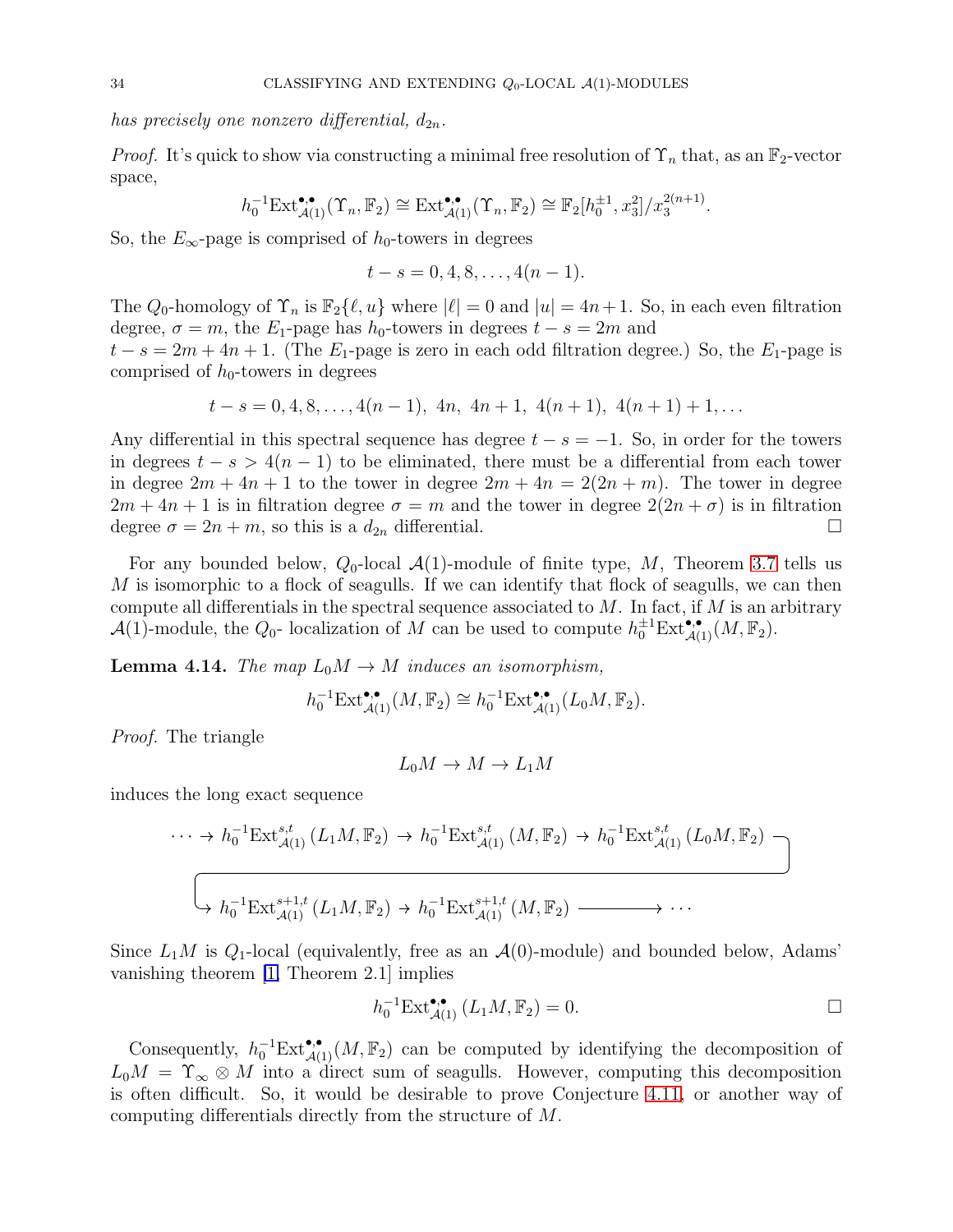*has precisely one nonzero differential, $d_{2n}$.*

*Proof.* It's quick to show via constructing a minimal free resolution of $\Upsilon_n$ that, as an $\mathbb{F}_2$-vector space,

$$h_0^{-1}\mathrm{Ext}^{\bullet,\bullet}_{\mathcal{A}(1)}(\Upsilon_n, \mathbb{F}_2) \cong \mathrm{Ext}^{\bullet,\bullet}_{\mathcal{A}(1)}(\Upsilon_n, \mathbb{F}_2) \cong \mathbb{F}_2[h_0^{\pm 1}, x_3^2]/x_3^{2(n+1)}.$$

So, the $E_\infty$-page is comprised of $h_0$-towers in degrees

$$t - s = 0, 4, 8, \ldots, 4(n-1).$$

The $Q_0$-homology of $\Upsilon_n$ is $\mathbb{F}_2\{\ell, u\}$ where $|\ell| = 0$ and $|u| = 4n+1$. So, in each even filtration degree, $\sigma = m$, the $E_1$-page has $h_0$-towers in degrees $t - s = 2m$ and $t - s = 2m + 4n + 1$. (The $E_1$-page is zero in each odd filtration degree.) So, the $E_1$-page is comprised of $h_0$-towers in degrees

$$t - s = 0, 4, 8, \ldots, 4(n-1),\ 4n,\ 4n+1,\ 4(n+1),\ 4(n+1)+1, \ldots$$

Any differential in this spectral sequence has degree $t - s = -1$. So, in order for the towers in degrees $t - s > 4(n-1)$ to be eliminated, there must be a differential from each tower in degree $2m + 4n + 1$ to the tower in degree $2m + 4n = 2(2n + m)$. The tower in degree $2m + 4n + 1$ is in filtration degree $\sigma = m$ and the tower in degree $2(2n + \sigma)$ is in filtration degree $\sigma = 2n + m$, so this is a $d_{2n}$ differential. $\square$

For any bounded below, $Q_0$-local $\mathcal{A}(1)$-module of finite type, $M$, Theorem 3.7 tells us $M$ is isomorphic to a flock of seagulls. If we can identify that flock of seagulls, we can then compute all differentials in the spectral sequence associated to $M$. In fact, if $M$ is an arbitrary $\mathcal{A}(1)$-module, the $Q_0$- localization of $M$ can be used to compute $h_0^{\pm 1}\mathrm{Ext}^{\bullet,\bullet}_{\mathcal{A}(1)}(M, \mathbb{F}_2)$.

**Lemma 4.14.** *The map $L_0M \to M$ induces an isomorphism,*

$$h_0^{-1}\mathrm{Ext}^{\bullet,\bullet}_{\mathcal{A}(1)}(M, \mathbb{F}_2) \cong h_0^{-1}\mathrm{Ext}^{\bullet,\bullet}_{\mathcal{A}(1)}(L_0M, \mathbb{F}_2).$$

*Proof.* The triangle

$$L_0M \to M \to L_1M$$

induces the long exact sequence

$$\cdots \to h_0^{-1}\mathrm{Ext}^{s,t}_{\mathcal{A}(1)}(L_1M, \mathbb{F}_2) \to h_0^{-1}\mathrm{Ext}^{s,t}_{\mathcal{A}(1)}(M, \mathbb{F}_2) \to h_0^{-1}\mathrm{Ext}^{s,t}_{\mathcal{A}(1)}(L_0M, \mathbb{F}_2) \to$$
$$\to h_0^{-1}\mathrm{Ext}^{s+1,t}_{\mathcal{A}(1)}(L_1M, \mathbb{F}_2) \to h_0^{-1}\mathrm{Ext}^{s+1,t}_{\mathcal{A}(1)}(M, \mathbb{F}_2) \longrightarrow \cdots$$

Since $L_1M$ is $Q_1$-local (equivalently, free as an $\mathcal{A}(0)$-module) and bounded below, Adams' vanishing theorem [1, Theorem 2.1] implies

$$h_0^{-1}\mathrm{Ext}^{\bullet,\bullet}_{\mathcal{A}(1)}(L_1M, \mathbb{F}_2) = 0. \qquad \square$$

Consequently, $h_0^{-1}\mathrm{Ext}^{\bullet,\bullet}_{\mathcal{A}(1)}(M, \mathbb{F}_2)$ can be computed by identifying the decomposition of $L_0M = \Upsilon_\infty \otimes M$ into a direct sum of seagulls. However, computing this decomposition is often difficult. So, it would be desirable to prove Conjecture 4.11, or another way of computing differentials directly from the structure of $M$.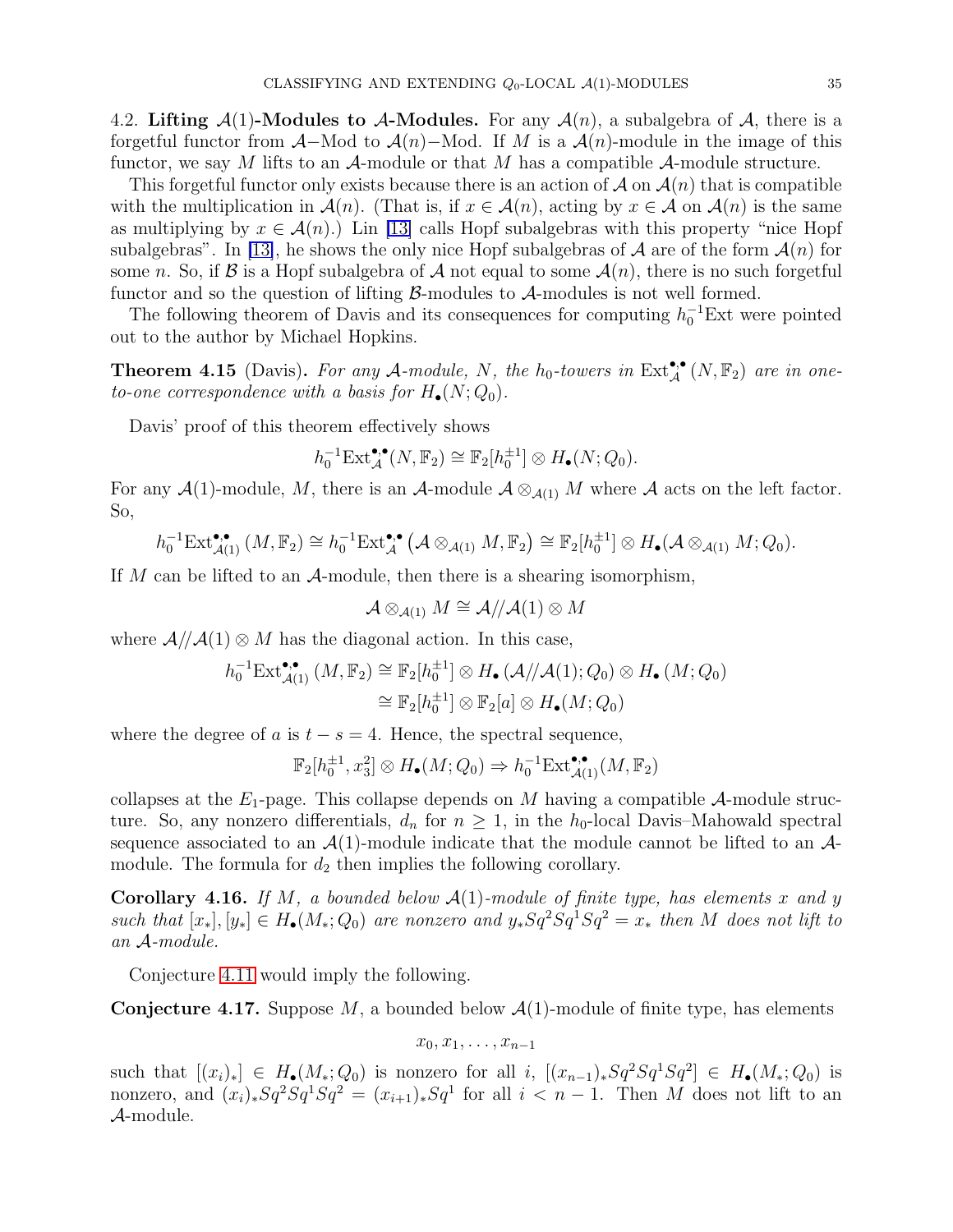4.2. **Lifting $\mathcal{A}(1)$-Modules to $\mathcal{A}$-Modules.** For any $\mathcal{A}(n)$, a subalgebra of $\mathcal{A}$, there is a forgetful functor from $\mathcal{A}-$Mod to $\mathcal{A}(n)-$Mod. If $M$ is a $\mathcal{A}(n)$-module in the image of this functor, we say $M$ lifts to an $\mathcal{A}$-module or that $M$ has a compatible $\mathcal{A}$-module structure.

This forgetful functor only exists because there is an action of $\mathcal{A}$ on $\mathcal{A}(n)$ that is compatible with the multiplication in $\mathcal{A}(n)$. (That is, if $x \in \mathcal{A}(n)$, acting by $x \in \mathcal{A}$ on $\mathcal{A}(n)$ is the same as multiplying by $x \in \mathcal{A}(n)$.) Lin [13] calls Hopf subalgebras with this property "nice Hopf subalgebras". In [13], he shows the only nice Hopf subalgebras of $\mathcal{A}$ are of the form $\mathcal{A}(n)$ for some $n$. So, if $\mathcal{B}$ is a Hopf subalgebra of $\mathcal{A}$ not equal to some $\mathcal{A}(n)$, there is no such forgetful functor and so the question of lifting $\mathcal{B}$-modules to $\mathcal{A}$-modules is not well formed.

The following theorem of Davis and its consequences for computing $h_0^{-1}\mathrm{Ext}$ were pointed out to the author by Michael Hopkins.

**Theorem 4.15** (Davis)**.** *For any $\mathcal{A}$-module, $N$, the $h_0$-towers in $\mathrm{Ext}_{\mathcal{A}}^{\bullet,\bullet}(N, \mathbb{F}_2)$ are in one-to-one correspondence with a basis for $H_\bullet(N; Q_0)$.*

Davis' proof of this theorem effectively shows

$$h_0^{-1}\mathrm{Ext}_{\mathcal{A}}^{\bullet,\bullet}(N, \mathbb{F}_2) \cong \mathbb{F}_2[h_0^{\pm 1}] \otimes H_\bullet(N; Q_0).$$

For any $\mathcal{A}(1)$-module, $M$, there is an $\mathcal{A}$-module $\mathcal{A} \otimes_{\mathcal{A}(1)} M$ where $\mathcal{A}$ acts on the left factor. So,

$$h_0^{-1}\mathrm{Ext}_{\mathcal{A}(1)}^{\bullet,\bullet}(M, \mathbb{F}_2) \cong h_0^{-1}\mathrm{Ext}_{\mathcal{A}}^{\bullet,\bullet}\left(\mathcal{A} \otimes_{\mathcal{A}(1)} M, \mathbb{F}_2\right) \cong \mathbb{F}_2[h_0^{\pm 1}] \otimes H_\bullet(\mathcal{A} \otimes_{\mathcal{A}(1)} M; Q_0).$$

If $M$ can be lifted to an $\mathcal{A}$-module, then there is a shearing isomorphism,

$$\mathcal{A} \otimes_{\mathcal{A}(1)} M \cong \mathcal{A}/\!/\mathcal{A}(1) \otimes M$$

where $\mathcal{A}/\!/\mathcal{A}(1) \otimes M$ has the diagonal action. In this case,

$$\begin{aligned} h_0^{-1}\mathrm{Ext}_{\mathcal{A}(1)}^{\bullet,\bullet}(M, \mathbb{F}_2) &\cong \mathbb{F}_2[h_0^{\pm 1}] \otimes H_\bullet(\mathcal{A}/\!/\mathcal{A}(1); Q_0) \otimes H_\bullet(M; Q_0) \\ &\cong \mathbb{F}_2[h_0^{\pm 1}] \otimes \mathbb{F}_2[a] \otimes H_\bullet(M; Q_0) \end{aligned}$$

where the degree of $a$ is $t - s = 4$. Hence, the spectral sequence,

$$\mathbb{F}_2[h_0^{\pm 1}, x_3^2] \otimes H_\bullet(M; Q_0) \Rightarrow h_0^{-1}\mathrm{Ext}_{\mathcal{A}(1)}^{\bullet,\bullet}(M, \mathbb{F}_2)$$

collapses at the $E_1$-page. This collapse depends on $M$ having a compatible $\mathcal{A}$-module structure. So, any nonzero differentials, $d_n$ for $n \geq 1$, in the $h_0$-local Davis–Mahowald spectral sequence associated to an $\mathcal{A}(1)$-module indicate that the module cannot be lifted to an $\mathcal{A}$-module. The formula for $d_2$ then implies the following corollary.

**Corollary 4.16.** *If $M$, a bounded below $\mathcal{A}(1)$-module of finite type, has elements $x$ and $y$ such that $[x_*], [y_*] \in H_\bullet(M_*; Q_0)$ are nonzero and $y_* Sq^2 Sq^1 Sq^2 = x_*$ then $M$ does not lift to an $\mathcal{A}$-module.*

Conjecture 4.11 would imply the following.

**Conjecture 4.17.** Suppose $M$, a bounded below $\mathcal{A}(1)$-module of finite type, has elements

$$x_0, x_1, \ldots, x_{n-1}$$

such that $[(x_i)_*] \in H_\bullet(M_*; Q_0)$ is nonzero for all $i$, $[(x_{n-1})_* Sq^2 Sq^1 Sq^2] \in H_\bullet(M_*; Q_0)$ is nonzero, and $(x_i)_* Sq^2 Sq^1 Sq^2 = (x_{i+1})_* Sq^1$ for all $i < n - 1$. Then $M$ does not lift to an $\mathcal{A}$-module.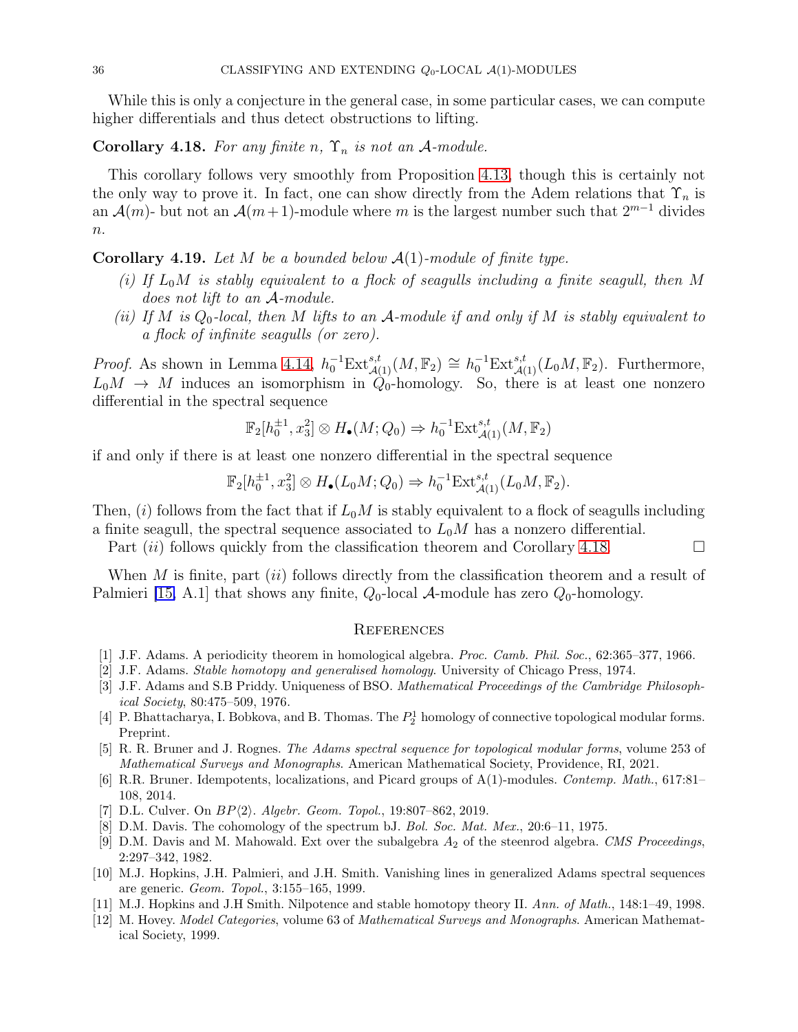While this is only a conjecture in the general case, in some particular cases, we can compute higher differentials and thus detect obstructions to lifting.

**Corollary 4.18.** *For any finite $n$, $\Upsilon_n$ is not an $\mathcal{A}$-module.*

This corollary follows very smoothly from Proposition 4.13, though this is certainly not the only way to prove it. In fact, one can show directly from the Adem relations that $\Upsilon_n$ is an $\mathcal{A}(m)$- but not an $\mathcal{A}(m+1)$-module where $m$ is the largest number such that $2^{m-1}$ divides $n$.

**Corollary 4.19.** *Let $M$ be a bounded below $\mathcal{A}(1)$-module of finite type.*

*(i) If $L_0M$ is stably equivalent to a flock of seagulls including a finite seagull, then $M$ does not lift to an $\mathcal{A}$-module.*

*(ii) If $M$ is $Q_0$-local, then $M$ lifts to an $\mathcal{A}$-module if and only if $M$ is stably equivalent to a flock of infinite seagulls (or zero).*

*Proof.* As shown in Lemma 4.14, $h_0^{-1}\mathrm{Ext}^{s,t}_{\mathcal{A}(1)}(M,\mathbb{F}_2) \cong h_0^{-1}\mathrm{Ext}^{s,t}_{\mathcal{A}(1)}(L_0M,\mathbb{F}_2)$. Furthermore, $L_0M \to M$ induces an isomorphism in $Q_0$-homology. So, there is at least one nonzero differential in the spectral sequence

$$\mathbb{F}_2[h_0^{\pm 1}, x_3^2] \otimes H_\bullet(M;Q_0) \Rightarrow h_0^{-1}\mathrm{Ext}^{s,t}_{\mathcal{A}(1)}(M,\mathbb{F}_2)$$

if and only if there is at least one nonzero differential in the spectral sequence

$$\mathbb{F}_2[h_0^{\pm 1}, x_3^2] \otimes H_\bullet(L_0M;Q_0) \Rightarrow h_0^{-1}\mathrm{Ext}^{s,t}_{\mathcal{A}(1)}(L_0M,\mathbb{F}_2).$$

Then, $(i)$ follows from the fact that if $L_0M$ is stably equivalent to a flock of seagulls including a finite seagull, the spectral sequence associated to $L_0M$ has a nonzero differential.

Part $(ii)$ follows quickly from the classification theorem and Corollary 4.18. □

When $M$ is finite, part $(ii)$ follows directly from the classification theorem and a result of Palmieri [15, A.1] that shows any finite, $Q_0$-local $\mathcal{A}$-module has zero $Q_0$-homology.

## References

[1] J.F. Adams. A periodicity theorem in homological algebra. *Proc. Camb. Phil. Soc.*, 62:365–377, 1966.

[2] J.F. Adams. *Stable homotopy and generalised homology*. University of Chicago Press, 1974.

[3] J.F. Adams and S.B Priddy. Uniqueness of BSO. *Mathematical Proceedings of the Cambridge Philosophical Society*, 80:475–509, 1976.

[4] P. Bhattacharya, I. Bobkova, and B. Thomas. The $P_2^1$ homology of connective topological modular forms. Preprint.

[5] R. R. Bruner and J. Rognes. *The Adams spectral sequence for topological modular forms*, volume 253 of *Mathematical Surveys and Monographs*. American Mathematical Society, Providence, RI, 2021.

[6] R.R. Bruner. Idempotents, localizations, and Picard groups of A(1)-modules. *Contemp. Math.*, 617:81–108, 2014.

[7] D.L. Culver. On $BP\langle 2\rangle$. *Algebr. Geom. Topol.*, 19:807–862, 2019.

[8] D.M. Davis. The cohomology of the spectrum bJ. *Bol. Soc. Mat. Mex.*, 20:6–11, 1975.

[9] D.M. Davis and M. Mahowald. Ext over the subalgebra $A_2$ of the steenrod algebra. *CMS Proceedings*, 2:297–342, 1982.

[10] M.J. Hopkins, J.H. Palmieri, and J.H. Smith. Vanishing lines in generalized Adams spectral sequences are generic. *Geom. Topol.*, 3:155–165, 1999.

[11] M.J. Hopkins and J.H Smith. Nilpotence and stable homotopy theory II. *Ann. of Math.*, 148:1–49, 1998.

[12] M. Hovey. *Model Categories*, volume 63 of *Mathematical Surveys and Monographs*. American Mathematical Society, 1999.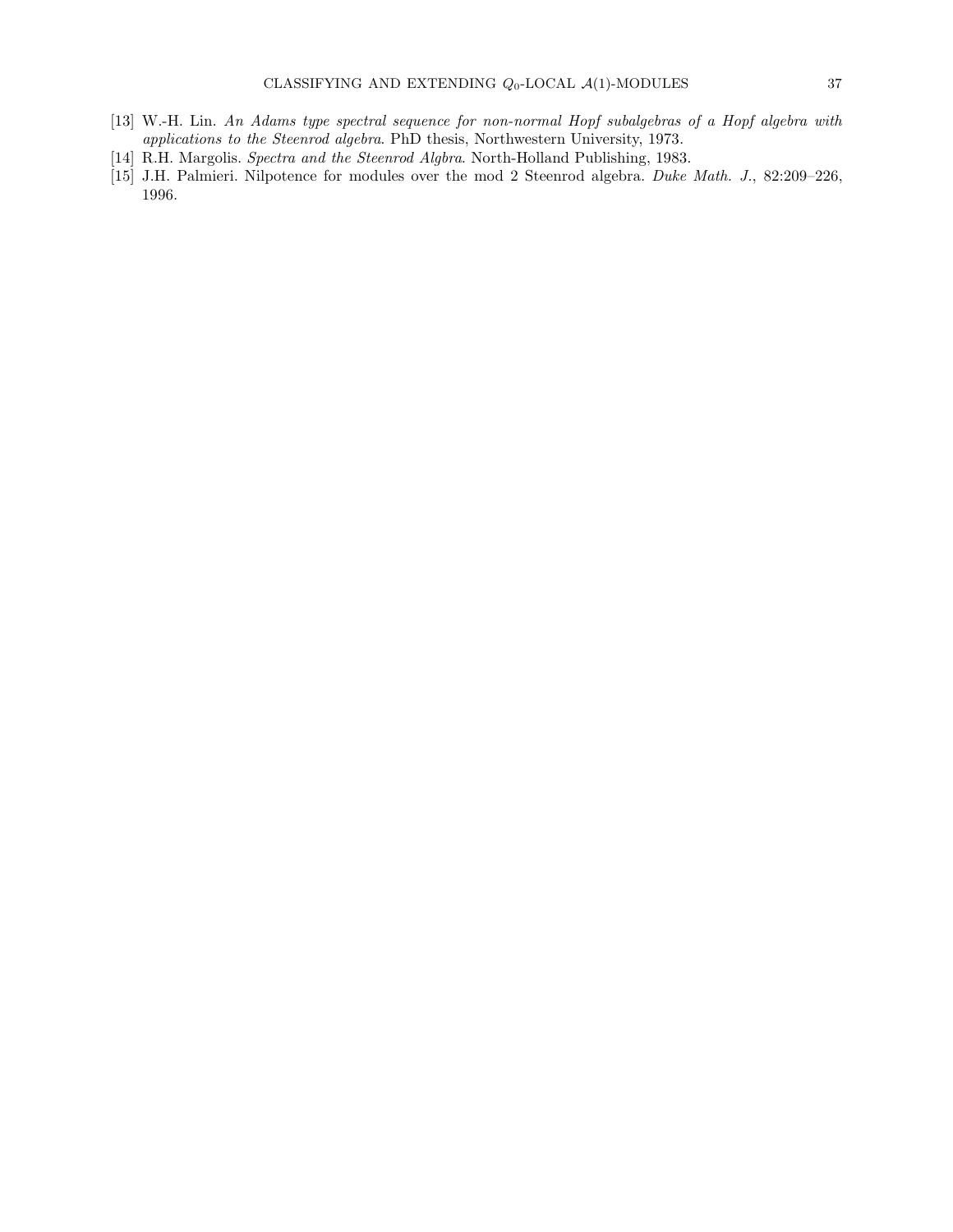[13] W.-H. Lin. *An Adams type spectral sequence for non-normal Hopf subalgebras of a Hopf algebra with applications to the Steenrod algebra*. PhD thesis, Northwestern University, 1973.

[14] R.H. Margolis. *Spectra and the Steenrod Algbra*. North-Holland Publishing, 1983.

[15] J.H. Palmieri. Nilpotence for modules over the mod 2 Steenrod algebra. *Duke Math. J.*, 82:209–226, 1996.